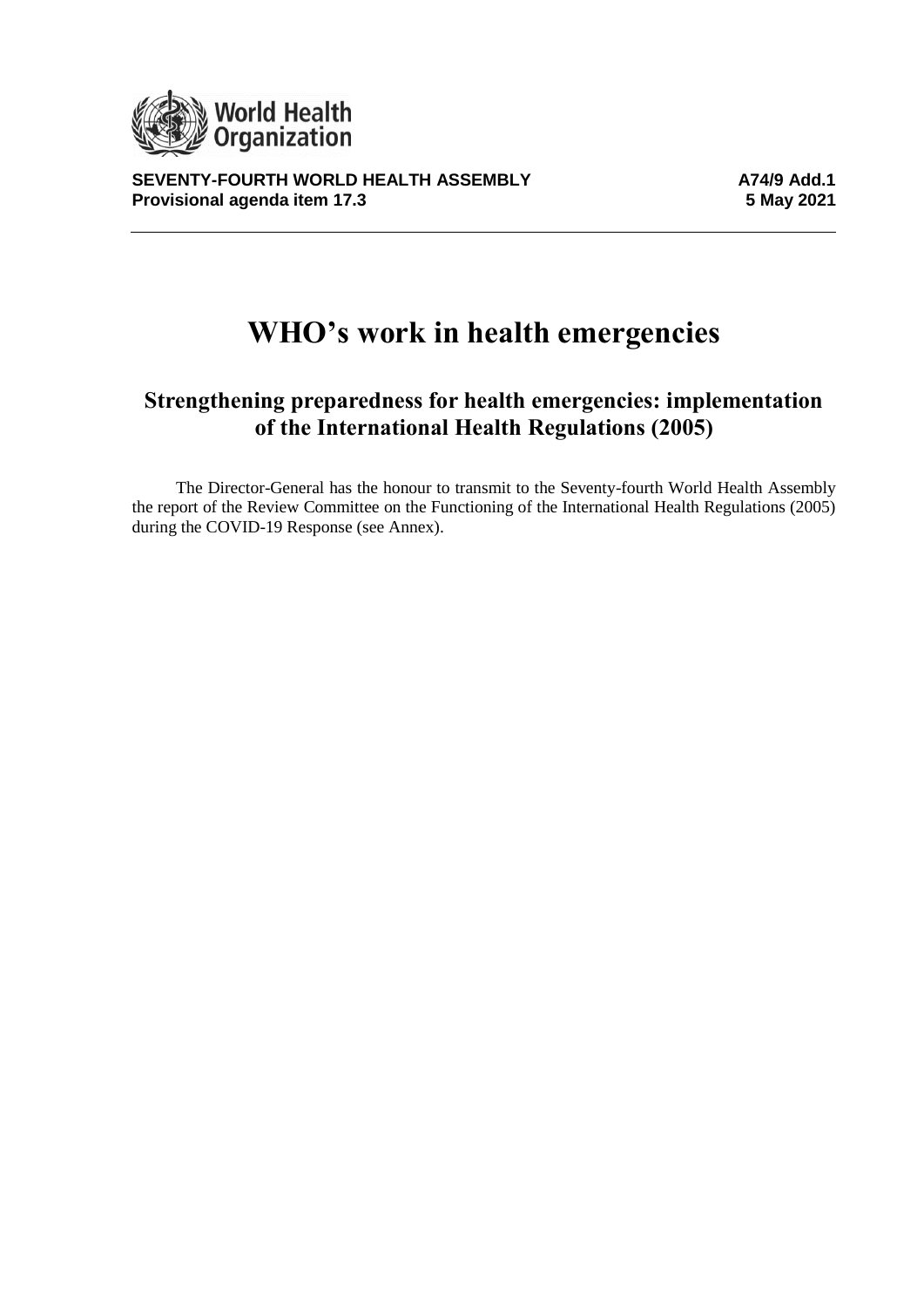World Health Organization

**SEVENTY-FOURTH WORLD HEALTH ASSEMBLY** **A74/9 Add.1**
**Provisional agenda item 17.3** **5 May 2021**

# WHO's work in health emergencies

## Strengthening preparedness for health emergencies: implementation of the International Health Regulations (2005)

The Director-General has the honour to transmit to the Seventy-fourth World Health Assembly the report of the Review Committee on the Functioning of the International Health Regulations (2005) during the COVID-19 Response (see Annex).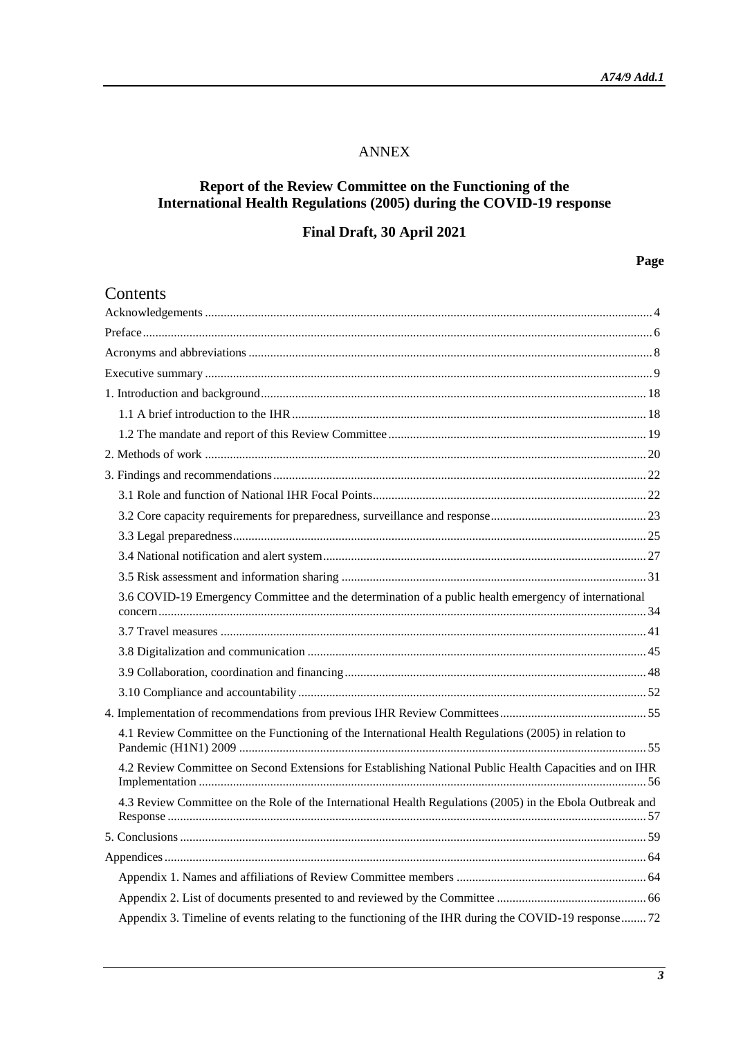# ANNEX

## Report of the Review Committee on the Functioning of the International Health Regulations (2005) during the COVID-19 response

## Final Draft, 30 April 2021

**Page**

## Contents

| | |
|---|---|
| Acknowledgements | 4 |
| Preface | 6 |
| Acronyms and abbreviations | 8 |
| Executive summary | 9 |
| 1. Introduction and background | 18 |
| 1.1 A brief introduction to the IHR | 18 |
| 1.2 The mandate and report of this Review Committee | 19 |
| 2. Methods of work | 20 |
| 3. Findings and recommendations | 22 |
| 3.1 Role and function of National IHR Focal Points | 22 |
| 3.2 Core capacity requirements for preparedness, surveillance and response | 23 |
| 3.3 Legal preparedness | 25 |
| 3.4 National notification and alert system | 27 |
| 3.5 Risk assessment and information sharing | 31 |
| 3.6 COVID-19 Emergency Committee and the determination of a public health emergency of international concern | 34 |
| 3.7 Travel measures | 41 |
| 3.8 Digitalization and communication | 45 |
| 3.9 Collaboration, coordination and financing | 48 |
| 3.10 Compliance and accountability | 52 |
| 4. Implementation of recommendations from previous IHR Review Committees | 55 |
| 4.1 Review Committee on the Functioning of the International Health Regulations (2005) in relation to Pandemic (H1N1) 2009 | 55 |
| 4.2 Review Committee on Second Extensions for Establishing National Public Health Capacities and on IHR Implementation | 56 |
| 4.3 Review Committee on the Role of the International Health Regulations (2005) in the Ebola Outbreak and Response | 57 |
| 5. Conclusions | 59 |
| Appendices | 64 |
| Appendix 1. Names and affiliations of Review Committee members | 64 |
| Appendix 2. List of documents presented to and reviewed by the Committee | 66 |
| Appendix 3. Timeline of events relating to the functioning of the IHR during the COVID-19 response | 72 |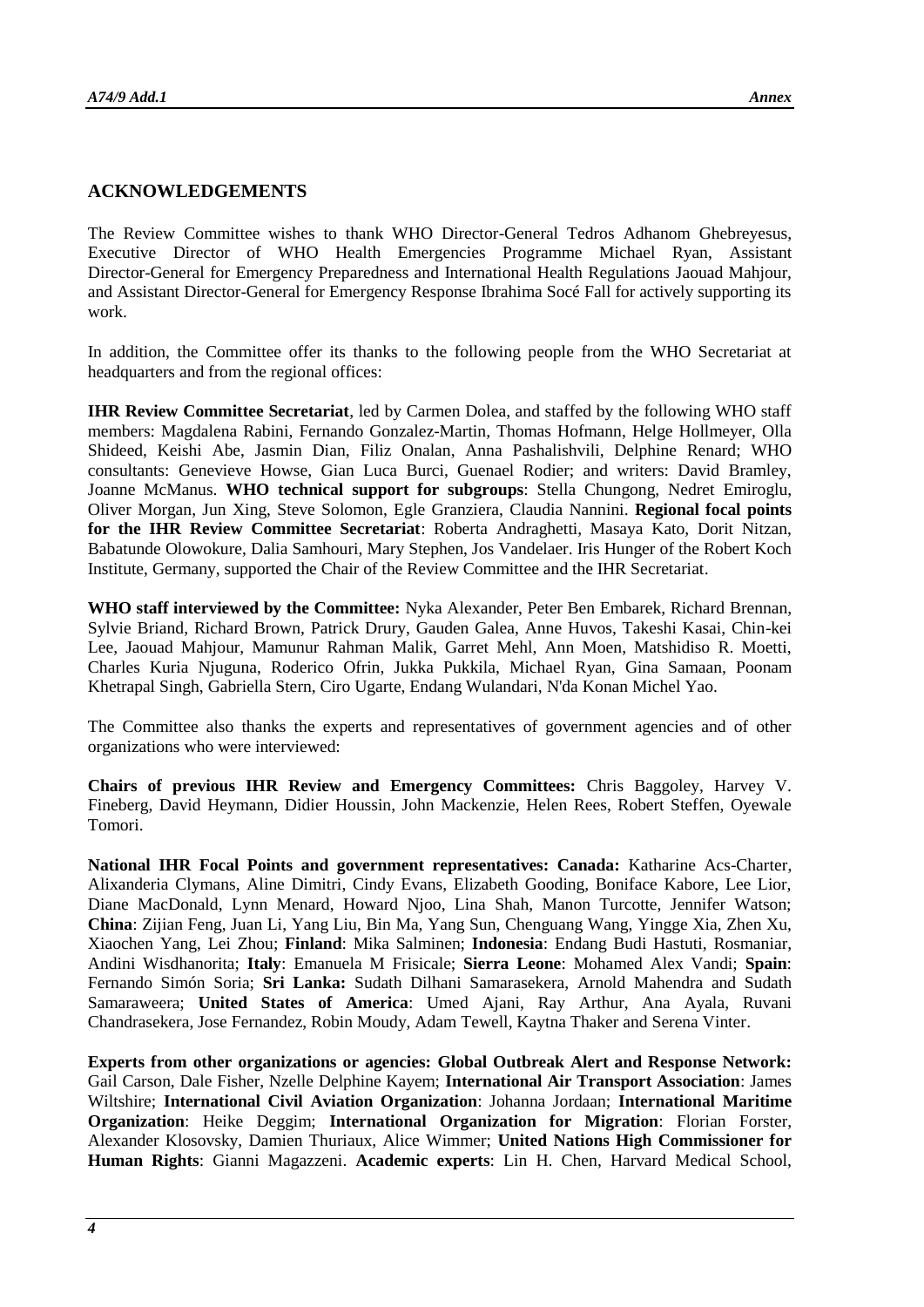## ACKNOWLEDGEMENTS

The Review Committee wishes to thank WHO Director-General Tedros Adhanom Ghebreyesus, Executive Director of WHO Health Emergencies Programme Michael Ryan, Assistant Director-General for Emergency Preparedness and International Health Regulations Jaouad Mahjour, and Assistant Director-General for Emergency Response Ibrahima Socé Fall for actively supporting its work.

In addition, the Committee offer its thanks to the following people from the WHO Secretariat at headquarters and from the regional offices:

**IHR Review Committee Secretariat**, led by Carmen Dolea, and staffed by the following WHO staff members: Magdalena Rabini, Fernando Gonzalez-Martin, Thomas Hofmann, Helge Hollmeyer, Olla Shideed, Keishi Abe, Jasmin Dian, Filiz Onalan, Anna Pashalishvili, Delphine Renard; WHO consultants: Genevieve Howse, Gian Luca Burci, Guenael Rodier; and writers: David Bramley, Joanne McManus. **WHO technical support for subgroups**: Stella Chungong, Nedret Emiroglu, Oliver Morgan, Jun Xing, Steve Solomon, Egle Granziera, Claudia Nannini. **Regional focal points for the IHR Review Committee Secretariat**: Roberta Andraghetti, Masaya Kato, Dorit Nitzan, Babatunde Olowokure, Dalia Samhouri, Mary Stephen, Jos Vandelaer. Iris Hunger of the Robert Koch Institute, Germany, supported the Chair of the Review Committee and the IHR Secretariat.

**WHO staff interviewed by the Committee:** Nyka Alexander, Peter Ben Embarek, Richard Brennan, Sylvie Briand, Richard Brown, Patrick Drury, Gauden Galea, Anne Huvos, Takeshi Kasai, Chin-kei Lee, Jaouad Mahjour, Mamunur Rahman Malik, Garret Mehl, Ann Moen, Matshidiso R. Moetti, Charles Kuria Njuguna, Roderico Ofrin, Jukka Pukkila, Michael Ryan, Gina Samaan, Poonam Khetrapal Singh, Gabriella Stern, Ciro Ugarte, Endang Wulandari, N'da Konan Michel Yao.

The Committee also thanks the experts and representatives of government agencies and of other organizations who were interviewed:

**Chairs of previous IHR Review and Emergency Committees:** Chris Baggoley, Harvey V. Fineberg, David Heymann, Didier Houssin, John Mackenzie, Helen Rees, Robert Steffen, Oyewale Tomori.

**National IHR Focal Points and government representatives: Canada:** Katharine Acs-Charter, Alixanderia Clymans, Aline Dimitri, Cindy Evans, Elizabeth Gooding, Boniface Kabore, Lee Lior, Diane MacDonald, Lynn Menard, Howard Njoo, Lina Shah, Manon Turcotte, Jennifer Watson; **China**: Zijian Feng, Juan Li, Yang Liu, Bin Ma, Yang Sun, Chenguang Wang, Yingge Xia, Zhen Xu, Xiaochen Yang, Lei Zhou; **Finland**: Mika Salminen; **Indonesia**: Endang Budi Hastuti, Rosmaniar, Andini Wisdhanorita; **Italy**: Emanuela M Frisicale; **Sierra Leone**: Mohamed Alex Vandi; **Spain**: Fernando Simón Soria; **Sri Lanka:** Sudath Dilhani Samarasekera, Arnold Mahendra and Sudath Samaraweera; **United States of America**: Umed Ajani, Ray Arthur, Ana Ayala, Ruvani Chandrasekera, Jose Fernandez, Robin Moudy, Adam Tewell, Kaytna Thaker and Serena Vinter.

**Experts from other organizations or agencies: Global Outbreak Alert and Response Network:** Gail Carson, Dale Fisher, Nzelle Delphine Kayem; **International Air Transport Association**: James Wiltshire; **International Civil Aviation Organization**: Johanna Jordaan; **International Maritime Organization**: Heike Deggim; **International Organization for Migration**: Florian Forster, Alexander Klosovsky, Damien Thuriaux, Alice Wimmer; **United Nations High Commissioner for Human Rights**: Gianni Magazzeni. **Academic experts**: Lin H. Chen, Harvard Medical School,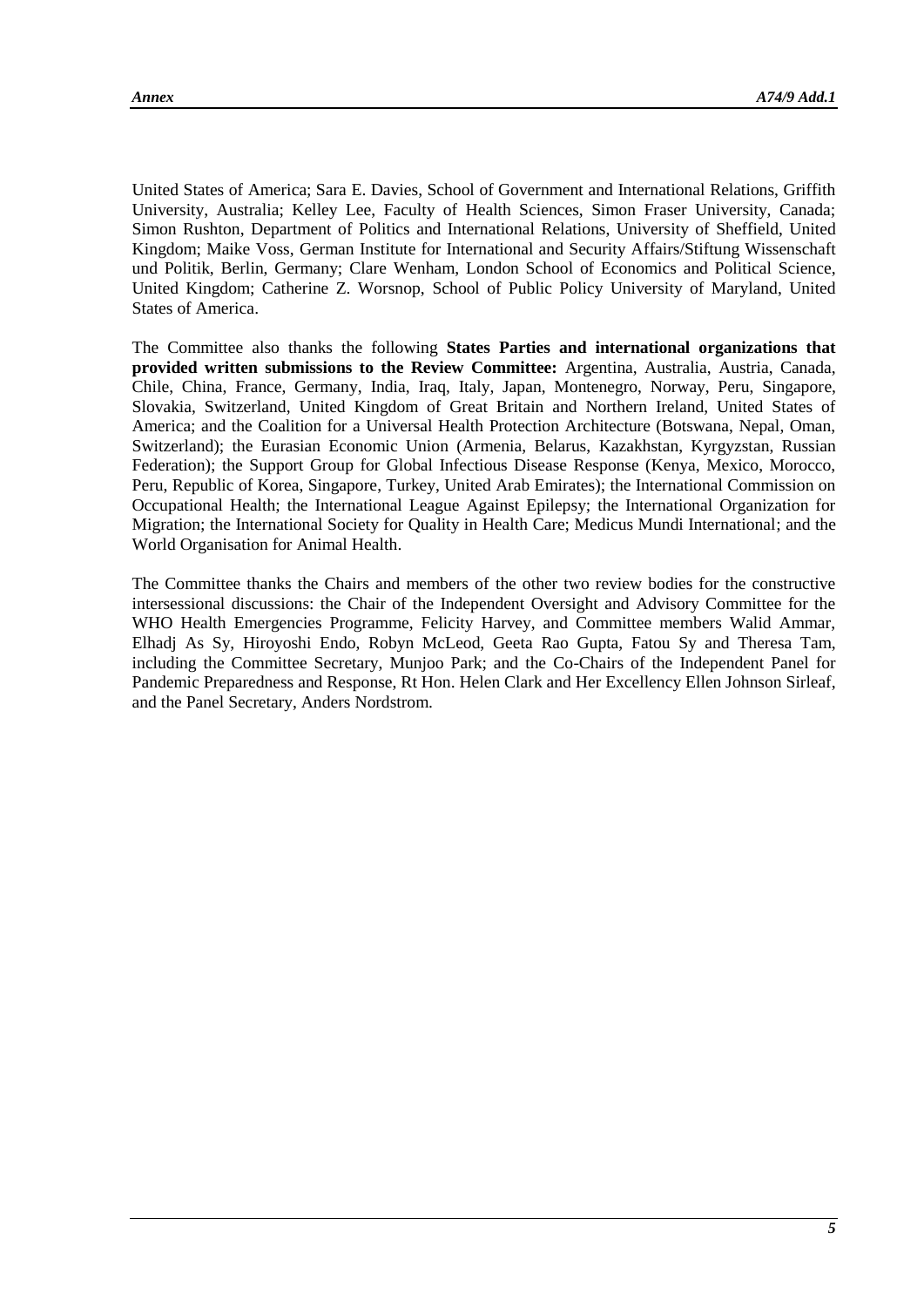United States of America; Sara E. Davies, School of Government and International Relations, Griffith University, Australia; Kelley Lee, Faculty of Health Sciences, Simon Fraser University, Canada; Simon Rushton, Department of Politics and International Relations, University of Sheffield, United Kingdom; Maike Voss, German Institute for International and Security Affairs/Stiftung Wissenschaft und Politik, Berlin, Germany; Clare Wenham, London School of Economics and Political Science, United Kingdom; Catherine Z. Worsnop, School of Public Policy University of Maryland, United States of America.

The Committee also thanks the following **States Parties and international organizations that provided written submissions to the Review Committee:** Argentina, Australia, Austria, Canada, Chile, China, France, Germany, India, Iraq, Italy, Japan, Montenegro, Norway, Peru, Singapore, Slovakia, Switzerland, United Kingdom of Great Britain and Northern Ireland, United States of America; and the Coalition for a Universal Health Protection Architecture (Botswana, Nepal, Oman, Switzerland); the Eurasian Economic Union (Armenia, Belarus, Kazakhstan, Kyrgyzstan, Russian Federation); the Support Group for Global Infectious Disease Response (Kenya, Mexico, Morocco, Peru, Republic of Korea, Singapore, Turkey, United Arab Emirates); the International Commission on Occupational Health; the International League Against Epilepsy; the International Organization for Migration; the International Society for Quality in Health Care; Medicus Mundi International; and the World Organisation for Animal Health.

The Committee thanks the Chairs and members of the other two review bodies for the constructive intersessional discussions: the Chair of the Independent Oversight and Advisory Committee for the WHO Health Emergencies Programme, Felicity Harvey, and Committee members Walid Ammar, Elhadj As Sy, Hiroyoshi Endo, Robyn McLeod, Geeta Rao Gupta, Fatou Sy and Theresa Tam, including the Committee Secretary, Munjoo Park; and the Co-Chairs of the Independent Panel for Pandemic Preparedness and Response, Rt Hon. Helen Clark and Her Excellency Ellen Johnson Sirleaf, and the Panel Secretary, Anders Nordstrom.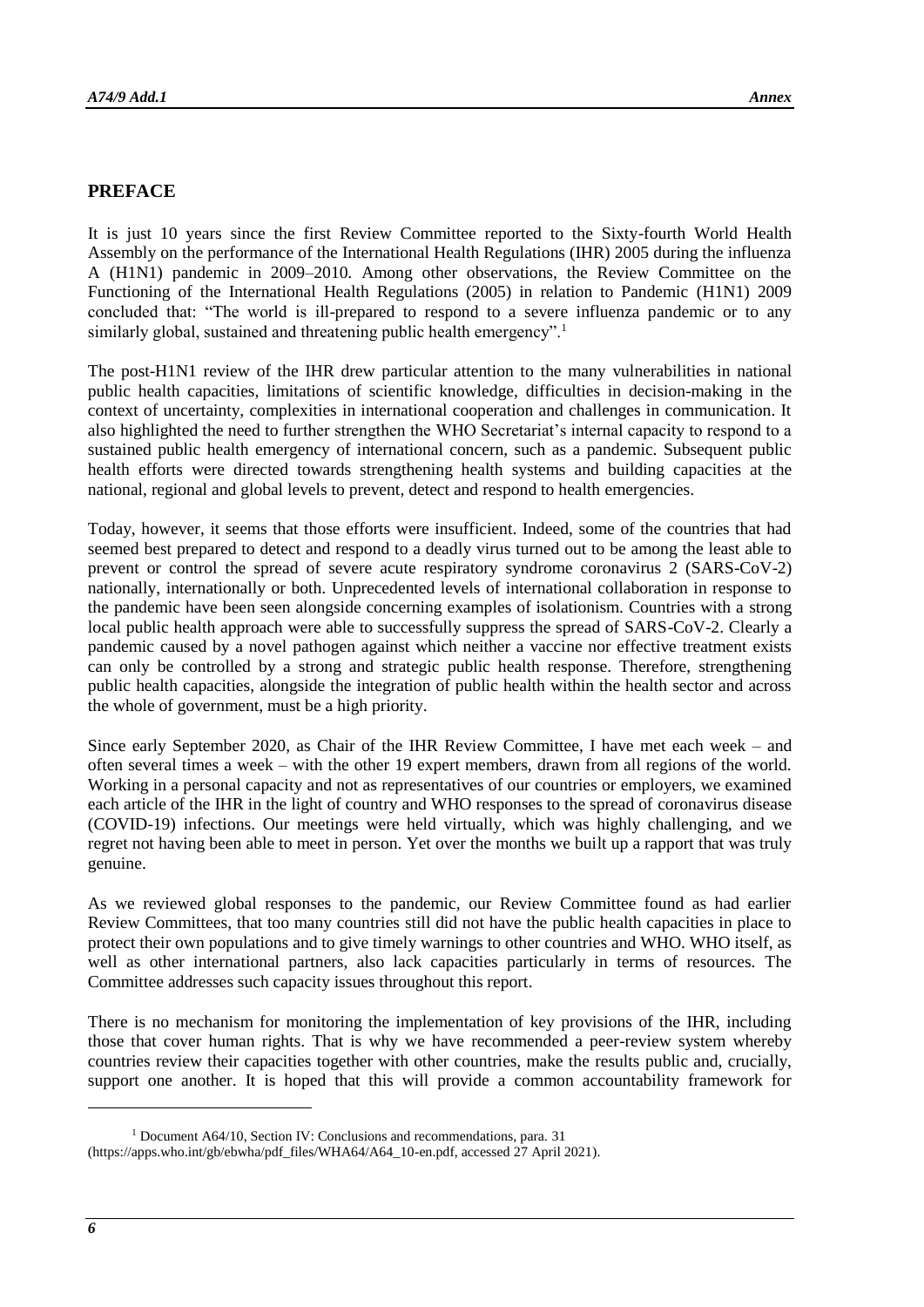## PREFACE

It is just 10 years since the first Review Committee reported to the Sixty-fourth World Health Assembly on the performance of the International Health Regulations (IHR) 2005 during the influenza A (H1N1) pandemic in 2009–2010. Among other observations, the Review Committee on the Functioning of the International Health Regulations (2005) in relation to Pandemic (H1N1) 2009 concluded that: "The world is ill-prepared to respond to a severe influenza pandemic or to any similarly global, sustained and threatening public health emergency".[1]

The post-H1N1 review of the IHR drew particular attention to the many vulnerabilities in national public health capacities, limitations of scientific knowledge, difficulties in decision-making in the context of uncertainty, complexities in international cooperation and challenges in communication. It also highlighted the need to further strengthen the WHO Secretariat's internal capacity to respond to a sustained public health emergency of international concern, such as a pandemic. Subsequent public health efforts were directed towards strengthening health systems and building capacities at the national, regional and global levels to prevent, detect and respond to health emergencies.

Today, however, it seems that those efforts were insufficient. Indeed, some of the countries that had seemed best prepared to detect and respond to a deadly virus turned out to be among the least able to prevent or control the spread of severe acute respiratory syndrome coronavirus 2 (SARS-CoV-2) nationally, internationally or both. Unprecedented levels of international collaboration in response to the pandemic have been seen alongside concerning examples of isolationism. Countries with a strong local public health approach were able to successfully suppress the spread of SARS-CoV-2. Clearly a pandemic caused by a novel pathogen against which neither a vaccine nor effective treatment exists can only be controlled by a strong and strategic public health response. Therefore, strengthening public health capacities, alongside the integration of public health within the health sector and across the whole of government, must be a high priority.

Since early September 2020, as Chair of the IHR Review Committee, I have met each week – and often several times a week – with the other 19 expert members, drawn from all regions of the world. Working in a personal capacity and not as representatives of our countries or employers, we examined each article of the IHR in the light of country and WHO responses to the spread of coronavirus disease (COVID-19) infections. Our meetings were held virtually, which was highly challenging, and we regret not having been able to meet in person. Yet over the months we built up a rapport that was truly genuine.

As we reviewed global responses to the pandemic, our Review Committee found as had earlier Review Committees, that too many countries still did not have the public health capacities in place to protect their own populations and to give timely warnings to other countries and WHO. WHO itself, as well as other international partners, also lack capacities particularly in terms of resources. The Committee addresses such capacity issues throughout this report.

There is no mechanism for monitoring the implementation of key provisions of the IHR, including those that cover human rights. That is why we have recommended a peer-review system whereby countries review their capacities together with other countries, make the results public and, crucially, support one another. It is hoped that this will provide a common accountability framework for

---

[1] Document A64/10, Section IV: Conclusions and recommendations, para. 31 (https://apps.who.int/gb/ebwha/pdf_files/WHA64/A64_10-en.pdf, accessed 27 April 2021).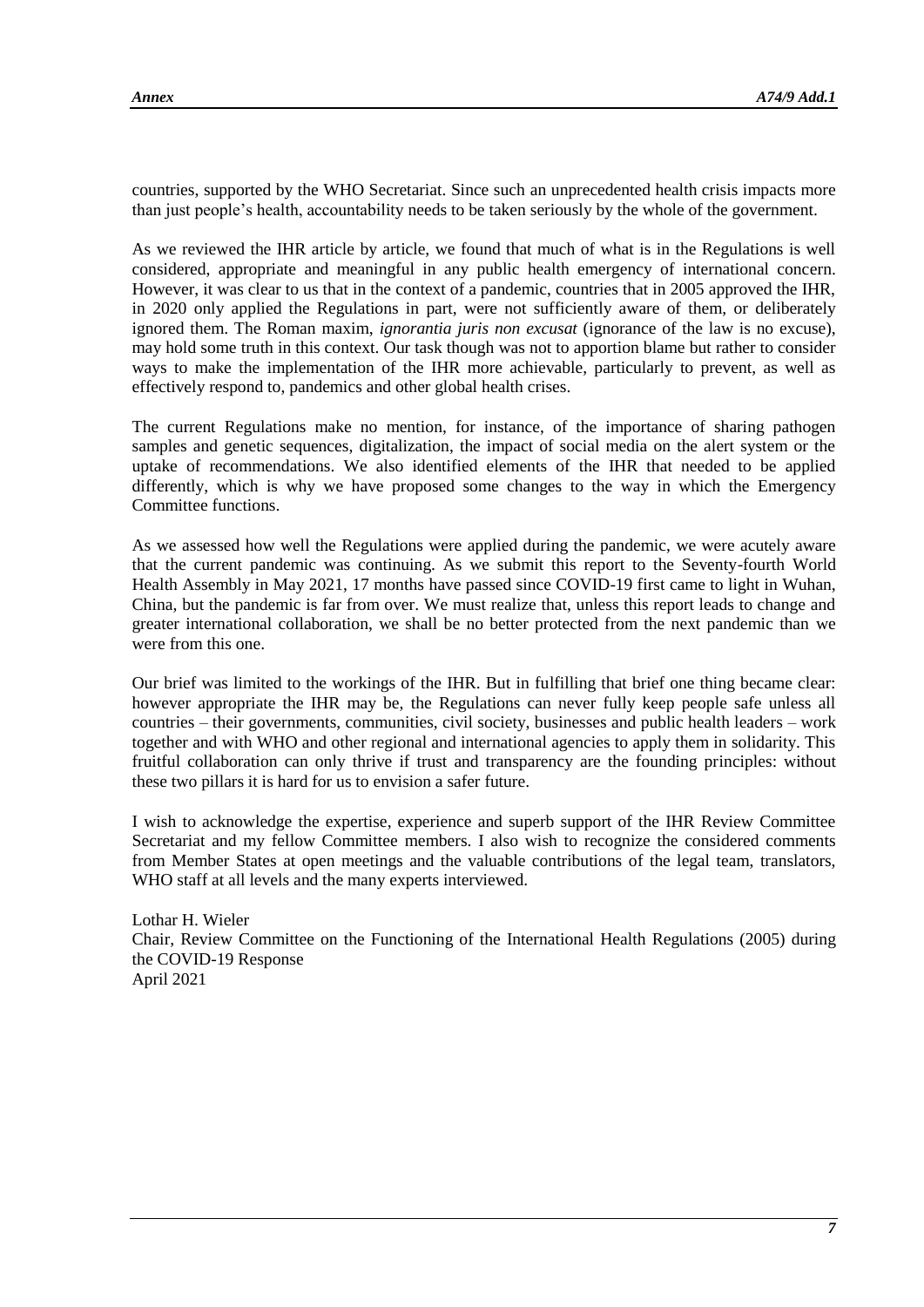countries, supported by the WHO Secretariat. Since such an unprecedented health crisis impacts more than just people's health, accountability needs to be taken seriously by the whole of the government.

As we reviewed the IHR article by article, we found that much of what is in the Regulations is well considered, appropriate and meaningful in any public health emergency of international concern. However, it was clear to us that in the context of a pandemic, countries that in 2005 approved the IHR, in 2020 only applied the Regulations in part, were not sufficiently aware of them, or deliberately ignored them. The Roman maxim, *ignorantia juris non excusat* (ignorance of the law is no excuse), may hold some truth in this context. Our task though was not to apportion blame but rather to consider ways to make the implementation of the IHR more achievable, particularly to prevent, as well as effectively respond to, pandemics and other global health crises.

The current Regulations make no mention, for instance, of the importance of sharing pathogen samples and genetic sequences, digitalization, the impact of social media on the alert system or the uptake of recommendations. We also identified elements of the IHR that needed to be applied differently, which is why we have proposed some changes to the way in which the Emergency Committee functions.

As we assessed how well the Regulations were applied during the pandemic, we were acutely aware that the current pandemic was continuing. As we submit this report to the Seventy-fourth World Health Assembly in May 2021, 17 months have passed since COVID-19 first came to light in Wuhan, China, but the pandemic is far from over. We must realize that, unless this report leads to change and greater international collaboration, we shall be no better protected from the next pandemic than we were from this one.

Our brief was limited to the workings of the IHR. But in fulfilling that brief one thing became clear: however appropriate the IHR may be, the Regulations can never fully keep people safe unless all countries – their governments, communities, civil society, businesses and public health leaders – work together and with WHO and other regional and international agencies to apply them in solidarity. This fruitful collaboration can only thrive if trust and transparency are the founding principles: without these two pillars it is hard for us to envision a safer future.

I wish to acknowledge the expertise, experience and superb support of the IHR Review Committee Secretariat and my fellow Committee members. I also wish to recognize the considered comments from Member States at open meetings and the valuable contributions of the legal team, translators, WHO staff at all levels and the many experts interviewed.

Lothar H. Wieler
Chair, Review Committee on the Functioning of the International Health Regulations (2005) during the COVID-19 Response
April 2021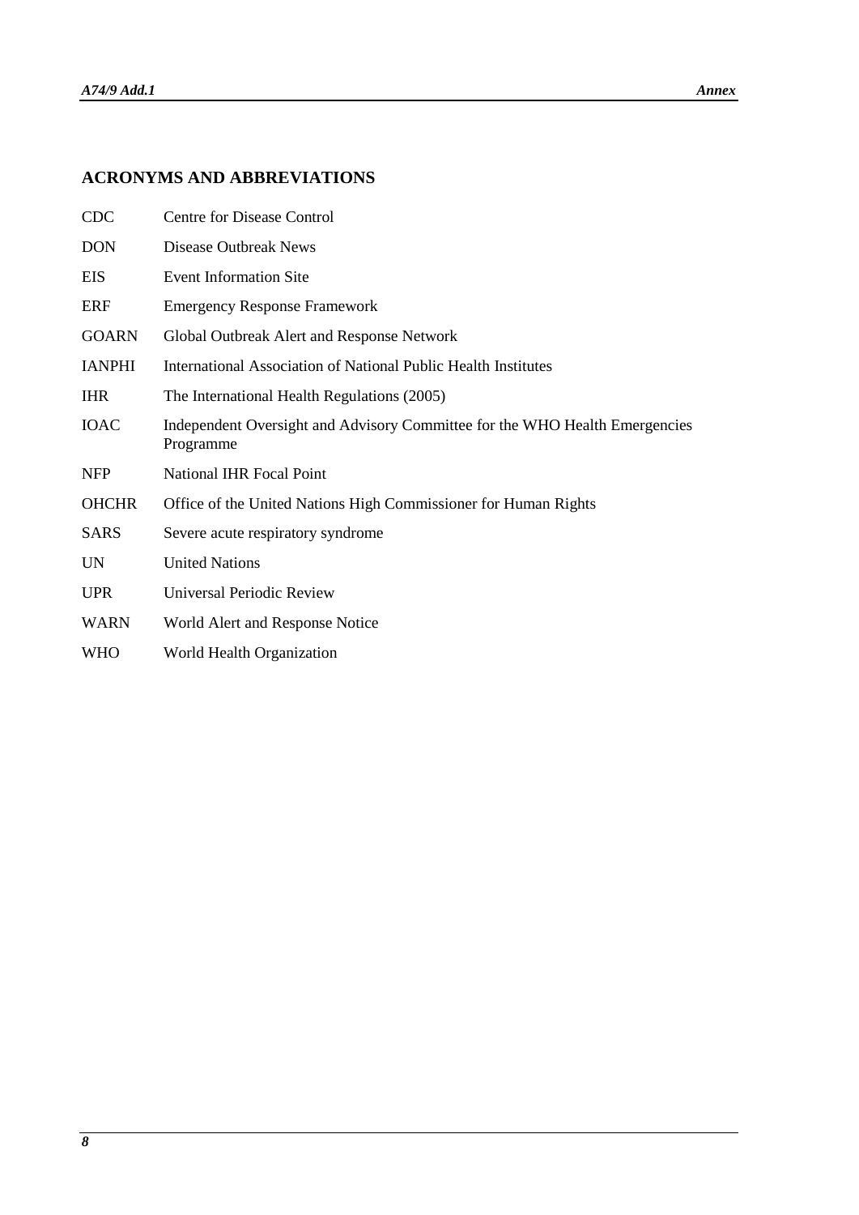## ACRONYMS AND ABBREVIATIONS

| | |
|---|---|
| CDC | Centre for Disease Control |
| DON | Disease Outbreak News |
| EIS | Event Information Site |
| ERF | Emergency Response Framework |
| GOARN | Global Outbreak Alert and Response Network |
| IANPHI | International Association of National Public Health Institutes |
| IHR | The International Health Regulations (2005) |
| IOAC | Independent Oversight and Advisory Committee for the WHO Health Emergencies Programme |
| NFP | National IHR Focal Point |
| OHCHR | Office of the United Nations High Commissioner for Human Rights |
| SARS | Severe acute respiratory syndrome |
| UN | United Nations |
| UPR | Universal Periodic Review |
| WARN | World Alert and Response Notice |
| WHO | World Health Organization |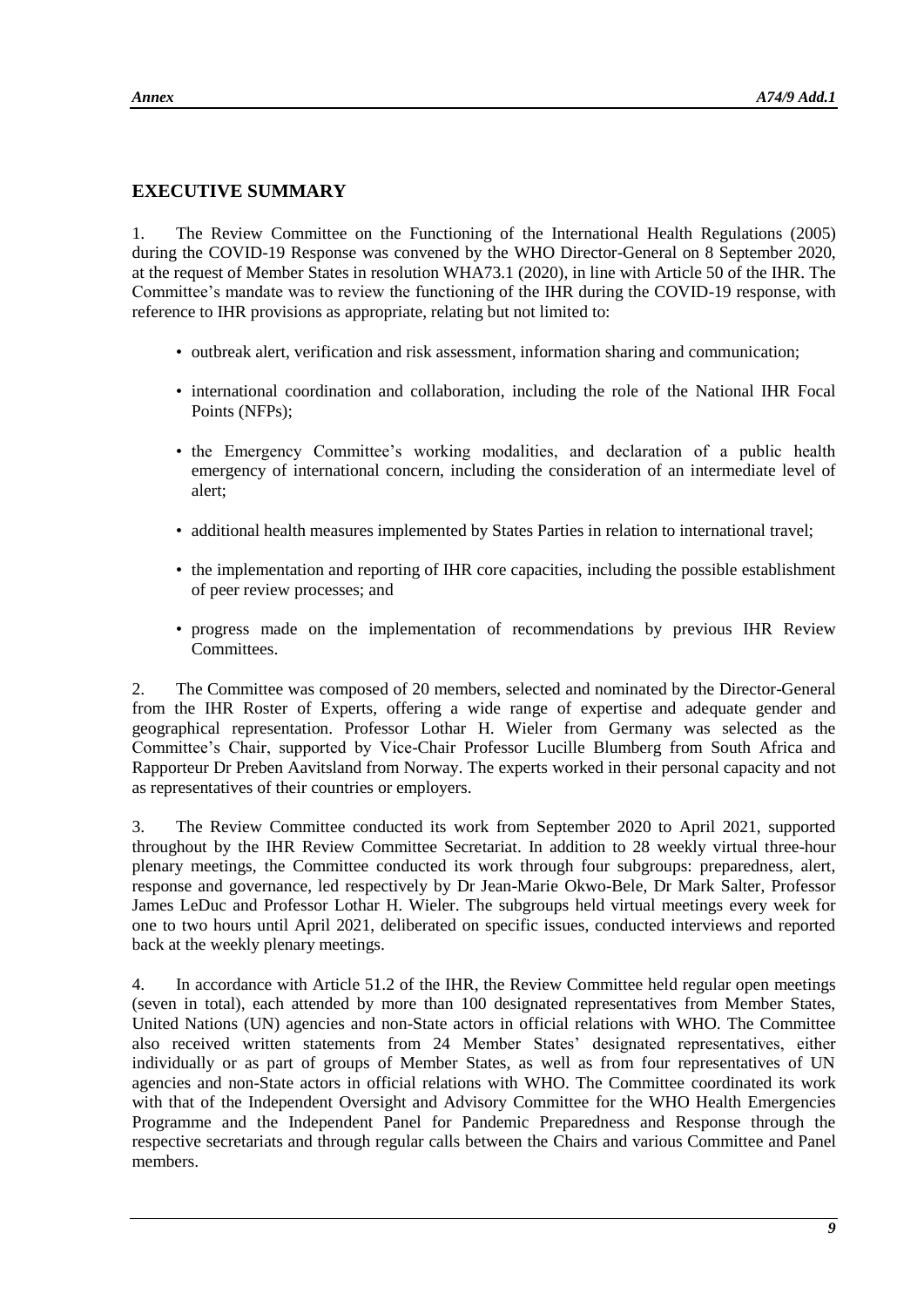## EXECUTIVE SUMMARY

1. The Review Committee on the Functioning of the International Health Regulations (2005) during the COVID-19 Response was convened by the WHO Director-General on 8 September 2020, at the request of Member States in resolution WHA73.1 (2020), in line with Article 50 of the IHR. The Committee's mandate was to review the functioning of the IHR during the COVID-19 response, with reference to IHR provisions as appropriate, relating but not limited to:

- outbreak alert, verification and risk assessment, information sharing and communication;
- international coordination and collaboration, including the role of the National IHR Focal Points (NFPs);
- the Emergency Committee's working modalities, and declaration of a public health emergency of international concern, including the consideration of an intermediate level of alert;
- additional health measures implemented by States Parties in relation to international travel;
- the implementation and reporting of IHR core capacities, including the possible establishment of peer review processes; and
- progress made on the implementation of recommendations by previous IHR Review Committees.

2. The Committee was composed of 20 members, selected and nominated by the Director-General from the IHR Roster of Experts, offering a wide range of expertise and adequate gender and geographical representation. Professor Lothar H. Wieler from Germany was selected as the Committee's Chair, supported by Vice-Chair Professor Lucille Blumberg from South Africa and Rapporteur Dr Preben Aavitsland from Norway. The experts worked in their personal capacity and not as representatives of their countries or employers.

3. The Review Committee conducted its work from September 2020 to April 2021, supported throughout by the IHR Review Committee Secretariat. In addition to 28 weekly virtual three-hour plenary meetings, the Committee conducted its work through four subgroups: preparedness, alert, response and governance, led respectively by Dr Jean-Marie Okwo-Bele, Dr Mark Salter, Professor James LeDuc and Professor Lothar H. Wieler. The subgroups held virtual meetings every week for one to two hours until April 2021, deliberated on specific issues, conducted interviews and reported back at the weekly plenary meetings.

4. In accordance with Article 51.2 of the IHR, the Review Committee held regular open meetings (seven in total), each attended by more than 100 designated representatives from Member States, United Nations (UN) agencies and non-State actors in official relations with WHO. The Committee also received written statements from 24 Member States' designated representatives, either individually or as part of groups of Member States, as well as from four representatives of UN agencies and non-State actors in official relations with WHO. The Committee coordinated its work with that of the Independent Oversight and Advisory Committee for the WHO Health Emergencies Programme and the Independent Panel for Pandemic Preparedness and Response through the respective secretariats and through regular calls between the Chairs and various Committee and Panel members.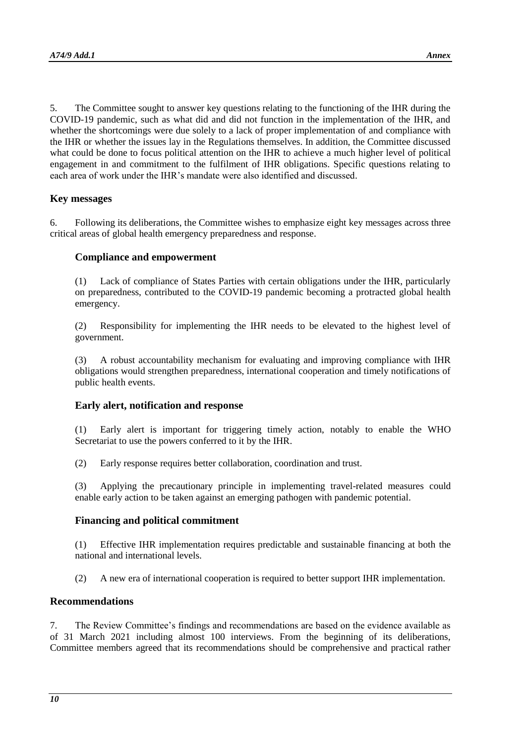5. The Committee sought to answer key questions relating to the functioning of the IHR during the COVID-19 pandemic, such as what did and did not function in the implementation of the IHR, and whether the shortcomings were due solely to a lack of proper implementation of and compliance with the IHR or whether the issues lay in the Regulations themselves. In addition, the Committee discussed what could be done to focus political attention on the IHR to achieve a much higher level of political engagement in and commitment to the fulfilment of IHR obligations. Specific questions relating to each area of work under the IHR's mandate were also identified and discussed.

## Key messages

6. Following its deliberations, the Committee wishes to emphasize eight key messages across three critical areas of global health emergency preparedness and response.

### Compliance and empowerment

(1) Lack of compliance of States Parties with certain obligations under the IHR, particularly on preparedness, contributed to the COVID-19 pandemic becoming a protracted global health emergency.

(2) Responsibility for implementing the IHR needs to be elevated to the highest level of government.

(3) A robust accountability mechanism for evaluating and improving compliance with IHR obligations would strengthen preparedness, international cooperation and timely notifications of public health events.

### Early alert, notification and response

(1) Early alert is important for triggering timely action, notably to enable the WHO Secretariat to use the powers conferred to it by the IHR.

(2) Early response requires better collaboration, coordination and trust.

(3) Applying the precautionary principle in implementing travel-related measures could enable early action to be taken against an emerging pathogen with pandemic potential.

### Financing and political commitment

(1) Effective IHR implementation requires predictable and sustainable financing at both the national and international levels.

(2) A new era of international cooperation is required to better support IHR implementation.

## Recommendations

7. The Review Committee's findings and recommendations are based on the evidence available as of 31 March 2021 including almost 100 interviews. From the beginning of its deliberations, Committee members agreed that its recommendations should be comprehensive and practical rather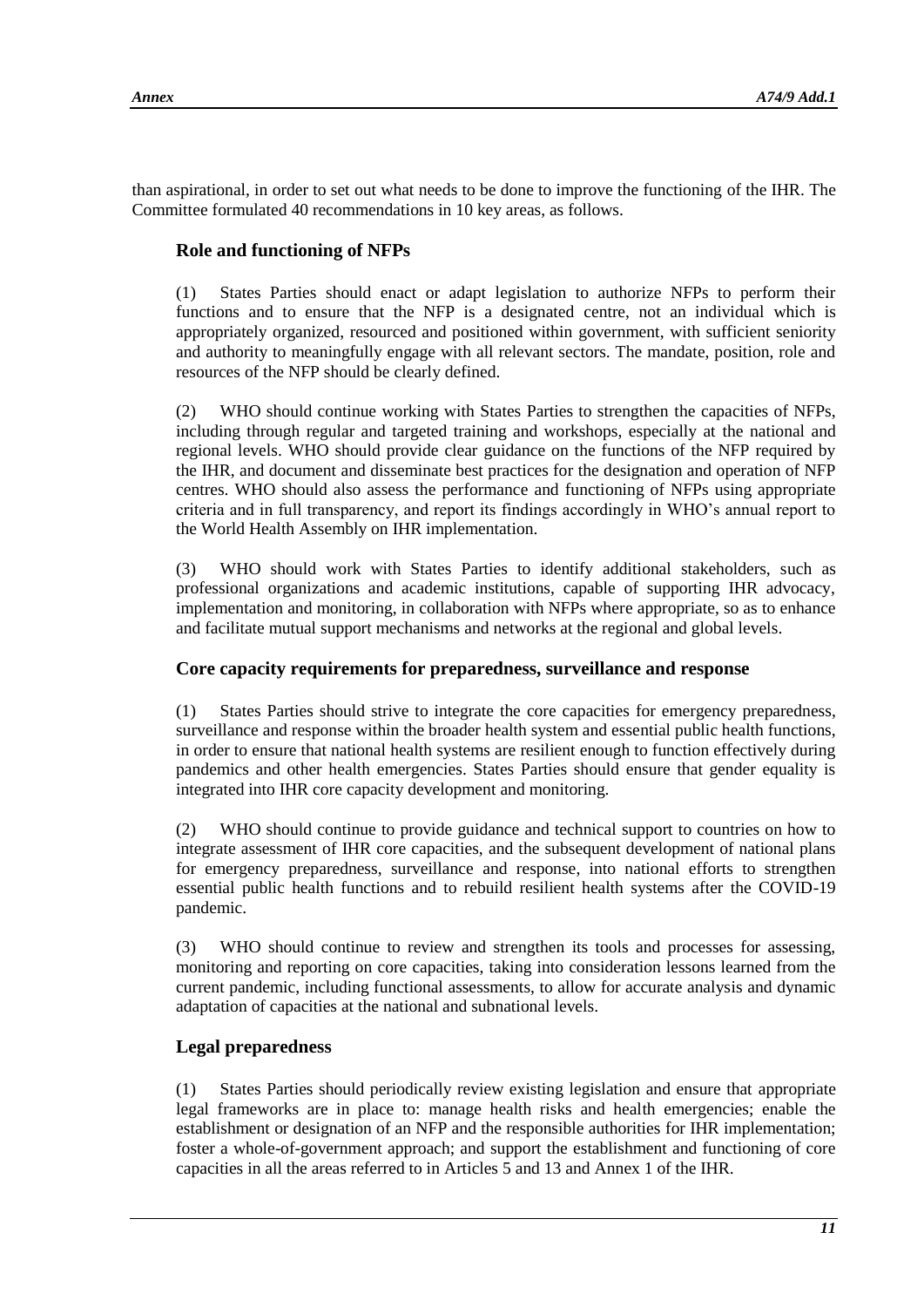than aspirational, in order to set out what needs to be done to improve the functioning of the IHR. The Committee formulated 40 recommendations in 10 key areas, as follows.

### Role and functioning of NFPs

(1) States Parties should enact or adapt legislation to authorize NFPs to perform their functions and to ensure that the NFP is a designated centre, not an individual which is appropriately organized, resourced and positioned within government, with sufficient seniority and authority to meaningfully engage with all relevant sectors. The mandate, position, role and resources of the NFP should be clearly defined.

(2) WHO should continue working with States Parties to strengthen the capacities of NFPs, including through regular and targeted training and workshops, especially at the national and regional levels. WHO should provide clear guidance on the functions of the NFP required by the IHR, and document and disseminate best practices for the designation and operation of NFP centres. WHO should also assess the performance and functioning of NFPs using appropriate criteria and in full transparency, and report its findings accordingly in WHO's annual report to the World Health Assembly on IHR implementation.

(3) WHO should work with States Parties to identify additional stakeholders, such as professional organizations and academic institutions, capable of supporting IHR advocacy, implementation and monitoring, in collaboration with NFPs where appropriate, so as to enhance and facilitate mutual support mechanisms and networks at the regional and global levels.

### Core capacity requirements for preparedness, surveillance and response

(1) States Parties should strive to integrate the core capacities for emergency preparedness, surveillance and response within the broader health system and essential public health functions, in order to ensure that national health systems are resilient enough to function effectively during pandemics and other health emergencies. States Parties should ensure that gender equality is integrated into IHR core capacity development and monitoring.

(2) WHO should continue to provide guidance and technical support to countries on how to integrate assessment of IHR core capacities, and the subsequent development of national plans for emergency preparedness, surveillance and response, into national efforts to strengthen essential public health functions and to rebuild resilient health systems after the COVID-19 pandemic.

(3) WHO should continue to review and strengthen its tools and processes for assessing, monitoring and reporting on core capacities, taking into consideration lessons learned from the current pandemic, including functional assessments, to allow for accurate analysis and dynamic adaptation of capacities at the national and subnational levels.

### Legal preparedness

(1) States Parties should periodically review existing legislation and ensure that appropriate legal frameworks are in place to: manage health risks and health emergencies; enable the establishment or designation of an NFP and the responsible authorities for IHR implementation; foster a whole-of-government approach; and support the establishment and functioning of core capacities in all the areas referred to in Articles 5 and 13 and Annex 1 of the IHR.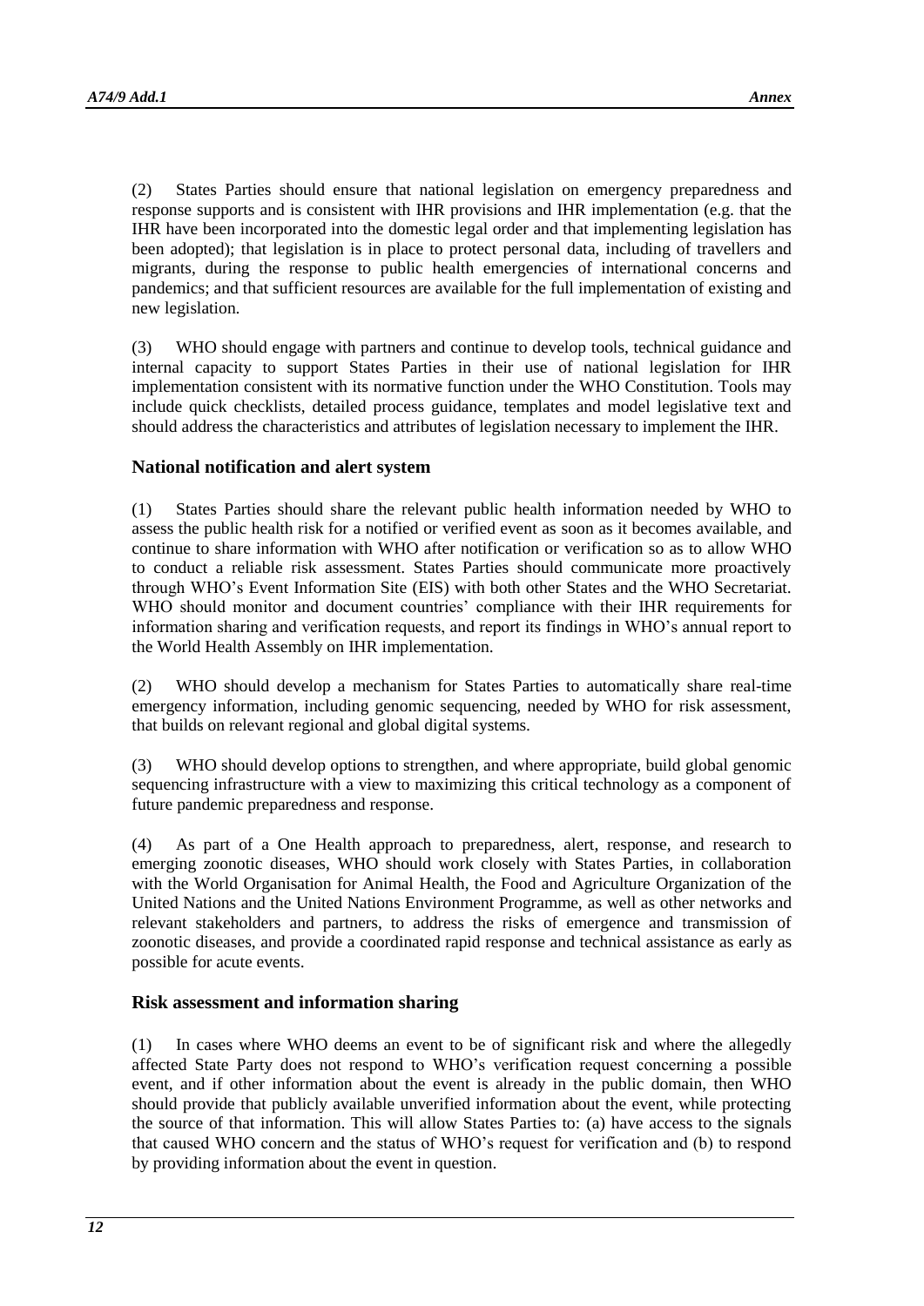(2) States Parties should ensure that national legislation on emergency preparedness and response supports and is consistent with IHR provisions and IHR implementation (e.g. that the IHR have been incorporated into the domestic legal order and that implementing legislation has been adopted); that legislation is in place to protect personal data, including of travellers and migrants, during the response to public health emergencies of international concerns and pandemics; and that sufficient resources are available for the full implementation of existing and new legislation.

(3) WHO should engage with partners and continue to develop tools, technical guidance and internal capacity to support States Parties in their use of national legislation for IHR implementation consistent with its normative function under the WHO Constitution. Tools may include quick checklists, detailed process guidance, templates and model legislative text and should address the characteristics and attributes of legislation necessary to implement the IHR.

### National notification and alert system

(1) States Parties should share the relevant public health information needed by WHO to assess the public health risk for a notified or verified event as soon as it becomes available, and continue to share information with WHO after notification or verification so as to allow WHO to conduct a reliable risk assessment. States Parties should communicate more proactively through WHO's Event Information Site (EIS) with both other States and the WHO Secretariat. WHO should monitor and document countries' compliance with their IHR requirements for information sharing and verification requests, and report its findings in WHO's annual report to the World Health Assembly on IHR implementation.

(2) WHO should develop a mechanism for States Parties to automatically share real-time emergency information, including genomic sequencing, needed by WHO for risk assessment, that builds on relevant regional and global digital systems.

(3) WHO should develop options to strengthen, and where appropriate, build global genomic sequencing infrastructure with a view to maximizing this critical technology as a component of future pandemic preparedness and response.

(4) As part of a One Health approach to preparedness, alert, response, and research to emerging zoonotic diseases, WHO should work closely with States Parties, in collaboration with the World Organisation for Animal Health, the Food and Agriculture Organization of the United Nations and the United Nations Environment Programme, as well as other networks and relevant stakeholders and partners, to address the risks of emergence and transmission of zoonotic diseases, and provide a coordinated rapid response and technical assistance as early as possible for acute events.

### Risk assessment and information sharing

(1) In cases where WHO deems an event to be of significant risk and where the allegedly affected State Party does not respond to WHO's verification request concerning a possible event, and if other information about the event is already in the public domain, then WHO should provide that publicly available unverified information about the event, while protecting the source of that information. This will allow States Parties to: (a) have access to the signals that caused WHO concern and the status of WHO's request for verification and (b) to respond by providing information about the event in question.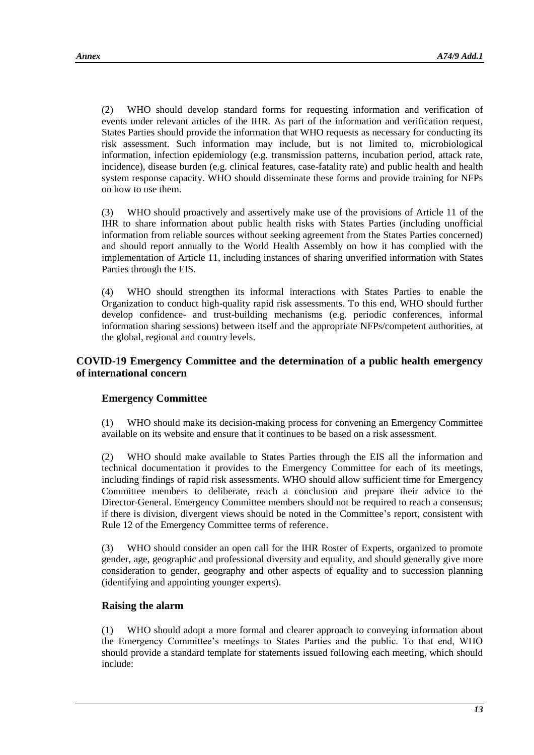(2) WHO should develop standard forms for requesting information and verification of events under relevant articles of the IHR. As part of the information and verification request, States Parties should provide the information that WHO requests as necessary for conducting its risk assessment. Such information may include, but is not limited to, microbiological information, infection epidemiology (e.g. transmission patterns, incubation period, attack rate, incidence), disease burden (e.g. clinical features, case-fatality rate) and public health and health system response capacity. WHO should disseminate these forms and provide training for NFPs on how to use them.

(3) WHO should proactively and assertively make use of the provisions of Article 11 of the IHR to share information about public health risks with States Parties (including unofficial information from reliable sources without seeking agreement from the States Parties concerned) and should report annually to the World Health Assembly on how it has complied with the implementation of Article 11, including instances of sharing unverified information with States Parties through the EIS.

(4) WHO should strengthen its informal interactions with States Parties to enable the Organization to conduct high-quality rapid risk assessments. To this end, WHO should further develop confidence- and trust-building mechanisms (e.g. periodic conferences, informal information sharing sessions) between itself and the appropriate NFPs/competent authorities, at the global, regional and country levels.

## COVID-19 Emergency Committee and the determination of a public health emergency of international concern

### Emergency Committee

(1) WHO should make its decision-making process for convening an Emergency Committee available on its website and ensure that it continues to be based on a risk assessment.

(2) WHO should make available to States Parties through the EIS all the information and technical documentation it provides to the Emergency Committee for each of its meetings, including findings of rapid risk assessments. WHO should allow sufficient time for Emergency Committee members to deliberate, reach a conclusion and prepare their advice to the Director-General. Emergency Committee members should not be required to reach a consensus; if there is division, divergent views should be noted in the Committee's report, consistent with Rule 12 of the Emergency Committee terms of reference.

(3) WHO should consider an open call for the IHR Roster of Experts, organized to promote gender, age, geographic and professional diversity and equality, and should generally give more consideration to gender, geography and other aspects of equality and to succession planning (identifying and appointing younger experts).

### Raising the alarm

(1) WHO should adopt a more formal and clearer approach to conveying information about the Emergency Committee's meetings to States Parties and the public. To that end, WHO should provide a standard template for statements issued following each meeting, which should include: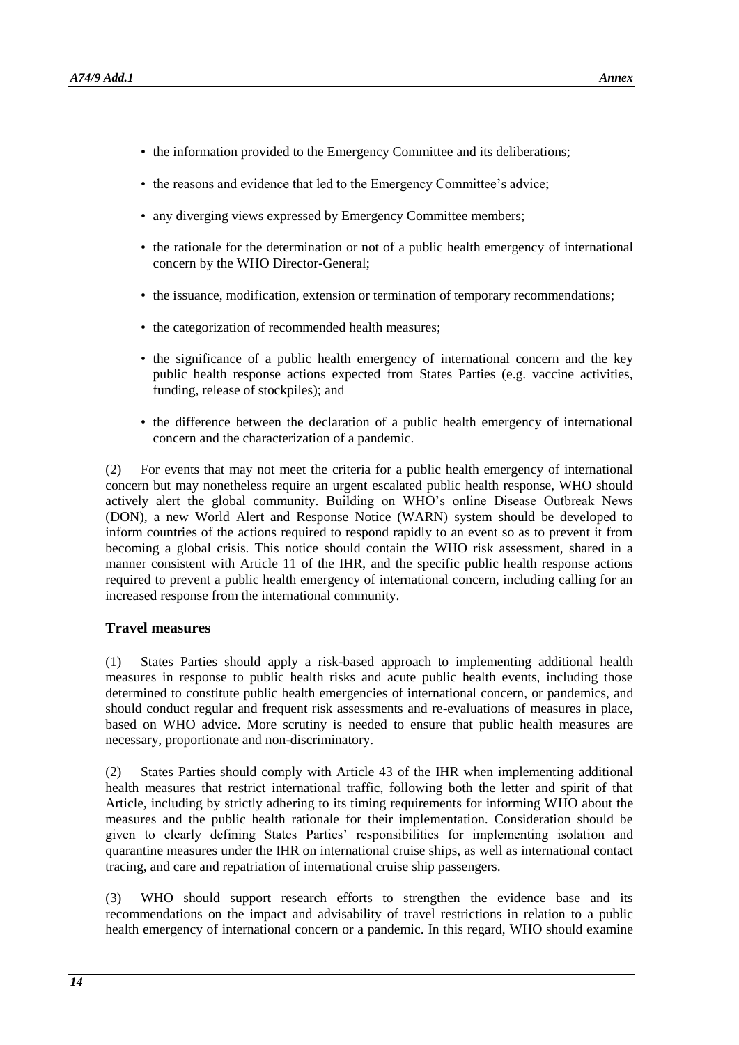- the information provided to the Emergency Committee and its deliberations;
- the reasons and evidence that led to the Emergency Committee's advice;
- any diverging views expressed by Emergency Committee members;
- the rationale for the determination or not of a public health emergency of international concern by the WHO Director-General;
- the issuance, modification, extension or termination of temporary recommendations;
- the categorization of recommended health measures;
- the significance of a public health emergency of international concern and the key public health response actions expected from States Parties (e.g. vaccine activities, funding, release of stockpiles); and
- the difference between the declaration of a public health emergency of international concern and the characterization of a pandemic.

(2) For events that may not meet the criteria for a public health emergency of international concern but may nonetheless require an urgent escalated public health response, WHO should actively alert the global community. Building on WHO's online Disease Outbreak News (DON), a new World Alert and Response Notice (WARN) system should be developed to inform countries of the actions required to respond rapidly to an event so as to prevent it from becoming a global crisis. This notice should contain the WHO risk assessment, shared in a manner consistent with Article 11 of the IHR, and the specific public health response actions required to prevent a public health emergency of international concern, including calling for an increased response from the international community.

### Travel measures

(1) States Parties should apply a risk-based approach to implementing additional health measures in response to public health risks and acute public health events, including those determined to constitute public health emergencies of international concern, or pandemics, and should conduct regular and frequent risk assessments and re-evaluations of measures in place, based on WHO advice. More scrutiny is needed to ensure that public health measures are necessary, proportionate and non-discriminatory.

(2) States Parties should comply with Article 43 of the IHR when implementing additional health measures that restrict international traffic, following both the letter and spirit of that Article, including by strictly adhering to its timing requirements for informing WHO about the measures and the public health rationale for their implementation. Consideration should be given to clearly defining States Parties' responsibilities for implementing isolation and quarantine measures under the IHR on international cruise ships, as well as international contact tracing, and care and repatriation of international cruise ship passengers.

(3) WHO should support research efforts to strengthen the evidence base and its recommendations on the impact and advisability of travel restrictions in relation to a public health emergency of international concern or a pandemic. In this regard, WHO should examine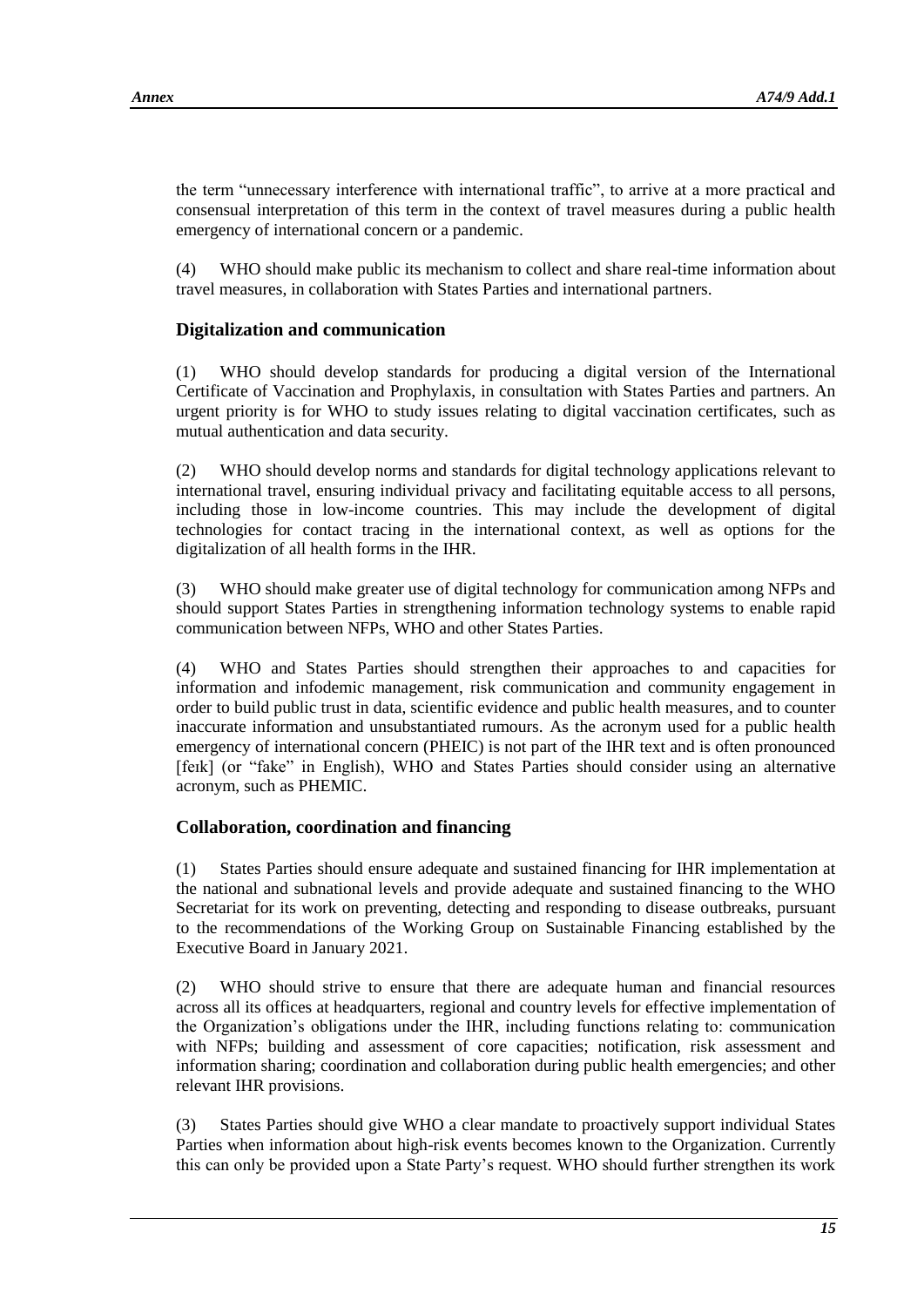the term "unnecessary interference with international traffic", to arrive at a more practical and consensual interpretation of this term in the context of travel measures during a public health emergency of international concern or a pandemic.

(4) WHO should make public its mechanism to collect and share real-time information about travel measures, in collaboration with States Parties and international partners.

### Digitalization and communication

(1) WHO should develop standards for producing a digital version of the International Certificate of Vaccination and Prophylaxis, in consultation with States Parties and partners. An urgent priority is for WHO to study issues relating to digital vaccination certificates, such as mutual authentication and data security.

(2) WHO should develop norms and standards for digital technology applications relevant to international travel, ensuring individual privacy and facilitating equitable access to all persons, including those in low-income countries. This may include the development of digital technologies for contact tracing in the international context, as well as options for the digitalization of all health forms in the IHR.

(3) WHO should make greater use of digital technology for communication among NFPs and should support States Parties in strengthening information technology systems to enable rapid communication between NFPs, WHO and other States Parties.

(4) WHO and States Parties should strengthen their approaches to and capacities for information and infodemic management, risk communication and community engagement in order to build public trust in data, scientific evidence and public health measures, and to counter inaccurate information and unsubstantiated rumours. As the acronym used for a public health emergency of international concern (PHEIC) is not part of the IHR text and is often pronounced [feɪk] (or "fake" in English), WHO and States Parties should consider using an alternative acronym, such as PHEMIC.

### Collaboration, coordination and financing

(1) States Parties should ensure adequate and sustained financing for IHR implementation at the national and subnational levels and provide adequate and sustained financing to the WHO Secretariat for its work on preventing, detecting and responding to disease outbreaks, pursuant to the recommendations of the Working Group on Sustainable Financing established by the Executive Board in January 2021.

(2) WHO should strive to ensure that there are adequate human and financial resources across all its offices at headquarters, regional and country levels for effective implementation of the Organization's obligations under the IHR, including functions relating to: communication with NFPs; building and assessment of core capacities; notification, risk assessment and information sharing; coordination and collaboration during public health emergencies; and other relevant IHR provisions.

(3) States Parties should give WHO a clear mandate to proactively support individual States Parties when information about high-risk events becomes known to the Organization. Currently this can only be provided upon a State Party's request. WHO should further strengthen its work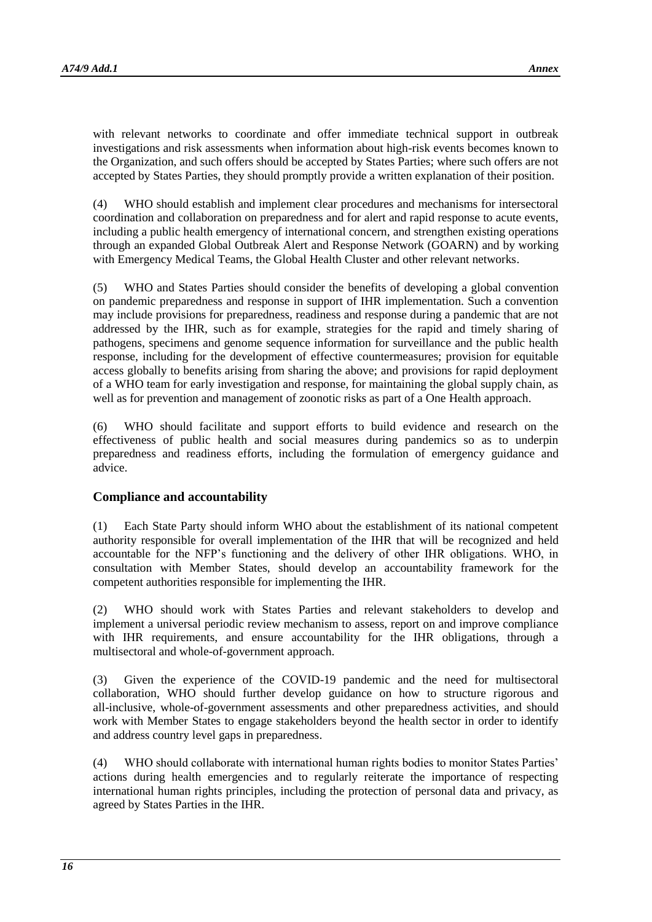with relevant networks to coordinate and offer immediate technical support in outbreak investigations and risk assessments when information about high-risk events becomes known to the Organization, and such offers should be accepted by States Parties; where such offers are not accepted by States Parties, they should promptly provide a written explanation of their position.

(4) WHO should establish and implement clear procedures and mechanisms for intersectoral coordination and collaboration on preparedness and for alert and rapid response to acute events, including a public health emergency of international concern, and strengthen existing operations through an expanded Global Outbreak Alert and Response Network (GOARN) and by working with Emergency Medical Teams, the Global Health Cluster and other relevant networks.

(5) WHO and States Parties should consider the benefits of developing a global convention on pandemic preparedness and response in support of IHR implementation. Such a convention may include provisions for preparedness, readiness and response during a pandemic that are not addressed by the IHR, such as for example, strategies for the rapid and timely sharing of pathogens, specimens and genome sequence information for surveillance and the public health response, including for the development of effective countermeasures; provision for equitable access globally to benefits arising from sharing the above; and provisions for rapid deployment of a WHO team for early investigation and response, for maintaining the global supply chain, as well as for prevention and management of zoonotic risks as part of a One Health approach.

(6) WHO should facilitate and support efforts to build evidence and research on the effectiveness of public health and social measures during pandemics so as to underpin preparedness and readiness efforts, including the formulation of emergency guidance and advice.

## Compliance and accountability

(1) Each State Party should inform WHO about the establishment of its national competent authority responsible for overall implementation of the IHR that will be recognized and held accountable for the NFP's functioning and the delivery of other IHR obligations. WHO, in consultation with Member States, should develop an accountability framework for the competent authorities responsible for implementing the IHR.

(2) WHO should work with States Parties and relevant stakeholders to develop and implement a universal periodic review mechanism to assess, report on and improve compliance with IHR requirements, and ensure accountability for the IHR obligations, through a multisectoral and whole-of-government approach.

(3) Given the experience of the COVID-19 pandemic and the need for multisectoral collaboration, WHO should further develop guidance on how to structure rigorous and all-inclusive, whole-of-government assessments and other preparedness activities, and should work with Member States to engage stakeholders beyond the health sector in order to identify and address country level gaps in preparedness.

(4) WHO should collaborate with international human rights bodies to monitor States Parties' actions during health emergencies and to regularly reiterate the importance of respecting international human rights principles, including the protection of personal data and privacy, as agreed by States Parties in the IHR.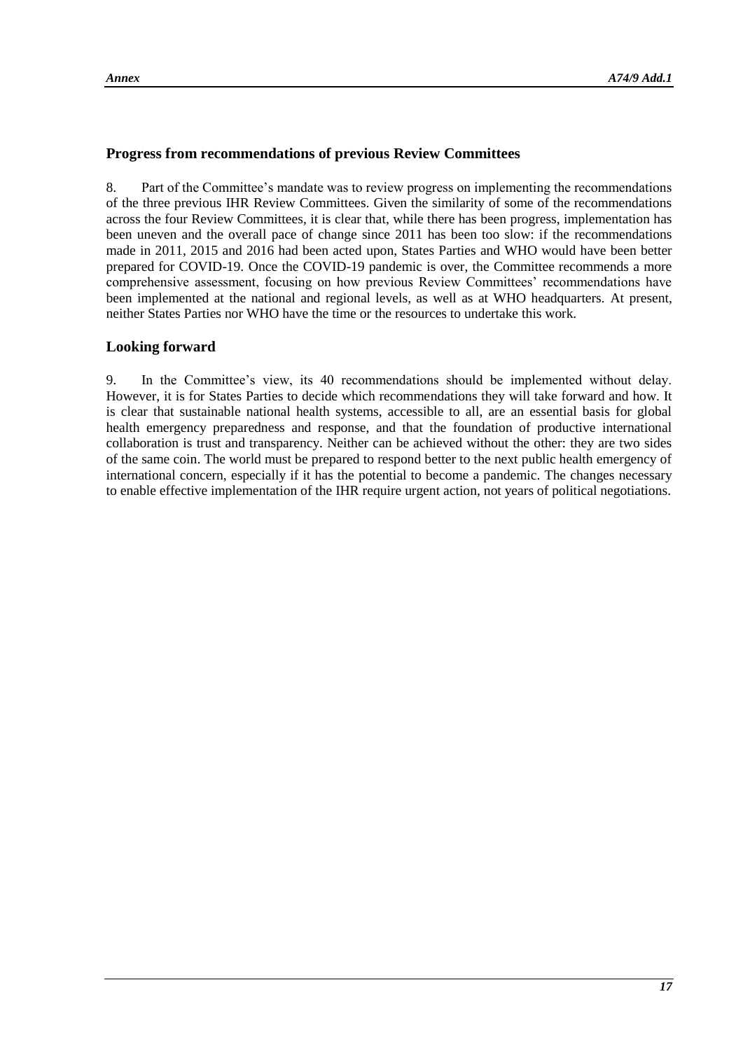## Progress from recommendations of previous Review Committees

8. Part of the Committee's mandate was to review progress on implementing the recommendations of the three previous IHR Review Committees. Given the similarity of some of the recommendations across the four Review Committees, it is clear that, while there has been progress, implementation has been uneven and the overall pace of change since 2011 has been too slow: if the recommendations made in 2011, 2015 and 2016 had been acted upon, States Parties and WHO would have been better prepared for COVID-19. Once the COVID-19 pandemic is over, the Committee recommends a more comprehensive assessment, focusing on how previous Review Committees' recommendations have been implemented at the national and regional levels, as well as at WHO headquarters. At present, neither States Parties nor WHO have the time or the resources to undertake this work.

## Looking forward

9. In the Committee's view, its 40 recommendations should be implemented without delay. However, it is for States Parties to decide which recommendations they will take forward and how. It is clear that sustainable national health systems, accessible to all, are an essential basis for global health emergency preparedness and response, and that the foundation of productive international collaboration is trust and transparency. Neither can be achieved without the other: they are two sides of the same coin. The world must be prepared to respond better to the next public health emergency of international concern, especially if it has the potential to become a pandemic. The changes necessary to enable effective implementation of the IHR require urgent action, not years of political negotiations.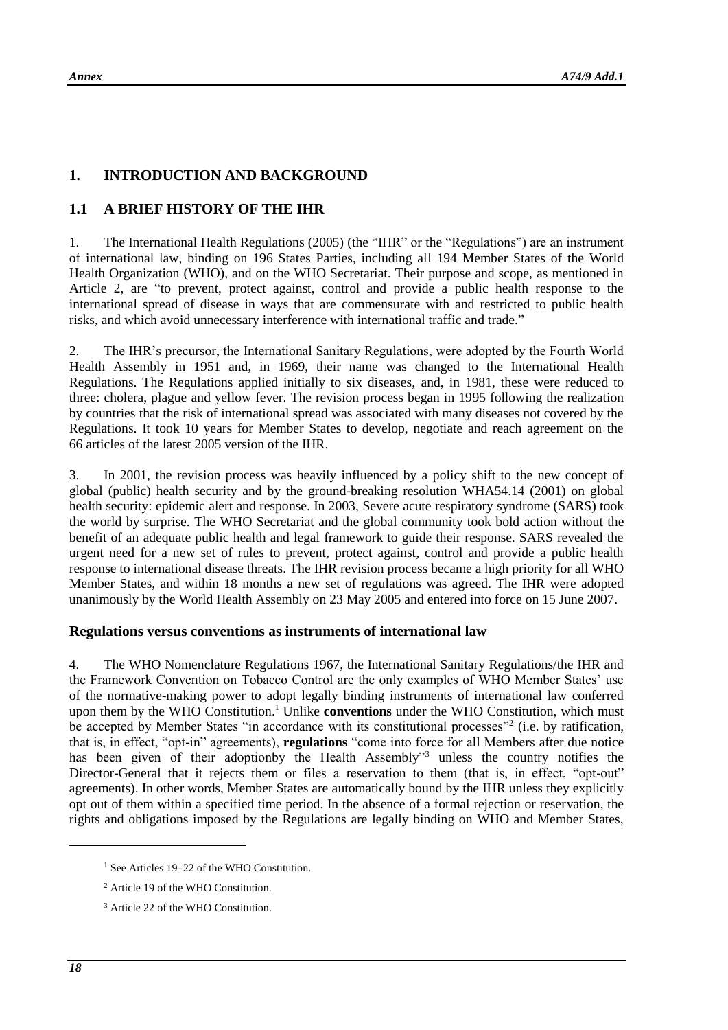## 1. INTRODUCTION AND BACKGROUND

### 1.1 A BRIEF HISTORY OF THE IHR

1. The International Health Regulations (2005) (the "IHR" or the "Regulations") are an instrument of international law, binding on 196 States Parties, including all 194 Member States of the World Health Organization (WHO), and on the WHO Secretariat. Their purpose and scope, as mentioned in Article 2, are "to prevent, protect against, control and provide a public health response to the international spread of disease in ways that are commensurate with and restricted to public health risks, and which avoid unnecessary interference with international traffic and trade."

2. The IHR's precursor, the International Sanitary Regulations, were adopted by the Fourth World Health Assembly in 1951 and, in 1969, their name was changed to the International Health Regulations. The Regulations applied initially to six diseases, and, in 1981, these were reduced to three: cholera, plague and yellow fever. The revision process began in 1995 following the realization by countries that the risk of international spread was associated with many diseases not covered by the Regulations. It took 10 years for Member States to develop, negotiate and reach agreement on the 66 articles of the latest 2005 version of the IHR.

3. In 2001, the revision process was heavily influenced by a policy shift to the new concept of global (public) health security and by the ground-breaking resolution WHA54.14 (2001) on global health security: epidemic alert and response. In 2003, Severe acute respiratory syndrome (SARS) took the world by surprise. The WHO Secretariat and the global community took bold action without the benefit of an adequate public health and legal framework to guide their response. SARS revealed the urgent need for a new set of rules to prevent, protect against, control and provide a public health response to international disease threats. The IHR revision process became a high priority for all WHO Member States, and within 18 months a new set of regulations was agreed. The IHR were adopted unanimously by the World Health Assembly on 23 May 2005 and entered into force on 15 June 2007.

#### Regulations versus conventions as instruments of international law

4. The WHO Nomenclature Regulations 1967, the International Sanitary Regulations/the IHR and the Framework Convention on Tobacco Control are the only examples of WHO Member States' use of the normative-making power to adopt legally binding instruments of international law conferred upon them by the WHO Constitution.[1] Unlike **conventions** under the WHO Constitution, which must be accepted by Member States "in accordance with its constitutional processes"[2] (i.e. by ratification, that is, in effect, "opt-in" agreements), **regulations** "come into force for all Members after due notice has been given of their adoptionby the Health Assembly"[3] unless the country notifies the Director-General that it rejects them or files a reservation to them (that is, in effect, "opt-out" agreements). In other words, Member States are automatically bound by the IHR unless they explicitly opt out of them within a specified time period. In the absence of a formal rejection or reservation, the rights and obligations imposed by the Regulations are legally binding on WHO and Member States,

[1] See Articles 19–22 of the WHO Constitution.

[2] Article 19 of the WHO Constitution.

[3] Article 22 of the WHO Constitution.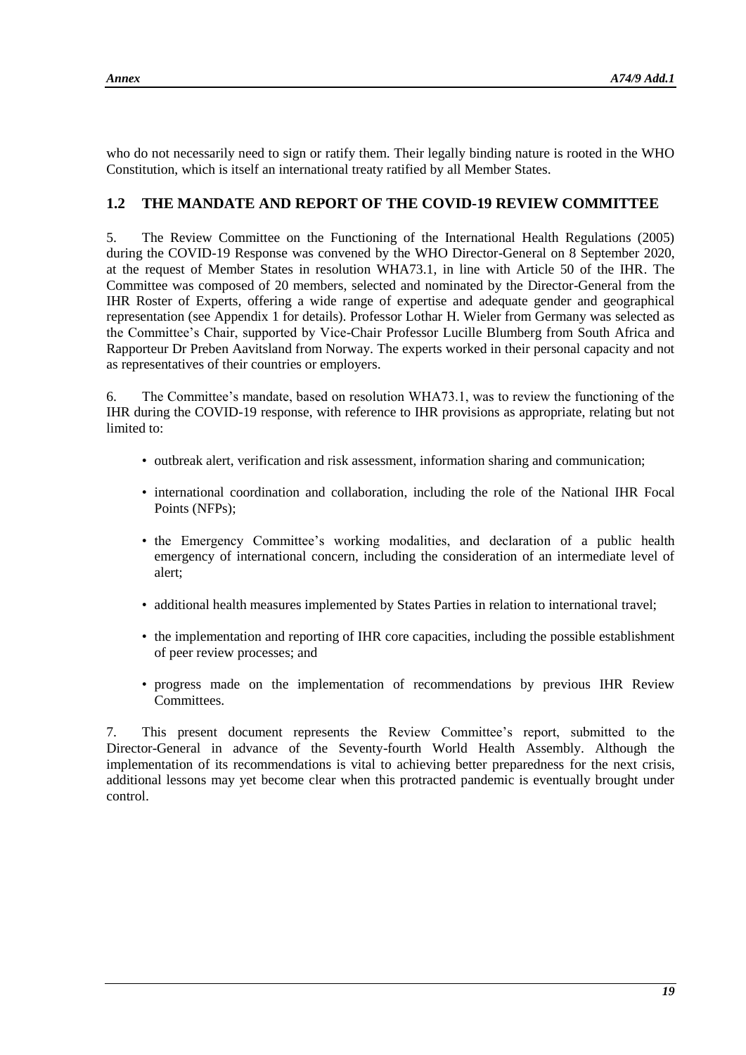who do not necessarily need to sign or ratify them. Their legally binding nature is rooted in the WHO Constitution, which is itself an international treaty ratified by all Member States.

## 1.2 THE MANDATE AND REPORT OF THE COVID-19 REVIEW COMMITTEE

5. The Review Committee on the Functioning of the International Health Regulations (2005) during the COVID-19 Response was convened by the WHO Director-General on 8 September 2020, at the request of Member States in resolution WHA73.1, in line with Article 50 of the IHR. The Committee was composed of 20 members, selected and nominated by the Director-General from the IHR Roster of Experts, offering a wide range of expertise and adequate gender and geographical representation (see Appendix 1 for details). Professor Lothar H. Wieler from Germany was selected as the Committee's Chair, supported by Vice-Chair Professor Lucille Blumberg from South Africa and Rapporteur Dr Preben Aavitsland from Norway. The experts worked in their personal capacity and not as representatives of their countries or employers.

6. The Committee's mandate, based on resolution WHA73.1, was to review the functioning of the IHR during the COVID-19 response, with reference to IHR provisions as appropriate, relating but not limited to:

- outbreak alert, verification and risk assessment, information sharing and communication;
- international coordination and collaboration, including the role of the National IHR Focal Points (NFPs);
- the Emergency Committee's working modalities, and declaration of a public health emergency of international concern, including the consideration of an intermediate level of alert;
- additional health measures implemented by States Parties in relation to international travel;
- the implementation and reporting of IHR core capacities, including the possible establishment of peer review processes; and
- progress made on the implementation of recommendations by previous IHR Review Committees.

7. This present document represents the Review Committee's report, submitted to the Director-General in advance of the Seventy-fourth World Health Assembly. Although the implementation of its recommendations is vital to achieving better preparedness for the next crisis, additional lessons may yet become clear when this protracted pandemic is eventually brought under control.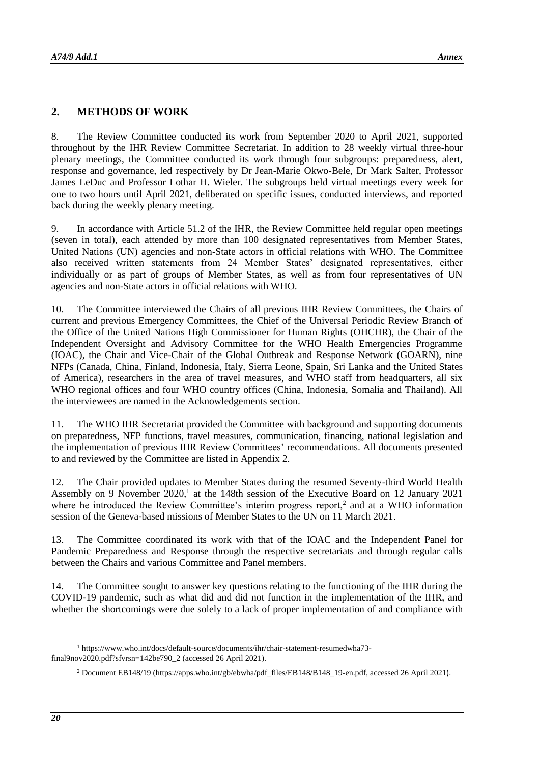## 2. METHODS OF WORK

8. The Review Committee conducted its work from September 2020 to April 2021, supported throughout by the IHR Review Committee Secretariat. In addition to 28 weekly virtual three-hour plenary meetings, the Committee conducted its work through four subgroups: preparedness, alert, response and governance, led respectively by Dr Jean-Marie Okwo-Bele, Dr Mark Salter, Professor James LeDuc and Professor Lothar H. Wieler. The subgroups held virtual meetings every week for one to two hours until April 2021, deliberated on specific issues, conducted interviews, and reported back during the weekly plenary meeting.

9. In accordance with Article 51.2 of the IHR, the Review Committee held regular open meetings (seven in total), each attended by more than 100 designated representatives from Member States, United Nations (UN) agencies and non-State actors in official relations with WHO. The Committee also received written statements from 24 Member States' designated representatives, either individually or as part of groups of Member States, as well as from four representatives of UN agencies and non-State actors in official relations with WHO.

10. The Committee interviewed the Chairs of all previous IHR Review Committees, the Chairs of current and previous Emergency Committees, the Chief of the Universal Periodic Review Branch of the Office of the United Nations High Commissioner for Human Rights (OHCHR), the Chair of the Independent Oversight and Advisory Committee for the WHO Health Emergencies Programme (IOAC), the Chair and Vice-Chair of the Global Outbreak and Response Network (GOARN), nine NFPs (Canada, China, Finland, Indonesia, Italy, Sierra Leone, Spain, Sri Lanka and the United States of America), researchers in the area of travel measures, and WHO staff from headquarters, all six WHO regional offices and four WHO country offices (China, Indonesia, Somalia and Thailand). All the interviewees are named in the Acknowledgements section.

11. The WHO IHR Secretariat provided the Committee with background and supporting documents on preparedness, NFP functions, travel measures, communication, financing, national legislation and the implementation of previous IHR Review Committees' recommendations. All documents presented to and reviewed by the Committee are listed in Appendix 2.

12. The Chair provided updates to Member States during the resumed Seventy-third World Health Assembly on 9 November 2020,[1] at the 148th session of the Executive Board on 12 January 2021 where he introduced the Review Committee's interim progress report,[2] and at a WHO information session of the Geneva-based missions of Member States to the UN on 11 March 2021.

13. The Committee coordinated its work with that of the IOAC and the Independent Panel for Pandemic Preparedness and Response through the respective secretariats and through regular calls between the Chairs and various Committee and Panel members.

14. The Committee sought to answer key questions relating to the functioning of the IHR during the COVID-19 pandemic, such as what did and did not function in the implementation of the IHR, and whether the shortcomings were due solely to a lack of proper implementation of and compliance with

---

[1] https://www.who.int/docs/default-source/documents/ihr/chair-statement-resumedwha73-final9nov2020.pdf?sfvrsn=142be790_2 (accessed 26 April 2021).

[2] Document EB148/19 (https://apps.who.int/gb/ebwha/pdf_files/EB148/B148_19-en.pdf, accessed 26 April 2021).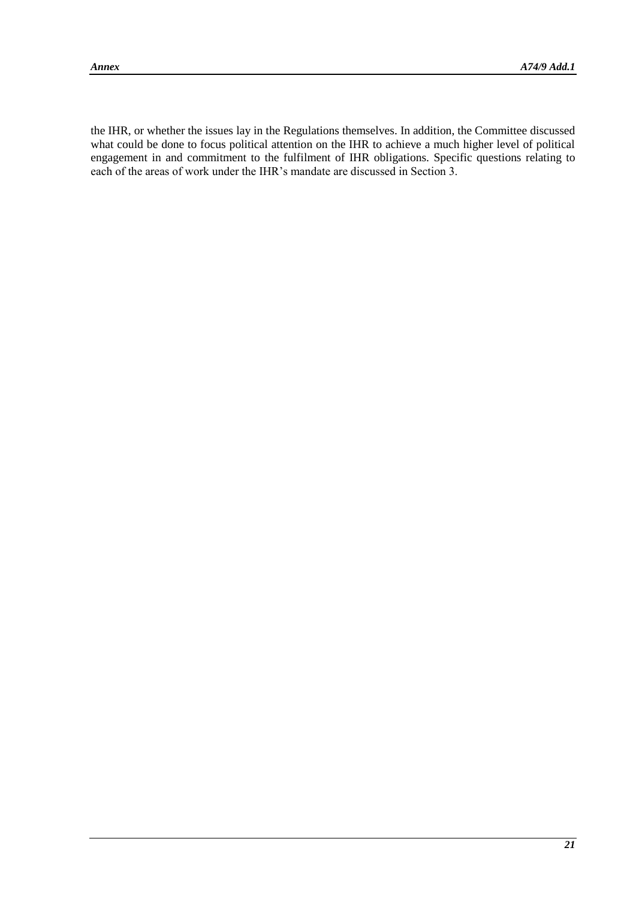the IHR, or whether the issues lay in the Regulations themselves. In addition, the Committee discussed what could be done to focus political attention on the IHR to achieve a much higher level of political engagement in and commitment to the fulfilment of IHR obligations. Specific questions relating to each of the areas of work under the IHR's mandate are discussed in Section 3.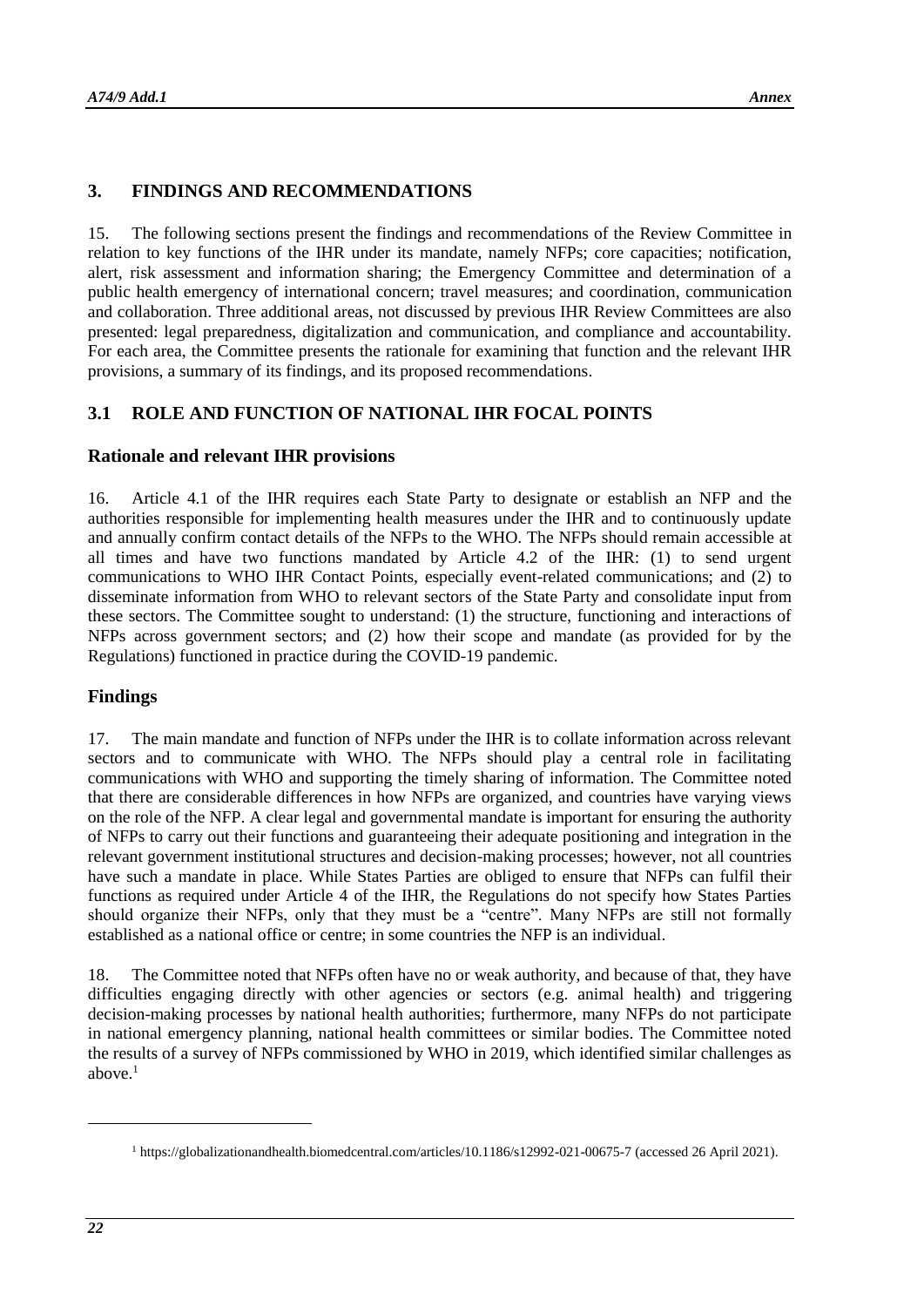## 3. FINDINGS AND RECOMMENDATIONS

15. The following sections present the findings and recommendations of the Review Committee in relation to key functions of the IHR under its mandate, namely NFPs; core capacities; notification, alert, risk assessment and information sharing; the Emergency Committee and determination of a public health emergency of international concern; travel measures; and coordination, communication and collaboration. Three additional areas, not discussed by previous IHR Review Committees are also presented: legal preparedness, digitalization and communication, and compliance and accountability. For each area, the Committee presents the rationale for examining that function and the relevant IHR provisions, a summary of its findings, and its proposed recommendations.

## 3.1 ROLE AND FUNCTION OF NATIONAL IHR FOCAL POINTS

### Rationale and relevant IHR provisions

16. Article 4.1 of the IHR requires each State Party to designate or establish an NFP and the authorities responsible for implementing health measures under the IHR and to continuously update and annually confirm contact details of the NFPs to the WHO. The NFPs should remain accessible at all times and have two functions mandated by Article 4.2 of the IHR: (1) to send urgent communications to WHO IHR Contact Points, especially event-related communications; and (2) to disseminate information from WHO to relevant sectors of the State Party and consolidate input from these sectors. The Committee sought to understand: (1) the structure, functioning and interactions of NFPs across government sectors; and (2) how their scope and mandate (as provided for by the Regulations) functioned in practice during the COVID-19 pandemic.

### Findings

17. The main mandate and function of NFPs under the IHR is to collate information across relevant sectors and to communicate with WHO. The NFPs should play a central role in facilitating communications with WHO and supporting the timely sharing of information. The Committee noted that there are considerable differences in how NFPs are organized, and countries have varying views on the role of the NFP. A clear legal and governmental mandate is important for ensuring the authority of NFPs to carry out their functions and guaranteeing their adequate positioning and integration in the relevant government institutional structures and decision-making processes; however, not all countries have such a mandate in place. While States Parties are obliged to ensure that NFPs can fulfil their functions as required under Article 4 of the IHR, the Regulations do not specify how States Parties should organize their NFPs, only that they must be a "centre". Many NFPs are still not formally established as a national office or centre; in some countries the NFP is an individual.

18. The Committee noted that NFPs often have no or weak authority, and because of that, they have difficulties engaging directly with other agencies or sectors (e.g. animal health) and triggering decision-making processes by national health authorities; furthermore, many NFPs do not participate in national emergency planning, national health committees or similar bodies. The Committee noted the results of a survey of NFPs commissioned by WHO in 2019, which identified similar challenges as above.[1]

---

[1] https://globalizationandhealth.biomedcentral.com/articles/10.1186/s12992-021-00675-7 (accessed 26 April 2021).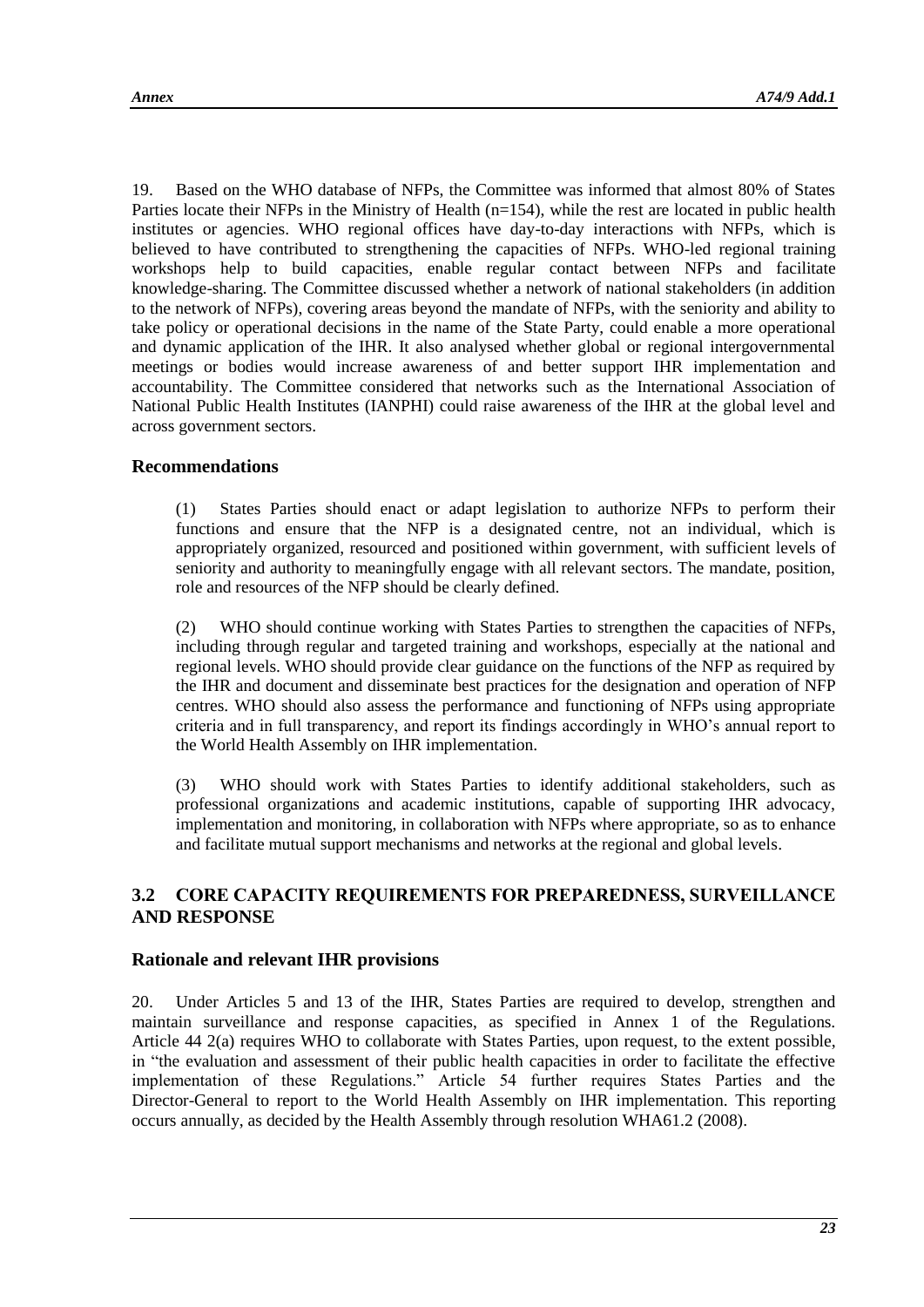19. Based on the WHO database of NFPs, the Committee was informed that almost 80% of States Parties locate their NFPs in the Ministry of Health (n=154), while the rest are located in public health institutes or agencies. WHO regional offices have day-to-day interactions with NFPs, which is believed to have contributed to strengthening the capacities of NFPs. WHO-led regional training workshops help to build capacities, enable regular contact between NFPs and facilitate knowledge-sharing. The Committee discussed whether a network of national stakeholders (in addition to the network of NFPs), covering areas beyond the mandate of NFPs, with the seniority and ability to take policy or operational decisions in the name of the State Party, could enable a more operational and dynamic application of the IHR. It also analysed whether global or regional intergovernmental meetings or bodies would increase awareness of and better support IHR implementation and accountability. The Committee considered that networks such as the International Association of National Public Health Institutes (IANPHI) could raise awareness of the IHR at the global level and across government sectors.

### Recommendations

(1) States Parties should enact or adapt legislation to authorize NFPs to perform their functions and ensure that the NFP is a designated centre, not an individual, which is appropriately organized, resourced and positioned within government, with sufficient levels of seniority and authority to meaningfully engage with all relevant sectors. The mandate, position, role and resources of the NFP should be clearly defined.

(2) WHO should continue working with States Parties to strengthen the capacities of NFPs, including through regular and targeted training and workshops, especially at the national and regional levels. WHO should provide clear guidance on the functions of the NFP as required by the IHR and document and disseminate best practices for the designation and operation of NFP centres. WHO should also assess the performance and functioning of NFPs using appropriate criteria and in full transparency, and report its findings accordingly in WHO's annual report to the World Health Assembly on IHR implementation.

(3) WHO should work with States Parties to identify additional stakeholders, such as professional organizations and academic institutions, capable of supporting IHR advocacy, implementation and monitoring, in collaboration with NFPs where appropriate, so as to enhance and facilitate mutual support mechanisms and networks at the regional and global levels.

## 3.2 CORE CAPACITY REQUIREMENTS FOR PREPAREDNESS, SURVEILLANCE AND RESPONSE

### Rationale and relevant IHR provisions

20. Under Articles 5 and 13 of the IHR, States Parties are required to develop, strengthen and maintain surveillance and response capacities, as specified in Annex 1 of the Regulations. Article 44 2(a) requires WHO to collaborate with States Parties, upon request, to the extent possible, in "the evaluation and assessment of their public health capacities in order to facilitate the effective implementation of these Regulations." Article 54 further requires States Parties and the Director-General to report to the World Health Assembly on IHR implementation. This reporting occurs annually, as decided by the Health Assembly through resolution WHA61.2 (2008).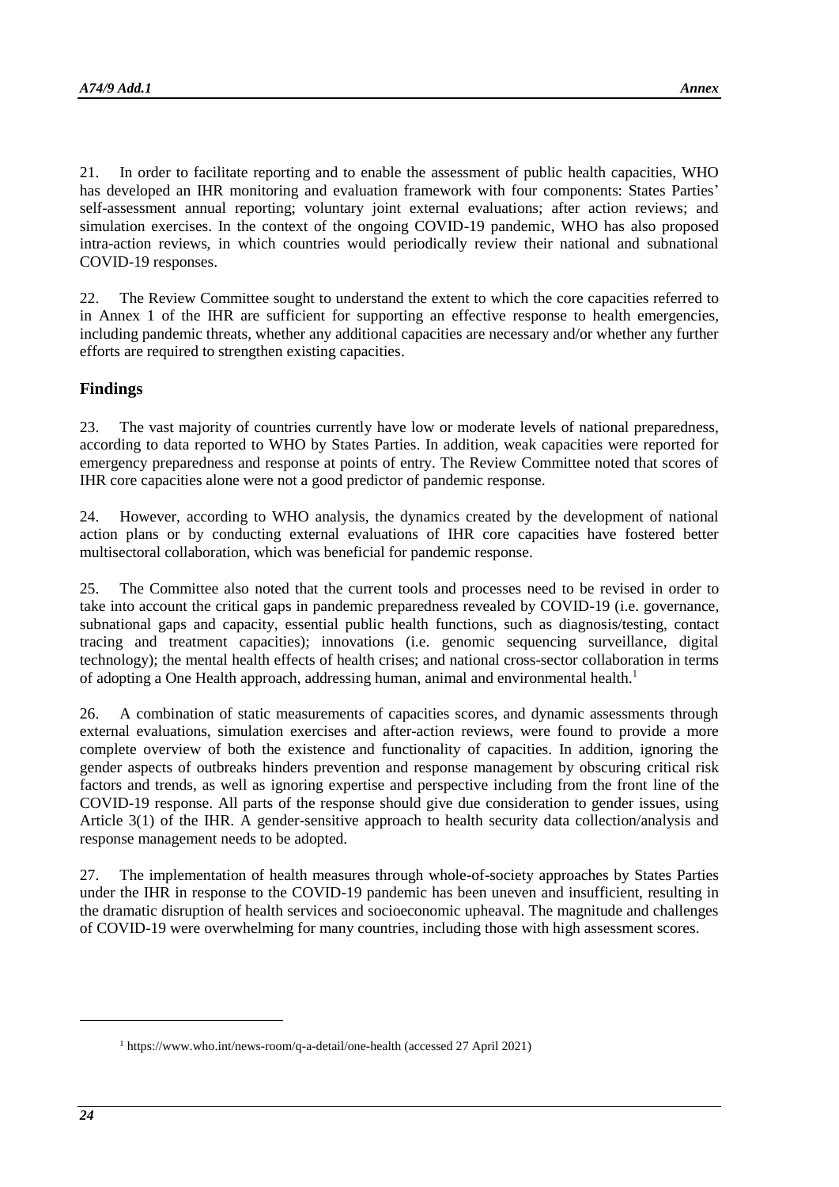21. In order to facilitate reporting and to enable the assessment of public health capacities, WHO has developed an IHR monitoring and evaluation framework with four components: States Parties' self-assessment annual reporting; voluntary joint external evaluations; after action reviews; and simulation exercises. In the context of the ongoing COVID-19 pandemic, WHO has also proposed intra-action reviews, in which countries would periodically review their national and subnational COVID-19 responses.

22. The Review Committee sought to understand the extent to which the core capacities referred to in Annex 1 of the IHR are sufficient for supporting an effective response to health emergencies, including pandemic threats, whether any additional capacities are necessary and/or whether any further efforts are required to strengthen existing capacities.

## Findings

23. The vast majority of countries currently have low or moderate levels of national preparedness, according to data reported to WHO by States Parties. In addition, weak capacities were reported for emergency preparedness and response at points of entry. The Review Committee noted that scores of IHR core capacities alone were not a good predictor of pandemic response.

24. However, according to WHO analysis, the dynamics created by the development of national action plans or by conducting external evaluations of IHR core capacities have fostered better multisectoral collaboration, which was beneficial for pandemic response.

25. The Committee also noted that the current tools and processes need to be revised in order to take into account the critical gaps in pandemic preparedness revealed by COVID-19 (i.e. governance, subnational gaps and capacity, essential public health functions, such as diagnosis/testing, contact tracing and treatment capacities); innovations (i.e. genomic sequencing surveillance, digital technology); the mental health effects of health crises; and national cross-sector collaboration in terms of adopting a One Health approach, addressing human, animal and environmental health.[1]

26. A combination of static measurements of capacities scores, and dynamic assessments through external evaluations, simulation exercises and after-action reviews, were found to provide a more complete overview of both the existence and functionality of capacities. In addition, ignoring the gender aspects of outbreaks hinders prevention and response management by obscuring critical risk factors and trends, as well as ignoring expertise and perspective including from the front line of the COVID-19 response. All parts of the response should give due consideration to gender issues, using Article 3(1) of the IHR. A gender-sensitive approach to health security data collection/analysis and response management needs to be adopted.

27. The implementation of health measures through whole-of-society approaches by States Parties under the IHR in response to the COVID-19 pandemic has been uneven and insufficient, resulting in the dramatic disruption of health services and socioeconomic upheaval. The magnitude and challenges of COVID-19 were overwhelming for many countries, including those with high assessment scores.

---

[1] https://www.who.int/news-room/q-a-detail/one-health (accessed 27 April 2021)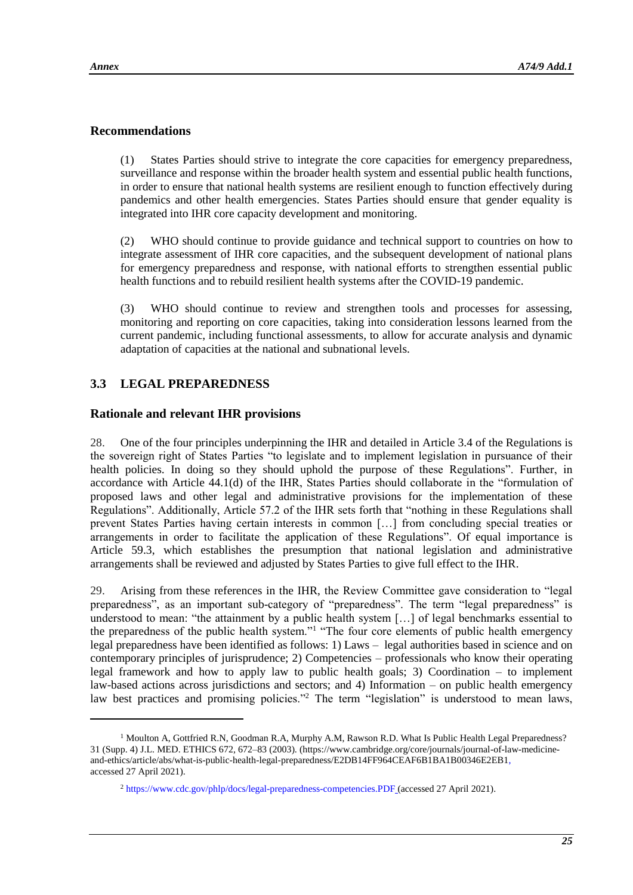## Recommendations

(1) States Parties should strive to integrate the core capacities for emergency preparedness, surveillance and response within the broader health system and essential public health functions, in order to ensure that national health systems are resilient enough to function effectively during pandemics and other health emergencies. States Parties should ensure that gender equality is integrated into IHR core capacity development and monitoring.

(2) WHO should continue to provide guidance and technical support to countries on how to integrate assessment of IHR core capacities, and the subsequent development of national plans for emergency preparedness and response, with national efforts to strengthen essential public health functions and to rebuild resilient health systems after the COVID-19 pandemic.

(3) WHO should continue to review and strengthen tools and processes for assessing, monitoring and reporting on core capacities, taking into consideration lessons learned from the current pandemic, including functional assessments, to allow for accurate analysis and dynamic adaptation of capacities at the national and subnational levels.

## 3.3 LEGAL PREPAREDNESS

### Rationale and relevant IHR provisions

28. One of the four principles underpinning the IHR and detailed in Article 3.4 of the Regulations is the sovereign right of States Parties "to legislate and to implement legislation in pursuance of their health policies. In doing so they should uphold the purpose of these Regulations". Further, in accordance with Article 44.1(d) of the IHR, States Parties should collaborate in the "formulation of proposed laws and other legal and administrative provisions for the implementation of these Regulations". Additionally, Article 57.2 of the IHR sets forth that "nothing in these Regulations shall prevent States Parties having certain interests in common […] from concluding special treaties or arrangements in order to facilitate the application of these Regulations". Of equal importance is Article 59.3, which establishes the presumption that national legislation and administrative arrangements shall be reviewed and adjusted by States Parties to give full effect to the IHR.

29. Arising from these references in the IHR, the Review Committee gave consideration to "legal preparedness", as an important sub-category of "preparedness". The term "legal preparedness" is understood to mean: "the attainment by a public health system […] of legal benchmarks essential to the preparedness of the public health system."[1] "The four core elements of public health emergency legal preparedness have been identified as follows: 1) Laws – legal authorities based in science and on contemporary principles of jurisprudence; 2) Competencies – professionals who know their operating legal framework and how to apply law to public health goals; 3) Coordination – to implement law-based actions across jurisdictions and sectors; and 4) Information – on public health emergency law best practices and promising policies."[2] The term "legislation" is understood to mean laws,

[1] Moulton A, Gottfried R.N, Goodman R.A, Murphy A.M, Rawson R.D. What Is Public Health Legal Preparedness? 31 (Supp. 4) J.L. MED. ETHICS 672, 672–83 (2003). (https://www.cambridge.org/core/journals/journal-of-law-medicine-and-ethics/article/abs/what-is-public-health-legal-preparedness/E2DB14FF964CEAF6B1BA1B00346E2EB1, accessed 27 April 2021).

[2] https://www.cdc.gov/phlp/docs/legal-preparedness-competencies.PDF (accessed 27 April 2021).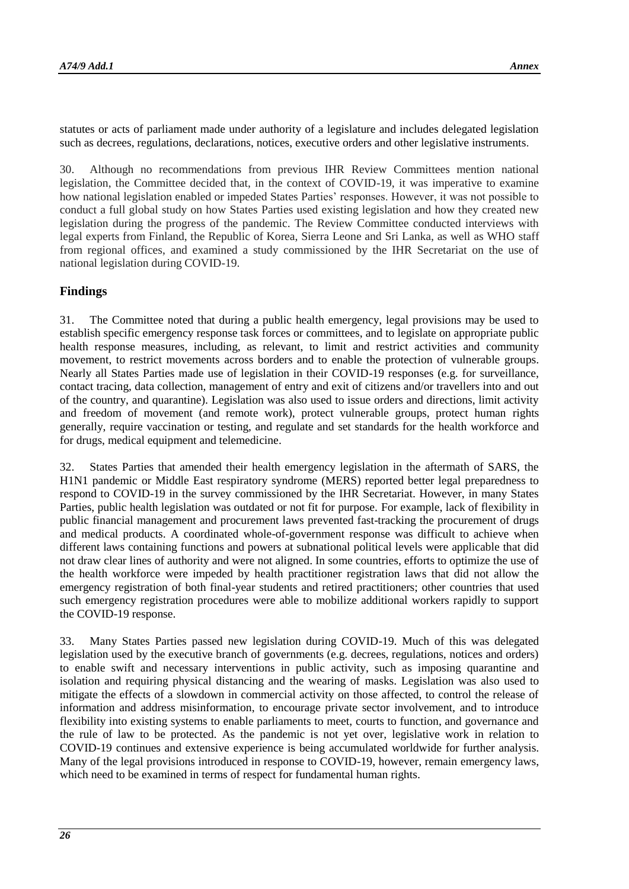statutes or acts of parliament made under authority of a legislature and includes delegated legislation such as decrees, regulations, declarations, notices, executive orders and other legislative instruments.

30. Although no recommendations from previous IHR Review Committees mention national legislation, the Committee decided that, in the context of COVID-19, it was imperative to examine how national legislation enabled or impeded States Parties' responses. However, it was not possible to conduct a full global study on how States Parties used existing legislation and how they created new legislation during the progress of the pandemic. The Review Committee conducted interviews with legal experts from Finland, the Republic of Korea, Sierra Leone and Sri Lanka, as well as WHO staff from regional offices, and examined a study commissioned by the IHR Secretariat on the use of national legislation during COVID-19.

## Findings

31. The Committee noted that during a public health emergency, legal provisions may be used to establish specific emergency response task forces or committees, and to legislate on appropriate public health response measures, including, as relevant, to limit and restrict activities and community movement, to restrict movements across borders and to enable the protection of vulnerable groups. Nearly all States Parties made use of legislation in their COVID-19 responses (e.g. for surveillance, contact tracing, data collection, management of entry and exit of citizens and/or travellers into and out of the country, and quarantine). Legislation was also used to issue orders and directions, limit activity and freedom of movement (and remote work), protect vulnerable groups, protect human rights generally, require vaccination or testing, and regulate and set standards for the health workforce and for drugs, medical equipment and telemedicine.

32. States Parties that amended their health emergency legislation in the aftermath of SARS, the H1N1 pandemic or Middle East respiratory syndrome (MERS) reported better legal preparedness to respond to COVID-19 in the survey commissioned by the IHR Secretariat. However, in many States Parties, public health legislation was outdated or not fit for purpose. For example, lack of flexibility in public financial management and procurement laws prevented fast-tracking the procurement of drugs and medical products. A coordinated whole-of-government response was difficult to achieve when different laws containing functions and powers at subnational political levels were applicable that did not draw clear lines of authority and were not aligned. In some countries, efforts to optimize the use of the health workforce were impeded by health practitioner registration laws that did not allow the emergency registration of both final-year students and retired practitioners; other countries that used such emergency registration procedures were able to mobilize additional workers rapidly to support the COVID-19 response.

33. Many States Parties passed new legislation during COVID-19. Much of this was delegated legislation used by the executive branch of governments (e.g. decrees, regulations, notices and orders) to enable swift and necessary interventions in public activity, such as imposing quarantine and isolation and requiring physical distancing and the wearing of masks. Legislation was also used to mitigate the effects of a slowdown in commercial activity on those affected, to control the release of information and address misinformation, to encourage private sector involvement, and to introduce flexibility into existing systems to enable parliaments to meet, courts to function, and governance and the rule of law to be protected. As the pandemic is not yet over, legislative work in relation to COVID-19 continues and extensive experience is being accumulated worldwide for further analysis. Many of the legal provisions introduced in response to COVID-19, however, remain emergency laws, which need to be examined in terms of respect for fundamental human rights.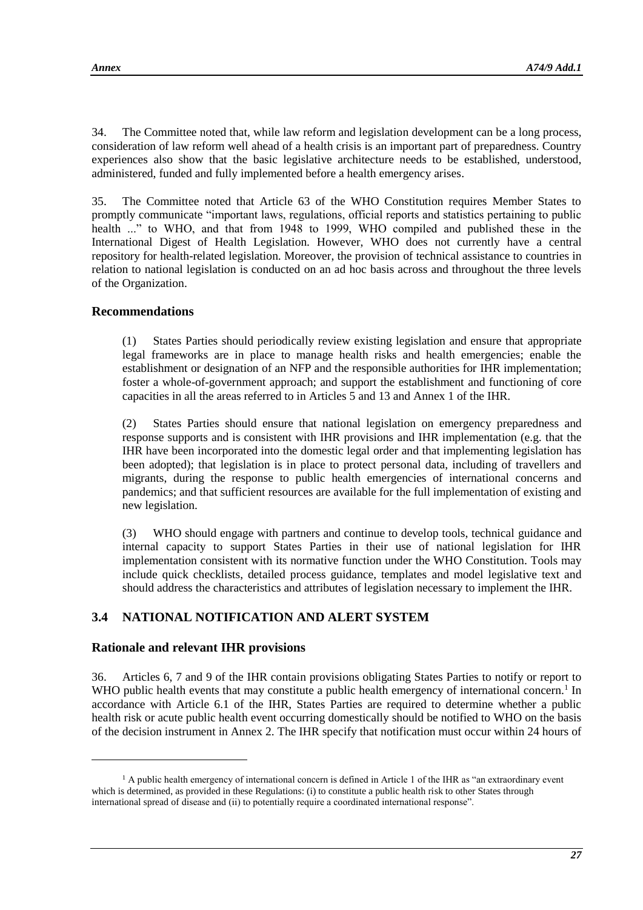34. The Committee noted that, while law reform and legislation development can be a long process, consideration of law reform well ahead of a health crisis is an important part of preparedness. Country experiences also show that the basic legislative architecture needs to be established, understood, administered, funded and fully implemented before a health emergency arises.

35. The Committee noted that Article 63 of the WHO Constitution requires Member States to promptly communicate "important laws, regulations, official reports and statistics pertaining to public health ..." to WHO, and that from 1948 to 1999, WHO compiled and published these in the International Digest of Health Legislation. However, WHO does not currently have a central repository for health-related legislation. Moreover, the provision of technical assistance to countries in relation to national legislation is conducted on an ad hoc basis across and throughout the three levels of the Organization.

### Recommendations

(1) States Parties should periodically review existing legislation and ensure that appropriate legal frameworks are in place to manage health risks and health emergencies; enable the establishment or designation of an NFP and the responsible authorities for IHR implementation; foster a whole-of-government approach; and support the establishment and functioning of core capacities in all the areas referred to in Articles 5 and 13 and Annex 1 of the IHR.

(2) States Parties should ensure that national legislation on emergency preparedness and response supports and is consistent with IHR provisions and IHR implementation (e.g. that the IHR have been incorporated into the domestic legal order and that implementing legislation has been adopted); that legislation is in place to protect personal data, including of travellers and migrants, during the response to public health emergencies of international concerns and pandemics; and that sufficient resources are available for the full implementation of existing and new legislation.

(3) WHO should engage with partners and continue to develop tools, technical guidance and internal capacity to support States Parties in their use of national legislation for IHR implementation consistent with its normative function under the WHO Constitution. Tools may include quick checklists, detailed process guidance, templates and model legislative text and should address the characteristics and attributes of legislation necessary to implement the IHR.

## 3.4 NATIONAL NOTIFICATION AND ALERT SYSTEM

### Rationale and relevant IHR provisions

36. Articles 6, 7 and 9 of the IHR contain provisions obligating States Parties to notify or report to WHO public health events that may constitute a public health emergency of international concern.[1] In accordance with Article 6.1 of the IHR, States Parties are required to determine whether a public health risk or acute public health event occurring domestically should be notified to WHO on the basis of the decision instrument in Annex 2. The IHR specify that notification must occur within 24 hours of

[1] A public health emergency of international concern is defined in Article 1 of the IHR as "an extraordinary event which is determined, as provided in these Regulations: (i) to constitute a public health risk to other States through international spread of disease and (ii) to potentially require a coordinated international response".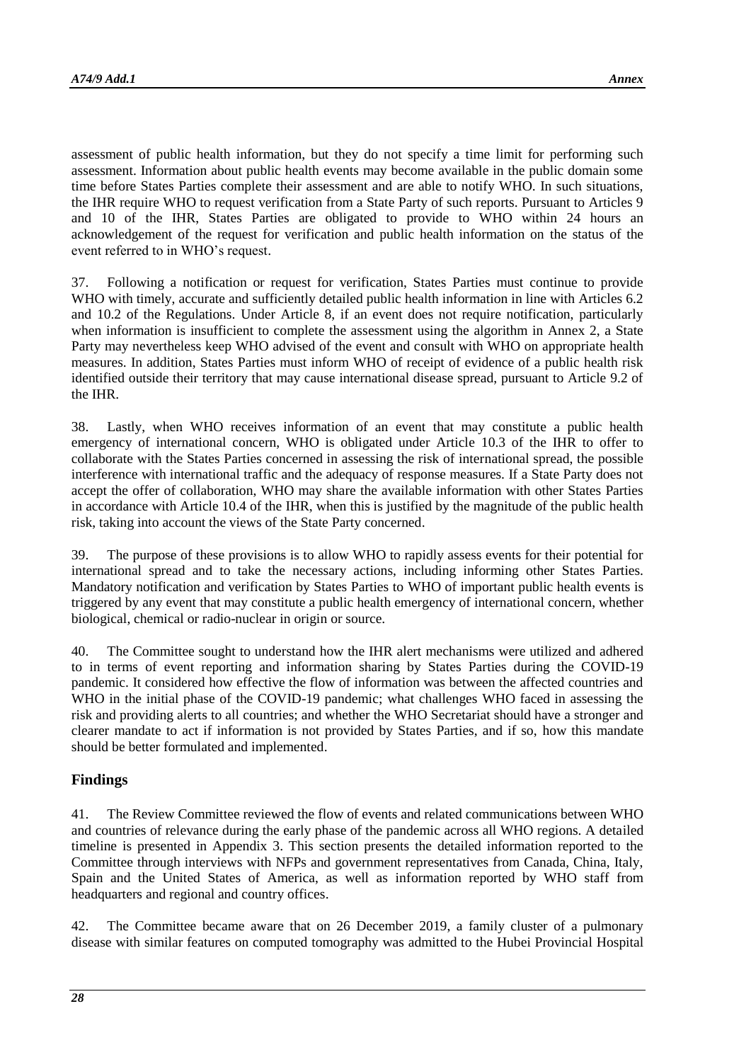assessment of public health information, but they do not specify a time limit for performing such assessment. Information about public health events may become available in the public domain some time before States Parties complete their assessment and are able to notify WHO. In such situations, the IHR require WHO to request verification from a State Party of such reports. Pursuant to Articles 9 and 10 of the IHR, States Parties are obligated to provide to WHO within 24 hours an acknowledgement of the request for verification and public health information on the status of the event referred to in WHO's request.

37. Following a notification or request for verification, States Parties must continue to provide WHO with timely, accurate and sufficiently detailed public health information in line with Articles 6.2 and 10.2 of the Regulations. Under Article 8, if an event does not require notification, particularly when information is insufficient to complete the assessment using the algorithm in Annex 2, a State Party may nevertheless keep WHO advised of the event and consult with WHO on appropriate health measures. In addition, States Parties must inform WHO of receipt of evidence of a public health risk identified outside their territory that may cause international disease spread, pursuant to Article 9.2 of the IHR.

38. Lastly, when WHO receives information of an event that may constitute a public health emergency of international concern, WHO is obligated under Article 10.3 of the IHR to offer to collaborate with the States Parties concerned in assessing the risk of international spread, the possible interference with international traffic and the adequacy of response measures. If a State Party does not accept the offer of collaboration, WHO may share the available information with other States Parties in accordance with Article 10.4 of the IHR, when this is justified by the magnitude of the public health risk, taking into account the views of the State Party concerned.

39. The purpose of these provisions is to allow WHO to rapidly assess events for their potential for international spread and to take the necessary actions, including informing other States Parties. Mandatory notification and verification by States Parties to WHO of important public health events is triggered by any event that may constitute a public health emergency of international concern, whether biological, chemical or radio-nuclear in origin or source.

40. The Committee sought to understand how the IHR alert mechanisms were utilized and adhered to in terms of event reporting and information sharing by States Parties during the COVID-19 pandemic. It considered how effective the flow of information was between the affected countries and WHO in the initial phase of the COVID-19 pandemic; what challenges WHO faced in assessing the risk and providing alerts to all countries; and whether the WHO Secretariat should have a stronger and clearer mandate to act if information is not provided by States Parties, and if so, how this mandate should be better formulated and implemented.

## Findings

41. The Review Committee reviewed the flow of events and related communications between WHO and countries of relevance during the early phase of the pandemic across all WHO regions. A detailed timeline is presented in Appendix 3. This section presents the detailed information reported to the Committee through interviews with NFPs and government representatives from Canada, China, Italy, Spain and the United States of America, as well as information reported by WHO staff from headquarters and regional and country offices.

42. The Committee became aware that on 26 December 2019, a family cluster of a pulmonary disease with similar features on computed tomography was admitted to the Hubei Provincial Hospital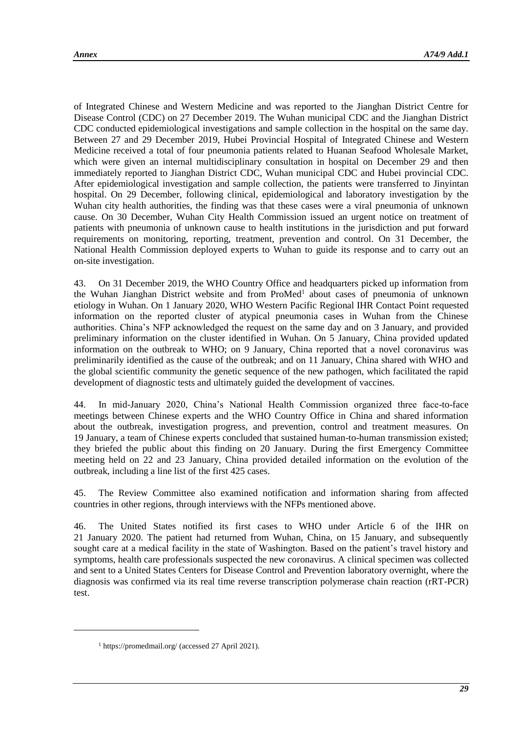of Integrated Chinese and Western Medicine and was reported to the Jianghan District Centre for Disease Control (CDC) on 27 December 2019. The Wuhan municipal CDC and the Jianghan District CDC conducted epidemiological investigations and sample collection in the hospital on the same day. Between 27 and 29 December 2019, Hubei Provincial Hospital of Integrated Chinese and Western Medicine received a total of four pneumonia patients related to Huanan Seafood Wholesale Market, which were given an internal multidisciplinary consultation in hospital on December 29 and then immediately reported to Jianghan District CDC, Wuhan municipal CDC and Hubei provincial CDC. After epidemiological investigation and sample collection, the patients were transferred to Jinyintan hospital. On 29 December, following clinical, epidemiological and laboratory investigation by the Wuhan city health authorities, the finding was that these cases were a viral pneumonia of unknown cause. On 30 December, Wuhan City Health Commission issued an urgent notice on treatment of patients with pneumonia of unknown cause to health institutions in the jurisdiction and put forward requirements on monitoring, reporting, treatment, prevention and control. On 31 December, the National Health Commission deployed experts to Wuhan to guide its response and to carry out an on-site investigation.

43. On 31 December 2019, the WHO Country Office and headquarters picked up information from the Wuhan Jianghan District website and from ProMed[1] about cases of pneumonia of unknown etiology in Wuhan. On 1 January 2020, WHO Western Pacific Regional IHR Contact Point requested information on the reported cluster of atypical pneumonia cases in Wuhan from the Chinese authorities. China's NFP acknowledged the request on the same day and on 3 January, and provided preliminary information on the cluster identified in Wuhan. On 5 January, China provided updated information on the outbreak to WHO; on 9 January, China reported that a novel coronavirus was preliminarily identified as the cause of the outbreak; and on 11 January, China shared with WHO and the global scientific community the genetic sequence of the new pathogen, which facilitated the rapid development of diagnostic tests and ultimately guided the development of vaccines.

44. In mid-January 2020, China's National Health Commission organized three face-to-face meetings between Chinese experts and the WHO Country Office in China and shared information about the outbreak, investigation progress, and prevention, control and treatment measures. On 19 January, a team of Chinese experts concluded that sustained human-to-human transmission existed; they briefed the public about this finding on 20 January. During the first Emergency Committee meeting held on 22 and 23 January, China provided detailed information on the evolution of the outbreak, including a line list of the first 425 cases.

45. The Review Committee also examined notification and information sharing from affected countries in other regions, through interviews with the NFPs mentioned above.

46. The United States notified its first cases to WHO under Article 6 of the IHR on 21 January 2020. The patient had returned from Wuhan, China, on 15 January, and subsequently sought care at a medical facility in the state of Washington. Based on the patient's travel history and symptoms, health care professionals suspected the new coronavirus. A clinical specimen was collected and sent to a United States Centers for Disease Control and Prevention laboratory overnight, where the diagnosis was confirmed via its real time reverse transcription polymerase chain reaction (rRT-PCR) test.

---

[1] https://promedmail.org/ (accessed 27 April 2021).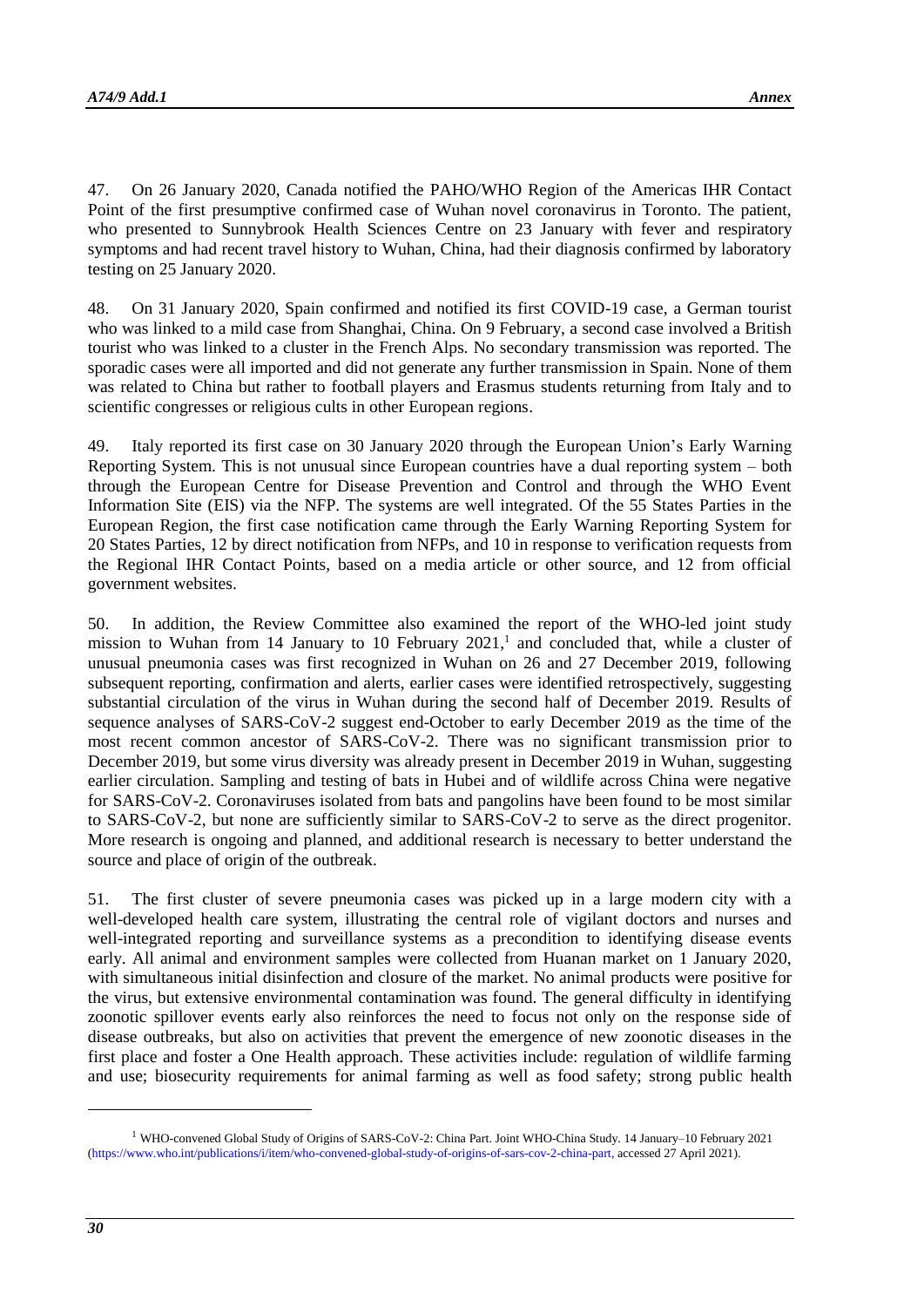47. On 26 January 2020, Canada notified the PAHO/WHO Region of the Americas IHR Contact Point of the first presumptive confirmed case of Wuhan novel coronavirus in Toronto. The patient, who presented to Sunnybrook Health Sciences Centre on 23 January with fever and respiratory symptoms and had recent travel history to Wuhan, China, had their diagnosis confirmed by laboratory testing on 25 January 2020.

48. On 31 January 2020, Spain confirmed and notified its first COVID-19 case, a German tourist who was linked to a mild case from Shanghai, China. On 9 February, a second case involved a British tourist who was linked to a cluster in the French Alps. No secondary transmission was reported. The sporadic cases were all imported and did not generate any further transmission in Spain. None of them was related to China but rather to football players and Erasmus students returning from Italy and to scientific congresses or religious cults in other European regions.

49. Italy reported its first case on 30 January 2020 through the European Union's Early Warning Reporting System. This is not unusual since European countries have a dual reporting system – both through the European Centre for Disease Prevention and Control and through the WHO Event Information Site (EIS) via the NFP. The systems are well integrated. Of the 55 States Parties in the European Region, the first case notification came through the Early Warning Reporting System for 20 States Parties, 12 by direct notification from NFPs, and 10 in response to verification requests from the Regional IHR Contact Points, based on a media article or other source, and 12 from official government websites.

50. In addition, the Review Committee also examined the report of the WHO-led joint study mission to Wuhan from 14 January to 10 February 2021,[1] and concluded that, while a cluster of unusual pneumonia cases was first recognized in Wuhan on 26 and 27 December 2019, following subsequent reporting, confirmation and alerts, earlier cases were identified retrospectively, suggesting substantial circulation of the virus in Wuhan during the second half of December 2019. Results of sequence analyses of SARS-CoV-2 suggest end-October to early December 2019 as the time of the most recent common ancestor of SARS-CoV-2. There was no significant transmission prior to December 2019, but some virus diversity was already present in December 2019 in Wuhan, suggesting earlier circulation. Sampling and testing of bats in Hubei and of wildlife across China were negative for SARS-CoV-2. Coronaviruses isolated from bats and pangolins have been found to be most similar to SARS-CoV-2, but none are sufficiently similar to SARS-CoV-2 to serve as the direct progenitor. More research is ongoing and planned, and additional research is necessary to better understand the source and place of origin of the outbreak.

51. The first cluster of severe pneumonia cases was picked up in a large modern city with a well-developed health care system, illustrating the central role of vigilant doctors and nurses and well-integrated reporting and surveillance systems as a precondition to identifying disease events early. All animal and environment samples were collected from Huanan market on 1 January 2020, with simultaneous initial disinfection and closure of the market. No animal products were positive for the virus, but extensive environmental contamination was found. The general difficulty in identifying zoonotic spillover events early also reinforces the need to focus not only on the response side of disease outbreaks, but also on activities that prevent the emergence of new zoonotic diseases in the first place and foster a One Health approach. These activities include: regulation of wildlife farming and use; biosecurity requirements for animal farming as well as food safety; strong public health

---

[1] WHO-convened Global Study of Origins of SARS-CoV-2: China Part. Joint WHO-China Study. 14 January–10 February 2021 (https://www.who.int/publications/i/item/who-convened-global-study-of-origins-of-sars-cov-2-china-part, accessed 27 April 2021).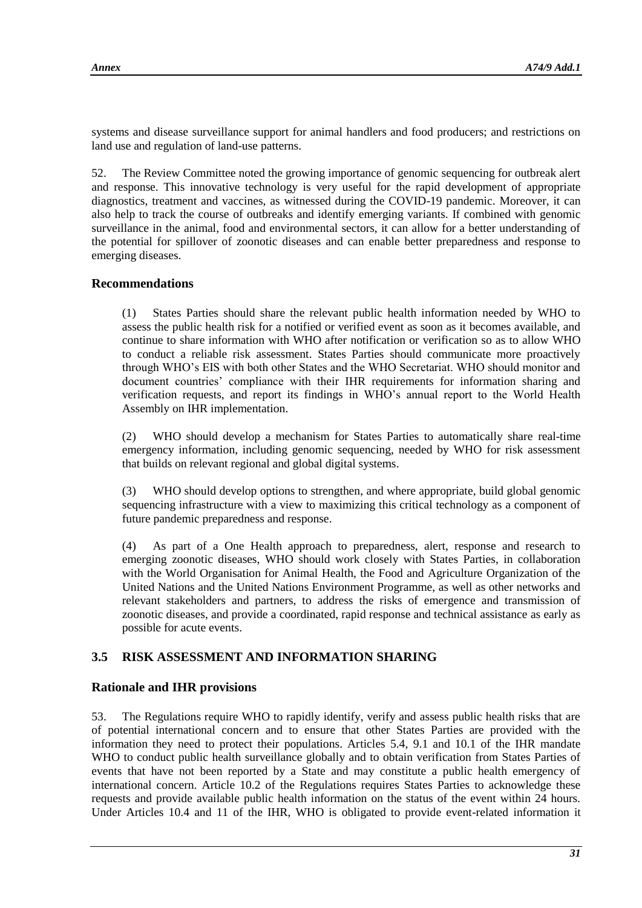systems and disease surveillance support for animal handlers and food producers; and restrictions on land use and regulation of land-use patterns.

52. The Review Committee noted the growing importance of genomic sequencing for outbreak alert and response. This innovative technology is very useful for the rapid development of appropriate diagnostics, treatment and vaccines, as witnessed during the COVID-19 pandemic. Moreover, it can also help to track the course of outbreaks and identify emerging variants. If combined with genomic surveillance in the animal, food and environmental sectors, it can allow for a better understanding of the potential for spillover of zoonotic diseases and can enable better preparedness and response to emerging diseases.

### Recommendations

(1) States Parties should share the relevant public health information needed by WHO to assess the public health risk for a notified or verified event as soon as it becomes available, and continue to share information with WHO after notification or verification so as to allow WHO to conduct a reliable risk assessment. States Parties should communicate more proactively through WHO's EIS with both other States and the WHO Secretariat. WHO should monitor and document countries' compliance with their IHR requirements for information sharing and verification requests, and report its findings in WHO's annual report to the World Health Assembly on IHR implementation.

(2) WHO should develop a mechanism for States Parties to automatically share real-time emergency information, including genomic sequencing, needed by WHO for risk assessment that builds on relevant regional and global digital systems.

(3) WHO should develop options to strengthen, and where appropriate, build global genomic sequencing infrastructure with a view to maximizing this critical technology as a component of future pandemic preparedness and response.

(4) As part of a One Health approach to preparedness, alert, response and research to emerging zoonotic diseases, WHO should work closely with States Parties, in collaboration with the World Organisation for Animal Health, the Food and Agriculture Organization of the United Nations and the United Nations Environment Programme, as well as other networks and relevant stakeholders and partners, to address the risks of emergence and transmission of zoonotic diseases, and provide a coordinated, rapid response and technical assistance as early as possible for acute events.

## 3.5 RISK ASSESSMENT AND INFORMATION SHARING

### Rationale and IHR provisions

53. The Regulations require WHO to rapidly identify, verify and assess public health risks that are of potential international concern and to ensure that other States Parties are provided with the information they need to protect their populations. Articles 5.4, 9.1 and 10.1 of the IHR mandate WHO to conduct public health surveillance globally and to obtain verification from States Parties of events that have not been reported by a State and may constitute a public health emergency of international concern. Article 10.2 of the Regulations requires States Parties to acknowledge these requests and provide available public health information on the status of the event within 24 hours. Under Articles 10.4 and 11 of the IHR, WHO is obligated to provide event-related information it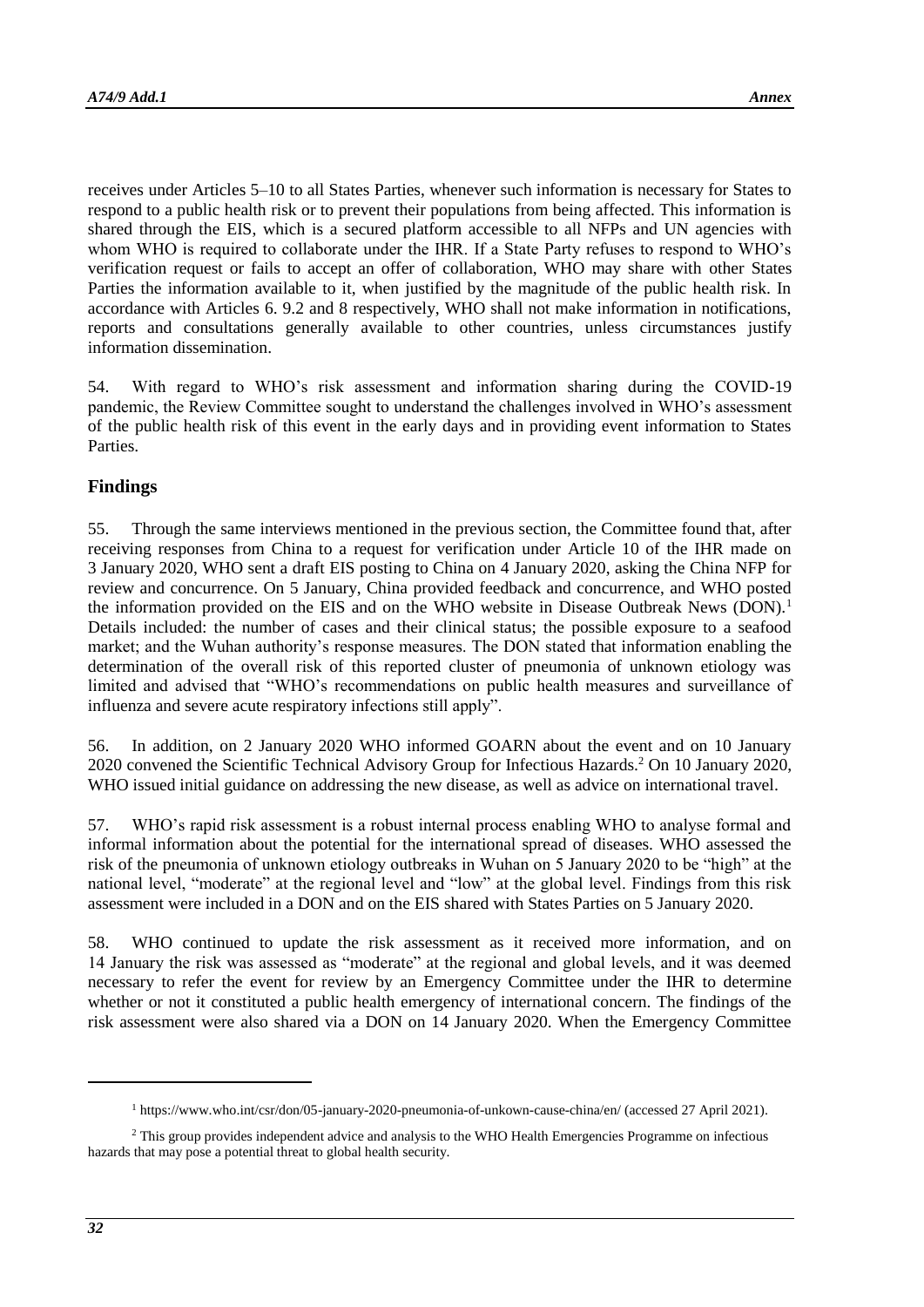receives under Articles 5–10 to all States Parties, whenever such information is necessary for States to respond to a public health risk or to prevent their populations from being affected. This information is shared through the EIS, which is a secured platform accessible to all NFPs and UN agencies with whom WHO is required to collaborate under the IHR. If a State Party refuses to respond to WHO's verification request or fails to accept an offer of collaboration, WHO may share with other States Parties the information available to it, when justified by the magnitude of the public health risk. In accordance with Articles 6. 9.2 and 8 respectively, WHO shall not make information in notifications, reports and consultations generally available to other countries, unless circumstances justify information dissemination.

54. With regard to WHO's risk assessment and information sharing during the COVID-19 pandemic, the Review Committee sought to understand the challenges involved in WHO's assessment of the public health risk of this event in the early days and in providing event information to States Parties.

## Findings

55. Through the same interviews mentioned in the previous section, the Committee found that, after receiving responses from China to a request for verification under Article 10 of the IHR made on 3 January 2020, WHO sent a draft EIS posting to China on 4 January 2020, asking the China NFP for review and concurrence. On 5 January, China provided feedback and concurrence, and WHO posted the information provided on the EIS and on the WHO website in Disease Outbreak News (DON).[1] Details included: the number of cases and their clinical status; the possible exposure to a seafood market; and the Wuhan authority's response measures. The DON stated that information enabling the determination of the overall risk of this reported cluster of pneumonia of unknown etiology was limited and advised that "WHO's recommendations on public health measures and surveillance of influenza and severe acute respiratory infections still apply".

56. In addition, on 2 January 2020 WHO informed GOARN about the event and on 10 January 2020 convened the Scientific Technical Advisory Group for Infectious Hazards.[2] On 10 January 2020, WHO issued initial guidance on addressing the new disease, as well as advice on international travel.

57. WHO's rapid risk assessment is a robust internal process enabling WHO to analyse formal and informal information about the potential for the international spread of diseases. WHO assessed the risk of the pneumonia of unknown etiology outbreaks in Wuhan on 5 January 2020 to be "high" at the national level, "moderate" at the regional level and "low" at the global level. Findings from this risk assessment were included in a DON and on the EIS shared with States Parties on 5 January 2020.

58. WHO continued to update the risk assessment as it received more information, and on 14 January the risk was assessed as "moderate" at the regional and global levels, and it was deemed necessary to refer the event for review by an Emergency Committee under the IHR to determine whether or not it constituted a public health emergency of international concern. The findings of the risk assessment were also shared via a DON on 14 January 2020. When the Emergency Committee

---

[1] https://www.who.int/csr/don/05-january-2020-pneumonia-of-unkown-cause-china/en/ (accessed 27 April 2021).

[2] This group provides independent advice and analysis to the WHO Health Emergencies Programme on infectious hazards that may pose a potential threat to global health security.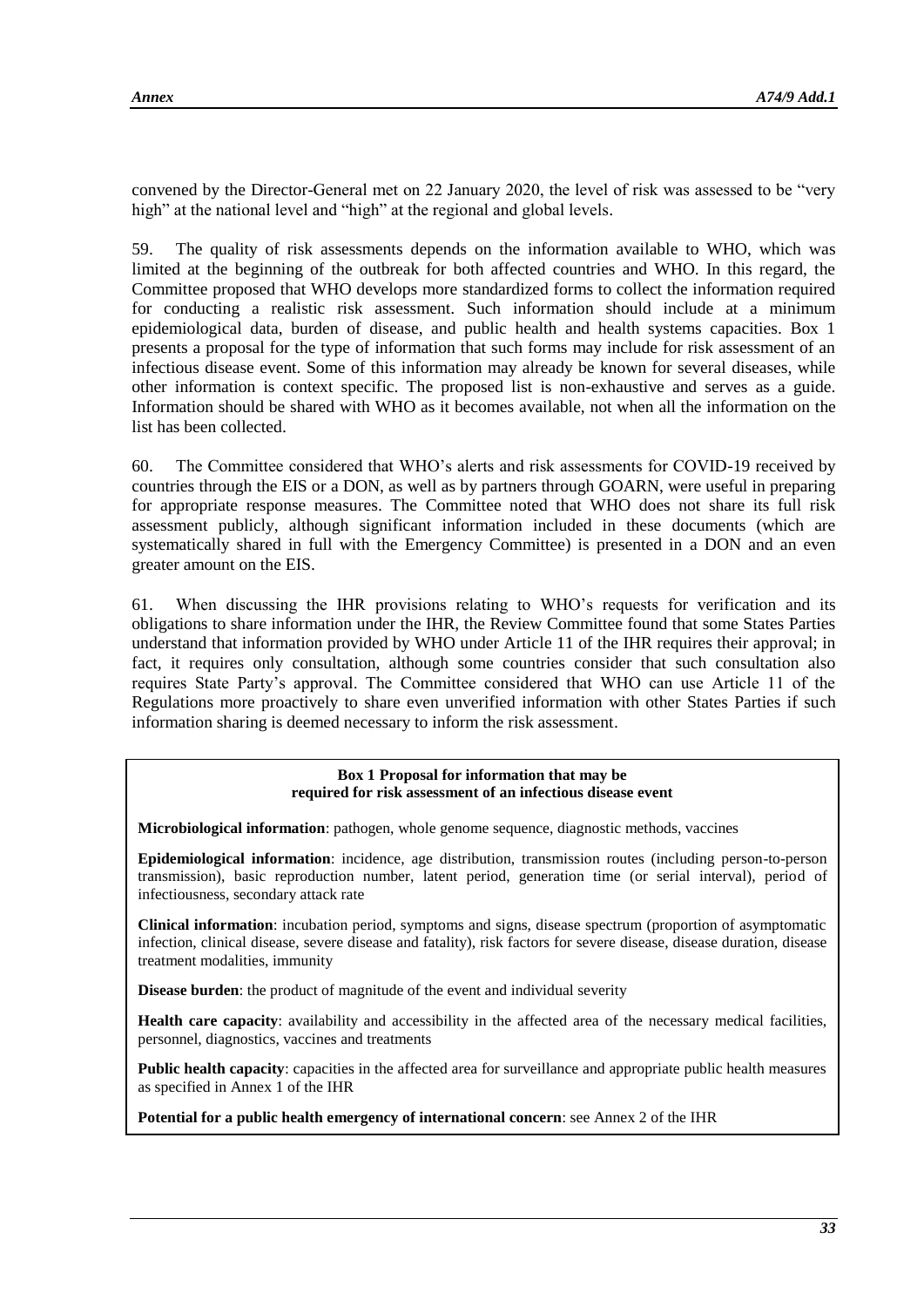convened by the Director-General met on 22 January 2020, the level of risk was assessed to be "very high" at the national level and "high" at the regional and global levels.

59. The quality of risk assessments depends on the information available to WHO, which was limited at the beginning of the outbreak for both affected countries and WHO. In this regard, the Committee proposed that WHO develops more standardized forms to collect the information required for conducting a realistic risk assessment. Such information should include at a minimum epidemiological data, burden of disease, and public health and health systems capacities. Box 1 presents a proposal for the type of information that such forms may include for risk assessment of an infectious disease event. Some of this information may already be known for several diseases, while other information is context specific. The proposed list is non-exhaustive and serves as a guide. Information should be shared with WHO as it becomes available, not when all the information on the list has been collected.

60. The Committee considered that WHO's alerts and risk assessments for COVID-19 received by countries through the EIS or a DON, as well as by partners through GOARN, were useful in preparing for appropriate response measures. The Committee noted that WHO does not share its full risk assessment publicly, although significant information included in these documents (which are systematically shared in full with the Emergency Committee) is presented in a DON and an even greater amount on the EIS.

61. When discussing the IHR provisions relating to WHO's requests for verification and its obligations to share information under the IHR, the Review Committee found that some States Parties understand that information provided by WHO under Article 11 of the IHR requires their approval; in fact, it requires only consultation, although some countries consider that such consultation also requires State Party's approval. The Committee considered that WHO can use Article 11 of the Regulations more proactively to share even unverified information with other States Parties if such information sharing is deemed necessary to inform the risk assessment.

**Box 1 Proposal for information that may be required for risk assessment of an infectious disease event**

**Microbiological information**: pathogen, whole genome sequence, diagnostic methods, vaccines

**Epidemiological information**: incidence, age distribution, transmission routes (including person-to-person transmission), basic reproduction number, latent period, generation time (or serial interval), period of infectiousness, secondary attack rate

**Clinical information**: incubation period, symptoms and signs, disease spectrum (proportion of asymptomatic infection, clinical disease, severe disease and fatality), risk factors for severe disease, disease duration, disease treatment modalities, immunity

**Disease burden**: the product of magnitude of the event and individual severity

**Health care capacity**: availability and accessibility in the affected area of the necessary medical facilities, personnel, diagnostics, vaccines and treatments

**Public health capacity**: capacities in the affected area for surveillance and appropriate public health measures as specified in Annex 1 of the IHR

**Potential for a public health emergency of international concern**: see Annex 2 of the IHR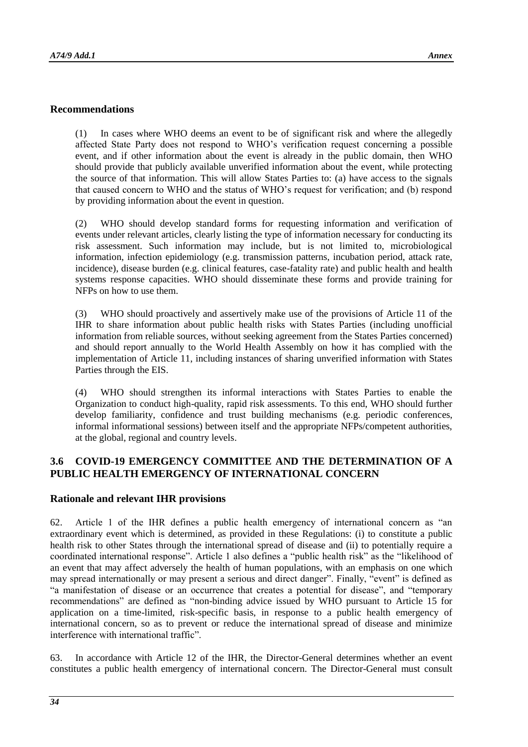## Recommendations

(1) In cases where WHO deems an event to be of significant risk and where the allegedly affected State Party does not respond to WHO's verification request concerning a possible event, and if other information about the event is already in the public domain, then WHO should provide that publicly available unverified information about the event, while protecting the source of that information. This will allow States Parties to: (a) have access to the signals that caused concern to WHO and the status of WHO's request for verification; and (b) respond by providing information about the event in question.

(2) WHO should develop standard forms for requesting information and verification of events under relevant articles, clearly listing the type of information necessary for conducting its risk assessment. Such information may include, but is not limited to, microbiological information, infection epidemiology (e.g. transmission patterns, incubation period, attack rate, incidence), disease burden (e.g. clinical features, case-fatality rate) and public health and health systems response capacities. WHO should disseminate these forms and provide training for NFPs on how to use them.

(3) WHO should proactively and assertively make use of the provisions of Article 11 of the IHR to share information about public health risks with States Parties (including unofficial information from reliable sources, without seeking agreement from the States Parties concerned) and should report annually to the World Health Assembly on how it has complied with the implementation of Article 11, including instances of sharing unverified information with States Parties through the EIS.

(4) WHO should strengthen its informal interactions with States Parties to enable the Organization to conduct high-quality, rapid risk assessments. To this end, WHO should further develop familiarity, confidence and trust building mechanisms (e.g. periodic conferences, informal informational sessions) between itself and the appropriate NFPs/competent authorities, at the global, regional and country levels.

## 3.6 COVID-19 EMERGENCY COMMITTEE AND THE DETERMINATION OF A PUBLIC HEALTH EMERGENCY OF INTERNATIONAL CONCERN

### Rationale and relevant IHR provisions

62. Article 1 of the IHR defines a public health emergency of international concern as "an extraordinary event which is determined, as provided in these Regulations: (i) to constitute a public health risk to other States through the international spread of disease and (ii) to potentially require a coordinated international response". Article 1 also defines a "public health risk" as the "likelihood of an event that may affect adversely the health of human populations, with an emphasis on one which may spread internationally or may present a serious and direct danger". Finally, "event" is defined as "a manifestation of disease or an occurrence that creates a potential for disease", and "temporary recommendations" are defined as "non-binding advice issued by WHO pursuant to Article 15 for application on a time-limited, risk-specific basis, in response to a public health emergency of international concern, so as to prevent or reduce the international spread of disease and minimize interference with international traffic".

63. In accordance with Article 12 of the IHR, the Director-General determines whether an event constitutes a public health emergency of international concern. The Director-General must consult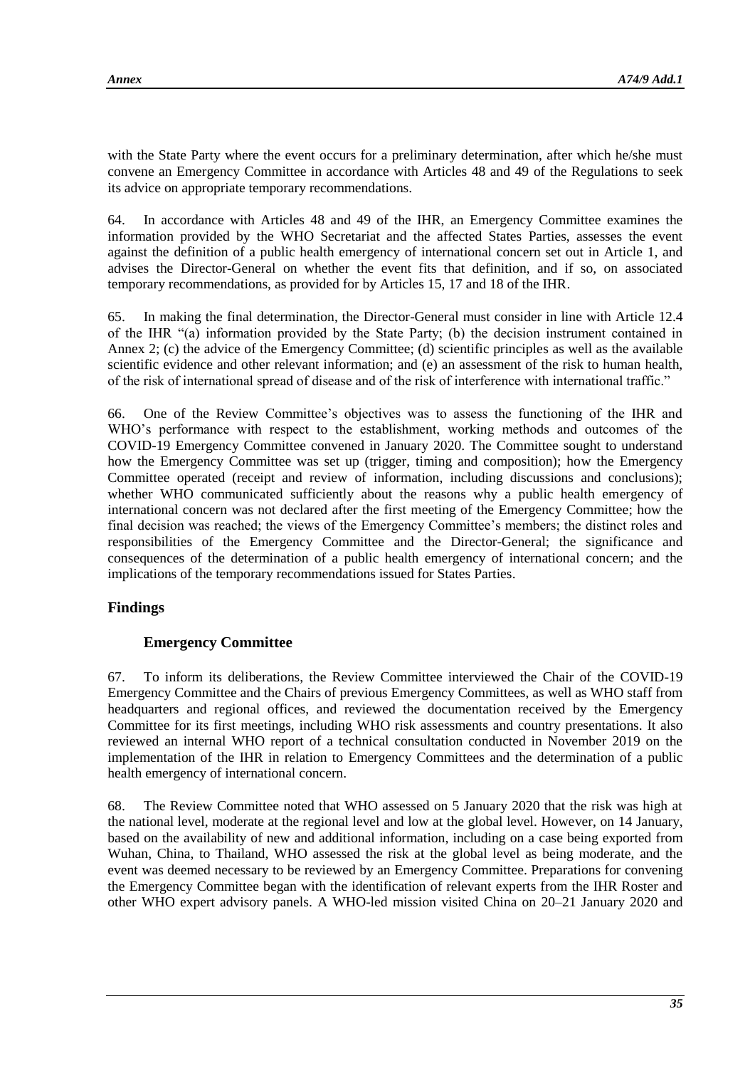with the State Party where the event occurs for a preliminary determination, after which he/she must convene an Emergency Committee in accordance with Articles 48 and 49 of the Regulations to seek its advice on appropriate temporary recommendations.

64. In accordance with Articles 48 and 49 of the IHR, an Emergency Committee examines the information provided by the WHO Secretariat and the affected States Parties, assesses the event against the definition of a public health emergency of international concern set out in Article 1, and advises the Director-General on whether the event fits that definition, and if so, on associated temporary recommendations, as provided for by Articles 15, 17 and 18 of the IHR.

65. In making the final determination, the Director-General must consider in line with Article 12.4 of the IHR "(a) information provided by the State Party; (b) the decision instrument contained in Annex 2; (c) the advice of the Emergency Committee; (d) scientific principles as well as the available scientific evidence and other relevant information; and (e) an assessment of the risk to human health, of the risk of international spread of disease and of the risk of interference with international traffic."

66. One of the Review Committee's objectives was to assess the functioning of the IHR and WHO's performance with respect to the establishment, working methods and outcomes of the COVID-19 Emergency Committee convened in January 2020. The Committee sought to understand how the Emergency Committee was set up (trigger, timing and composition); how the Emergency Committee operated (receipt and review of information, including discussions and conclusions); whether WHO communicated sufficiently about the reasons why a public health emergency of international concern was not declared after the first meeting of the Emergency Committee; how the final decision was reached; the views of the Emergency Committee's members; the distinct roles and responsibilities of the Emergency Committee and the Director-General; the significance and consequences of the determination of a public health emergency of international concern; and the implications of the temporary recommendations issued for States Parties.

## Findings

### Emergency Committee

67. To inform its deliberations, the Review Committee interviewed the Chair of the COVID-19 Emergency Committee and the Chairs of previous Emergency Committees, as well as WHO staff from headquarters and regional offices, and reviewed the documentation received by the Emergency Committee for its first meetings, including WHO risk assessments and country presentations. It also reviewed an internal WHO report of a technical consultation conducted in November 2019 on the implementation of the IHR in relation to Emergency Committees and the determination of a public health emergency of international concern.

68. The Review Committee noted that WHO assessed on 5 January 2020 that the risk was high at the national level, moderate at the regional level and low at the global level. However, on 14 January, based on the availability of new and additional information, including on a case being exported from Wuhan, China, to Thailand, WHO assessed the risk at the global level as being moderate, and the event was deemed necessary to be reviewed by an Emergency Committee. Preparations for convening the Emergency Committee began with the identification of relevant experts from the IHR Roster and other WHO expert advisory panels. A WHO-led mission visited China on 20–21 January 2020 and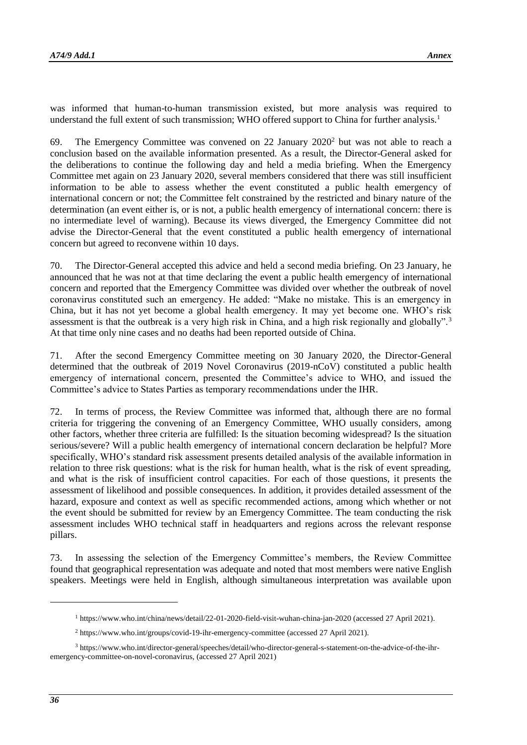was informed that human-to-human transmission existed, but more analysis was required to understand the full extent of such transmission; WHO offered support to China for further analysis.[1]

69. The Emergency Committee was convened on 22 January 2020[2] but was not able to reach a conclusion based on the available information presented. As a result, the Director-General asked for the deliberations to continue the following day and held a media briefing. When the Emergency Committee met again on 23 January 2020, several members considered that there was still insufficient information to be able to assess whether the event constituted a public health emergency of international concern or not; the Committee felt constrained by the restricted and binary nature of the determination (an event either is, or is not, a public health emergency of international concern: there is no intermediate level of warning). Because its views diverged, the Emergency Committee did not advise the Director-General that the event constituted a public health emergency of international concern but agreed to reconvene within 10 days.

70. The Director-General accepted this advice and held a second media briefing. On 23 January, he announced that he was not at that time declaring the event a public health emergency of international concern and reported that the Emergency Committee was divided over whether the outbreak of novel coronavirus constituted such an emergency. He added: "Make no mistake. This is an emergency in China, but it has not yet become a global health emergency. It may yet become one. WHO's risk assessment is that the outbreak is a very high risk in China, and a high risk regionally and globally".[3] At that time only nine cases and no deaths had been reported outside of China.

71. After the second Emergency Committee meeting on 30 January 2020, the Director-General determined that the outbreak of 2019 Novel Coronavirus (2019-nCoV) constituted a public health emergency of international concern, presented the Committee's advice to WHO, and issued the Committee's advice to States Parties as temporary recommendations under the IHR.

72. In terms of process, the Review Committee was informed that, although there are no formal criteria for triggering the convening of an Emergency Committee, WHO usually considers, among other factors, whether three criteria are fulfilled: Is the situation becoming widespread? Is the situation serious/severe? Will a public health emergency of international concern declaration be helpful? More specifically, WHO's standard risk assessment presents detailed analysis of the available information in relation to three risk questions: what is the risk for human health, what is the risk of event spreading, and what is the risk of insufficient control capacities. For each of those questions, it presents the assessment of likelihood and possible consequences. In addition, it provides detailed assessment of the hazard, exposure and context as well as specific recommended actions, among which whether or not the event should be submitted for review by an Emergency Committee. The team conducting the risk assessment includes WHO technical staff in headquarters and regions across the relevant response pillars.

73. In assessing the selection of the Emergency Committee's members, the Review Committee found that geographical representation was adequate and noted that most members were native English speakers. Meetings were held in English, although simultaneous interpretation was available upon

---

[1] https://www.who.int/china/news/detail/22-01-2020-field-visit-wuhan-china-jan-2020 (accessed 27 April 2021).

[2] https://www.who.int/groups/covid-19-ihr-emergency-committee (accessed 27 April 2021).

[3] https://www.who.int/director-general/speeches/detail/who-director-general-s-statement-on-the-advice-of-the-ihr-emergency-committee-on-novel-coronavirus, (accessed 27 April 2021)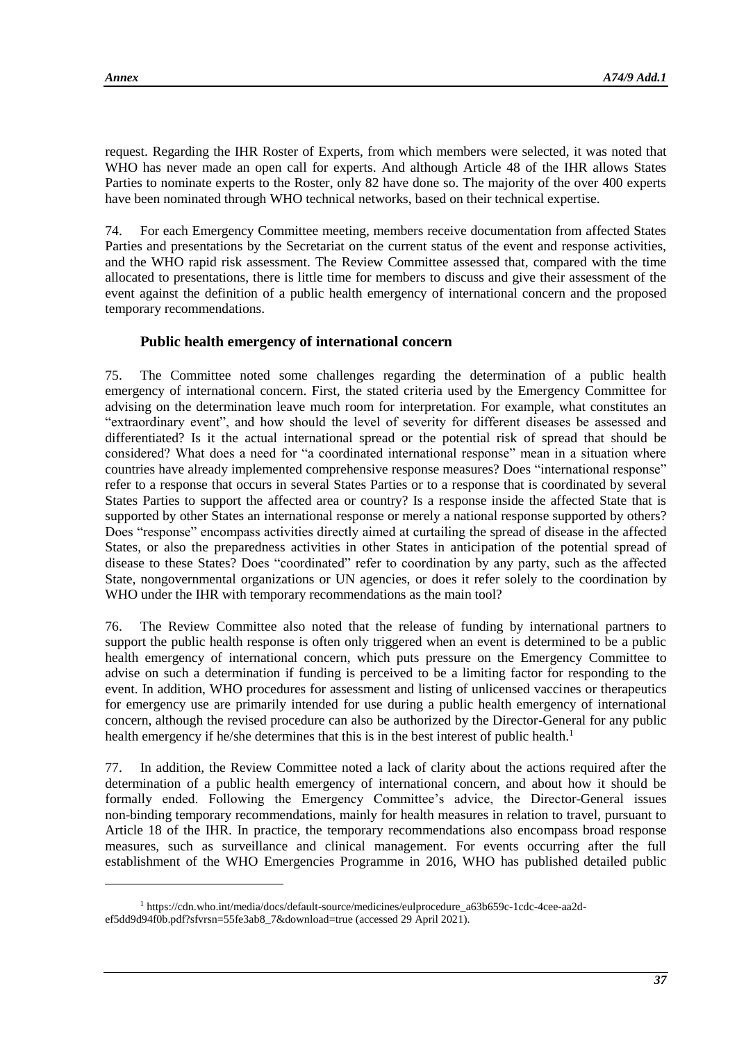request. Regarding the IHR Roster of Experts, from which members were selected, it was noted that WHO has never made an open call for experts. And although Article 48 of the IHR allows States Parties to nominate experts to the Roster, only 82 have done so. The majority of the over 400 experts have been nominated through WHO technical networks, based on their technical expertise.

74. For each Emergency Committee meeting, members receive documentation from affected States Parties and presentations by the Secretariat on the current status of the event and response activities, and the WHO rapid risk assessment. The Review Committee assessed that, compared with the time allocated to presentations, there is little time for members to discuss and give their assessment of the event against the definition of a public health emergency of international concern and the proposed temporary recommendations.

### Public health emergency of international concern

75. The Committee noted some challenges regarding the determination of a public health emergency of international concern. First, the stated criteria used by the Emergency Committee for advising on the determination leave much room for interpretation. For example, what constitutes an "extraordinary event", and how should the level of severity for different diseases be assessed and differentiated? Is it the actual international spread or the potential risk of spread that should be considered? What does a need for "a coordinated international response" mean in a situation where countries have already implemented comprehensive response measures? Does "international response" refer to a response that occurs in several States Parties or to a response that is coordinated by several States Parties to support the affected area or country? Is a response inside the affected State that is supported by other States an international response or merely a national response supported by others? Does "response" encompass activities directly aimed at curtailing the spread of disease in the affected States, or also the preparedness activities in other States in anticipation of the potential spread of disease to these States? Does "coordinated" refer to coordination by any party, such as the affected State, nongovernmental organizations or UN agencies, or does it refer solely to the coordination by WHO under the IHR with temporary recommendations as the main tool?

76. The Review Committee also noted that the release of funding by international partners to support the public health response is often only triggered when an event is determined to be a public health emergency of international concern, which puts pressure on the Emergency Committee to advise on such a determination if funding is perceived to be a limiting factor for responding to the event. In addition, WHO procedures for assessment and listing of unlicensed vaccines or therapeutics for emergency use are primarily intended for use during a public health emergency of international concern, although the revised procedure can also be authorized by the Director-General for any public health emergency if he/she determines that this is in the best interest of public health.[1]

77. In addition, the Review Committee noted a lack of clarity about the actions required after the determination of a public health emergency of international concern, and about how it should be formally ended. Following the Emergency Committee's advice, the Director-General issues non-binding temporary recommendations, mainly for health measures in relation to travel, pursuant to Article 18 of the IHR. In practice, the temporary recommendations also encompass broad response measures, such as surveillance and clinical management. For events occurring after the full establishment of the WHO Emergencies Programme in 2016, WHO has published detailed public

[1] https://cdn.who.int/media/docs/default-source/medicines/eulprocedure_a63b659c-1cdc-4cee-aa2d-ef5dd9d94f0b.pdf?sfvrsn=55fe3ab8_7&download=true (accessed 29 April 2021).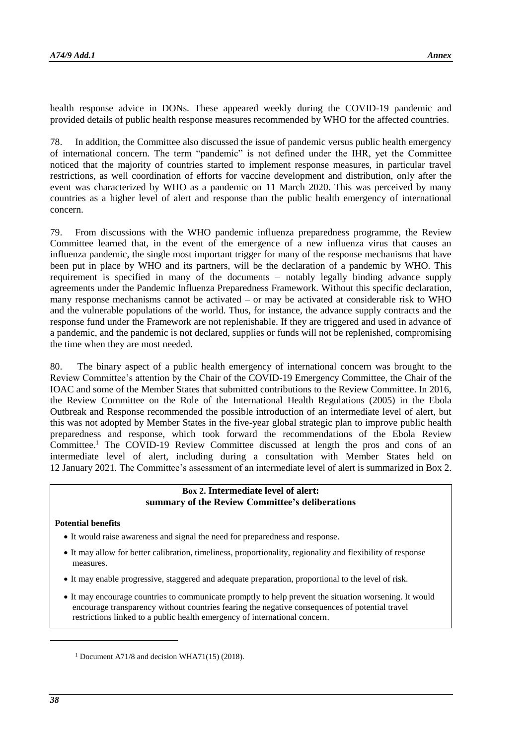health response advice in DONs. These appeared weekly during the COVID-19 pandemic and provided details of public health response measures recommended by WHO for the affected countries.

78. In addition, the Committee also discussed the issue of pandemic versus public health emergency of international concern. The term "pandemic" is not defined under the IHR, yet the Committee noticed that the majority of countries started to implement response measures, in particular travel restrictions, as well coordination of efforts for vaccine development and distribution, only after the event was characterized by WHO as a pandemic on 11 March 2020. This was perceived by many countries as a higher level of alert and response than the public health emergency of international concern.

79. From discussions with the WHO pandemic influenza preparedness programme, the Review Committee learned that, in the event of the emergence of a new influenza virus that causes an influenza pandemic, the single most important trigger for many of the response mechanisms that have been put in place by WHO and its partners, will be the declaration of a pandemic by WHO. This requirement is specified in many of the documents – notably legally binding advance supply agreements under the Pandemic Influenza Preparedness Framework. Without this specific declaration, many response mechanisms cannot be activated – or may be activated at considerable risk to WHO and the vulnerable populations of the world. Thus, for instance, the advance supply contracts and the response fund under the Framework are not replenishable. If they are triggered and used in advance of a pandemic, and the pandemic is not declared, supplies or funds will not be replenished, compromising the time when they are most needed.

80. The binary aspect of a public health emergency of international concern was brought to the Review Committee's attention by the Chair of the COVID-19 Emergency Committee, the Chair of the IOAC and some of the Member States that submitted contributions to the Review Committee. In 2016, the Review Committee on the Role of the International Health Regulations (2005) in the Ebola Outbreak and Response recommended the possible introduction of an intermediate level of alert, but this was not adopted by Member States in the five-year global strategic plan to improve public health preparedness and response, which took forward the recommendations of the Ebola Review Committee.[1] The COVID-19 Review Committee discussed at length the pros and cons of an intermediate level of alert, including during a consultation with Member States held on 12 January 2021. The Committee's assessment of an intermediate level of alert is summarized in Box 2.

**Box 2. Intermediate level of alert: summary of the Review Committee's deliberations**

**Potential benefits**

- It would raise awareness and signal the need for preparedness and response.
- It may allow for better calibration, timeliness, proportionality, regionality and flexibility of response measures.
- It may enable progressive, staggered and adequate preparation, proportional to the level of risk.
- It may encourage countries to communicate promptly to help prevent the situation worsening. It would encourage transparency without countries fearing the negative consequences of potential travel restrictions linked to a public health emergency of international concern.

[1] Document A71/8 and decision WHA71(15) (2018).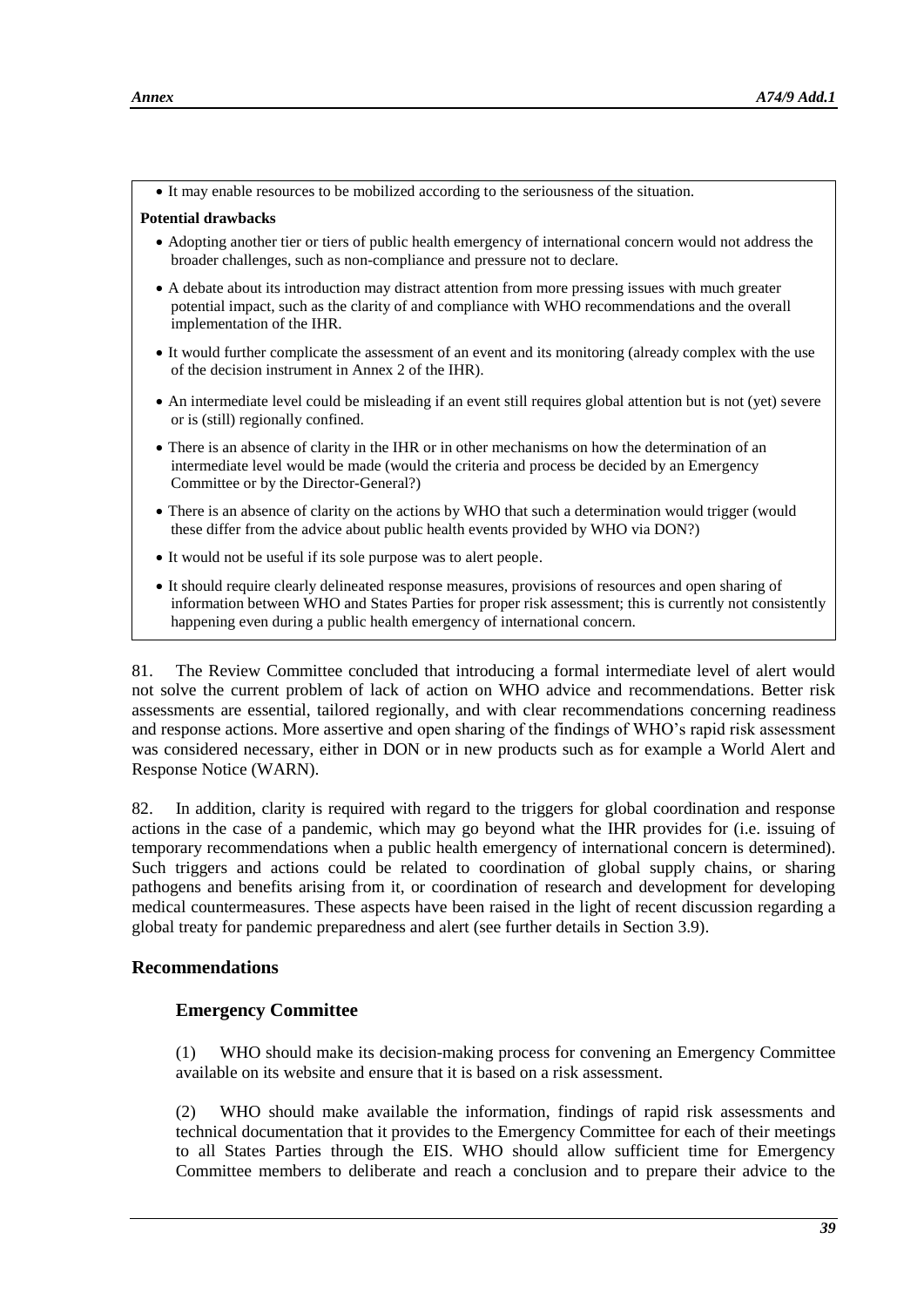- It may enable resources to be mobilized according to the seriousness of the situation.

**Potential drawbacks**

- Adopting another tier or tiers of public health emergency of international concern would not address the broader challenges, such as non-compliance and pressure not to declare.
- A debate about its introduction may distract attention from more pressing issues with much greater potential impact, such as the clarity of and compliance with WHO recommendations and the overall implementation of the IHR.
- It would further complicate the assessment of an event and its monitoring (already complex with the use of the decision instrument in Annex 2 of the IHR).
- An intermediate level could be misleading if an event still requires global attention but is not (yet) severe or is (still) regionally confined.
- There is an absence of clarity in the IHR or in other mechanisms on how the determination of an intermediate level would be made (would the criteria and process be decided by an Emergency Committee or by the Director-General?)
- There is an absence of clarity on the actions by WHO that such a determination would trigger (would these differ from the advice about public health events provided by WHO via DON?)
- It would not be useful if its sole purpose was to alert people.
- It should require clearly delineated response measures, provisions of resources and open sharing of information between WHO and States Parties for proper risk assessment; this is currently not consistently happening even during a public health emergency of international concern.

81. The Review Committee concluded that introducing a formal intermediate level of alert would not solve the current problem of lack of action on WHO advice and recommendations. Better risk assessments are essential, tailored regionally, and with clear recommendations concerning readiness and response actions. More assertive and open sharing of the findings of WHO's rapid risk assessment was considered necessary, either in DON or in new products such as for example a World Alert and Response Notice (WARN).

82. In addition, clarity is required with regard to the triggers for global coordination and response actions in the case of a pandemic, which may go beyond what the IHR provides for (i.e. issuing of temporary recommendations when a public health emergency of international concern is determined). Such triggers and actions could be related to coordination of global supply chains, or sharing pathogens and benefits arising from it, or coordination of research and development for developing medical countermeasures. These aspects have been raised in the light of recent discussion regarding a global treaty for pandemic preparedness and alert (see further details in Section 3.9).

## Recommendations

### Emergency Committee

(1) WHO should make its decision-making process for convening an Emergency Committee available on its website and ensure that it is based on a risk assessment.

(2) WHO should make available the information, findings of rapid risk assessments and technical documentation that it provides to the Emergency Committee for each of their meetings to all States Parties through the EIS. WHO should allow sufficient time for Emergency Committee members to deliberate and reach a conclusion and to prepare their advice to the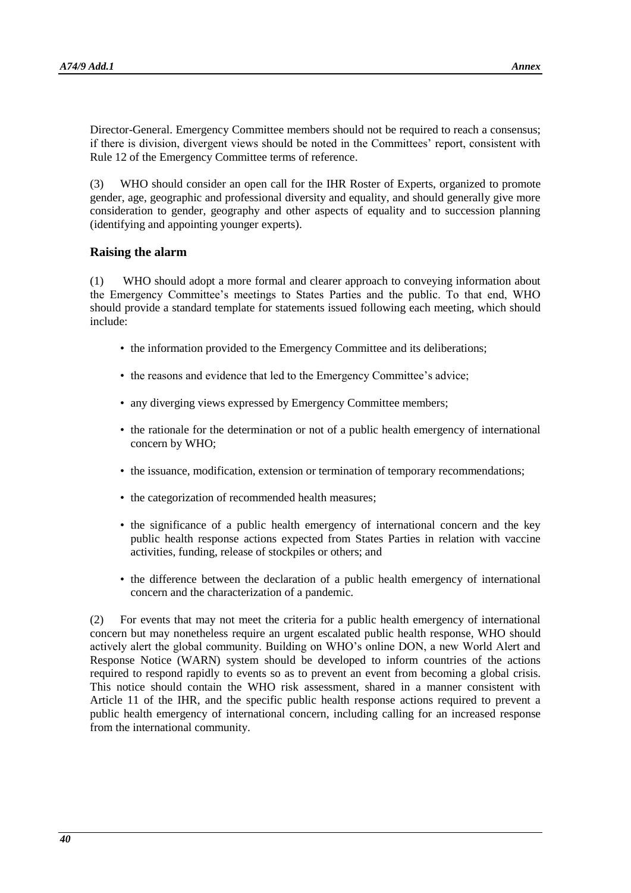Director-General. Emergency Committee members should not be required to reach a consensus; if there is division, divergent views should be noted in the Committees' report, consistent with Rule 12 of the Emergency Committee terms of reference.

(3) WHO should consider an open call for the IHR Roster of Experts, organized to promote gender, age, geographic and professional diversity and equality, and should generally give more consideration to gender, geography and other aspects of equality and to succession planning (identifying and appointing younger experts).

### Raising the alarm

(1) WHO should adopt a more formal and clearer approach to conveying information about the Emergency Committee's meetings to States Parties and the public. To that end, WHO should provide a standard template for statements issued following each meeting, which should include:

- the information provided to the Emergency Committee and its deliberations;
- the reasons and evidence that led to the Emergency Committee's advice;
- any diverging views expressed by Emergency Committee members;
- the rationale for the determination or not of a public health emergency of international concern by WHO;
- the issuance, modification, extension or termination of temporary recommendations;
- the categorization of recommended health measures;
- the significance of a public health emergency of international concern and the key public health response actions expected from States Parties in relation with vaccine activities, funding, release of stockpiles or others; and
- the difference between the declaration of a public health emergency of international concern and the characterization of a pandemic.

(2) For events that may not meet the criteria for a public health emergency of international concern but may nonetheless require an urgent escalated public health response, WHO should actively alert the global community. Building on WHO's online DON, a new World Alert and Response Notice (WARN) system should be developed to inform countries of the actions required to respond rapidly to events so as to prevent an event from becoming a global crisis. This notice should contain the WHO risk assessment, shared in a manner consistent with Article 11 of the IHR, and the specific public health response actions required to prevent a public health emergency of international concern, including calling for an increased response from the international community.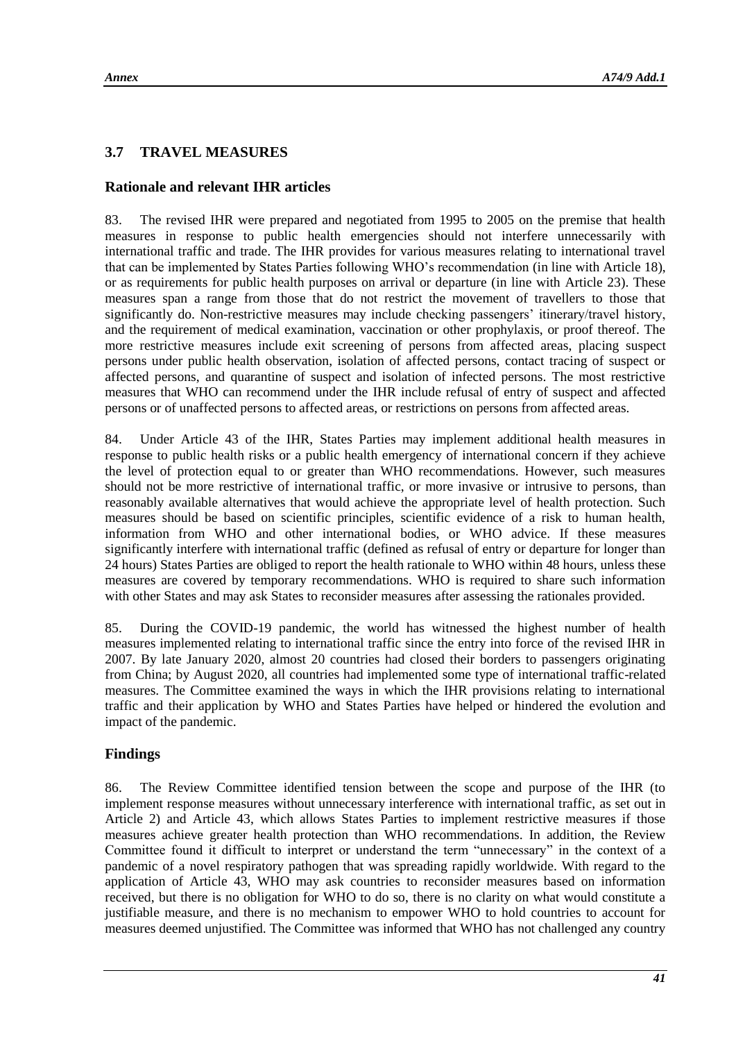## 3.7 TRAVEL MEASURES

### Rationale and relevant IHR articles

83. The revised IHR were prepared and negotiated from 1995 to 2005 on the premise that health measures in response to public health emergencies should not interfere unnecessarily with international traffic and trade. The IHR provides for various measures relating to international travel that can be implemented by States Parties following WHO's recommendation (in line with Article 18), or as requirements for public health purposes on arrival or departure (in line with Article 23). These measures span a range from those that do not restrict the movement of travellers to those that significantly do. Non-restrictive measures may include checking passengers' itinerary/travel history, and the requirement of medical examination, vaccination or other prophylaxis, or proof thereof. The more restrictive measures include exit screening of persons from affected areas, placing suspect persons under public health observation, isolation of affected persons, contact tracing of suspect or affected persons, and quarantine of suspect and isolation of infected persons. The most restrictive measures that WHO can recommend under the IHR include refusal of entry of suspect and affected persons or of unaffected persons to affected areas, or restrictions on persons from affected areas.

84. Under Article 43 of the IHR, States Parties may implement additional health measures in response to public health risks or a public health emergency of international concern if they achieve the level of protection equal to or greater than WHO recommendations. However, such measures should not be more restrictive of international traffic, or more invasive or intrusive to persons, than reasonably available alternatives that would achieve the appropriate level of health protection. Such measures should be based on scientific principles, scientific evidence of a risk to human health, information from WHO and other international bodies, or WHO advice. If these measures significantly interfere with international traffic (defined as refusal of entry or departure for longer than 24 hours) States Parties are obliged to report the health rationale to WHO within 48 hours, unless these measures are covered by temporary recommendations. WHO is required to share such information with other States and may ask States to reconsider measures after assessing the rationales provided.

85. During the COVID-19 pandemic, the world has witnessed the highest number of health measures implemented relating to international traffic since the entry into force of the revised IHR in 2007. By late January 2020, almost 20 countries had closed their borders to passengers originating from China; by August 2020, all countries had implemented some type of international traffic-related measures. The Committee examined the ways in which the IHR provisions relating to international traffic and their application by WHO and States Parties have helped or hindered the evolution and impact of the pandemic.

### Findings

86. The Review Committee identified tension between the scope and purpose of the IHR (to implement response measures without unnecessary interference with international traffic, as set out in Article 2) and Article 43, which allows States Parties to implement restrictive measures if those measures achieve greater health protection than WHO recommendations. In addition, the Review Committee found it difficult to interpret or understand the term "unnecessary" in the context of a pandemic of a novel respiratory pathogen that was spreading rapidly worldwide. With regard to the application of Article 43, WHO may ask countries to reconsider measures based on information received, but there is no obligation for WHO to do so, there is no clarity on what would constitute a justifiable measure, and there is no mechanism to empower WHO to hold countries to account for measures deemed unjustified. The Committee was informed that WHO has not challenged any country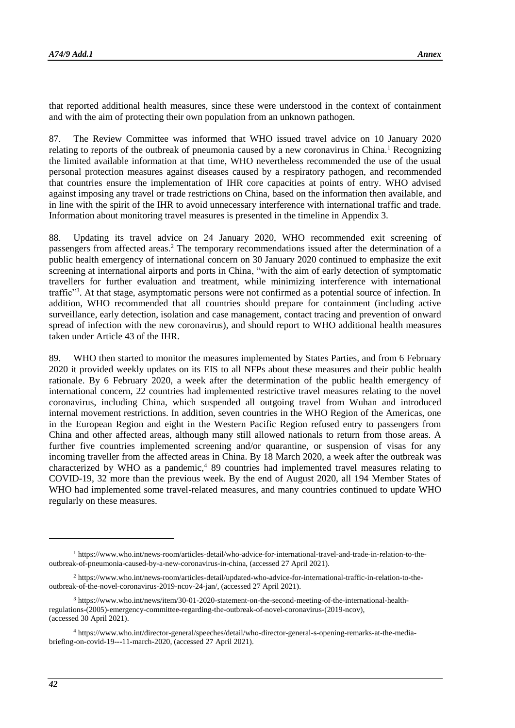that reported additional health measures, since these were understood in the context of containment and with the aim of protecting their own population from an unknown pathogen.

87. The Review Committee was informed that WHO issued travel advice on 10 January 2020 relating to reports of the outbreak of pneumonia caused by a new coronavirus in China.[1] Recognizing the limited available information at that time, WHO nevertheless recommended the use of the usual personal protection measures against diseases caused by a respiratory pathogen, and recommended that countries ensure the implementation of IHR core capacities at points of entry. WHO advised against imposing any travel or trade restrictions on China, based on the information then available, and in line with the spirit of the IHR to avoid unnecessary interference with international traffic and trade. Information about monitoring travel measures is presented in the timeline in Appendix 3.

88. Updating its travel advice on 24 January 2020, WHO recommended exit screening of passengers from affected areas.[2] The temporary recommendations issued after the determination of a public health emergency of international concern on 30 January 2020 continued to emphasize the exit screening at international airports and ports in China, "with the aim of early detection of symptomatic travellers for further evaluation and treatment, while minimizing interference with international traffic"[3]. At that stage, asymptomatic persons were not confirmed as a potential source of infection. In addition, WHO recommended that all countries should prepare for containment (including active surveillance, early detection, isolation and case management, contact tracing and prevention of onward spread of infection with the new coronavirus), and should report to WHO additional health measures taken under Article 43 of the IHR.

89. WHO then started to monitor the measures implemented by States Parties, and from 6 February 2020 it provided weekly updates on its EIS to all NFPs about these measures and their public health rationale. By 6 February 2020, a week after the determination of the public health emergency of international concern, 22 countries had implemented restrictive travel measures relating to the novel coronavirus, including China, which suspended all outgoing travel from Wuhan and introduced internal movement restrictions. In addition, seven countries in the WHO Region of the Americas, one in the European Region and eight in the Western Pacific Region refused entry to passengers from China and other affected areas, although many still allowed nationals to return from those areas. A further five countries implemented screening and/or quarantine, or suspension of visas for any incoming traveller from the affected areas in China. By 18 March 2020, a week after the outbreak was characterized by WHO as a pandemic,[4] 89 countries had implemented travel measures relating to COVID-19, 32 more than the previous week. By the end of August 2020, all 194 Member States of WHO had implemented some travel-related measures, and many countries continued to update WHO regularly on these measures.

---

[1] https://www.who.int/news-room/articles-detail/who-advice-for-international-travel-and-trade-in-relation-to-the-outbreak-of-pneumonia-caused-by-a-new-coronavirus-in-china, (accessed 27 April 2021).

[2] https://www.who.int/news-room/articles-detail/updated-who-advice-for-international-traffic-in-relation-to-the-outbreak-of-the-novel-coronavirus-2019-ncov-24-jan/, (accessed 27 April 2021).

[3] https://www.who.int/news/item/30-01-2020-statement-on-the-second-meeting-of-the-international-health-regulations-(2005)-emergency-committee-regarding-the-outbreak-of-novel-coronavirus-(2019-ncov), (accessed 30 April 2021).

[4] https://www.who.int/director-general/speeches/detail/who-director-general-s-opening-remarks-at-the-media-briefing-on-covid-19---11-march-2020, (accessed 27 April 2021).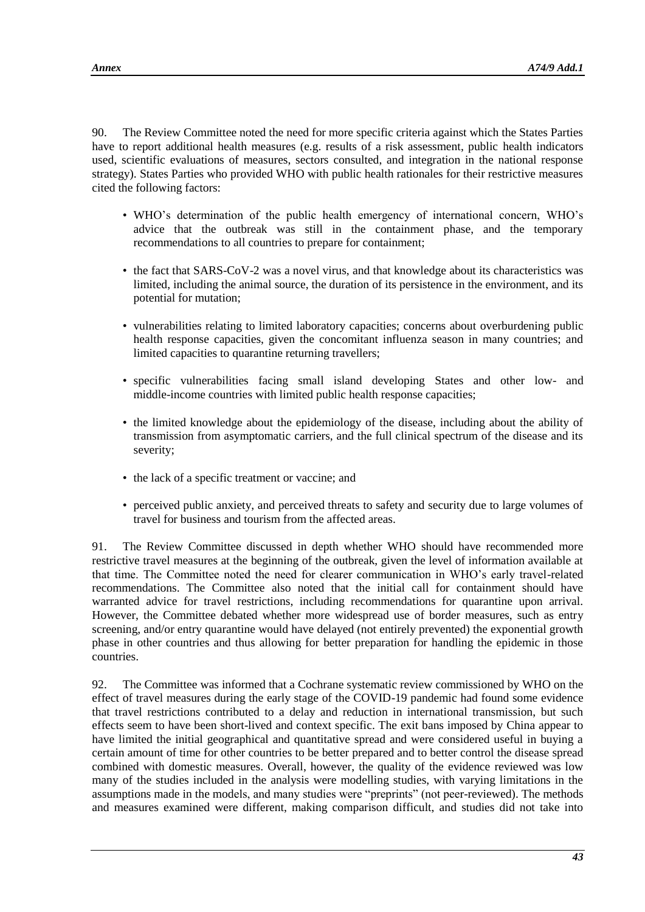90. The Review Committee noted the need for more specific criteria against which the States Parties have to report additional health measures (e.g. results of a risk assessment, public health indicators used, scientific evaluations of measures, sectors consulted, and integration in the national response strategy). States Parties who provided WHO with public health rationales for their restrictive measures cited the following factors:

- WHO's determination of the public health emergency of international concern, WHO's advice that the outbreak was still in the containment phase, and the temporary recommendations to all countries to prepare for containment;
- the fact that SARS-CoV-2 was a novel virus, and that knowledge about its characteristics was limited, including the animal source, the duration of its persistence in the environment, and its potential for mutation;
- vulnerabilities relating to limited laboratory capacities; concerns about overburdening public health response capacities, given the concomitant influenza season in many countries; and limited capacities to quarantine returning travellers;
- specific vulnerabilities facing small island developing States and other low- and middle-income countries with limited public health response capacities;
- the limited knowledge about the epidemiology of the disease, including about the ability of transmission from asymptomatic carriers, and the full clinical spectrum of the disease and its severity;
- the lack of a specific treatment or vaccine; and
- perceived public anxiety, and perceived threats to safety and security due to large volumes of travel for business and tourism from the affected areas.

91. The Review Committee discussed in depth whether WHO should have recommended more restrictive travel measures at the beginning of the outbreak, given the level of information available at that time. The Committee noted the need for clearer communication in WHO's early travel-related recommendations. The Committee also noted that the initial call for containment should have warranted advice for travel restrictions, including recommendations for quarantine upon arrival. However, the Committee debated whether more widespread use of border measures, such as entry screening, and/or entry quarantine would have delayed (not entirely prevented) the exponential growth phase in other countries and thus allowing for better preparation for handling the epidemic in those countries.

92. The Committee was informed that a Cochrane systematic review commissioned by WHO on the effect of travel measures during the early stage of the COVID-19 pandemic had found some evidence that travel restrictions contributed to a delay and reduction in international transmission, but such effects seem to have been short-lived and context specific. The exit bans imposed by China appear to have limited the initial geographical and quantitative spread and were considered useful in buying a certain amount of time for other countries to be better prepared and to better control the disease spread combined with domestic measures. Overall, however, the quality of the evidence reviewed was low many of the studies included in the analysis were modelling studies, with varying limitations in the assumptions made in the models, and many studies were "preprints" (not peer-reviewed). The methods and measures examined were different, making comparison difficult, and studies did not take into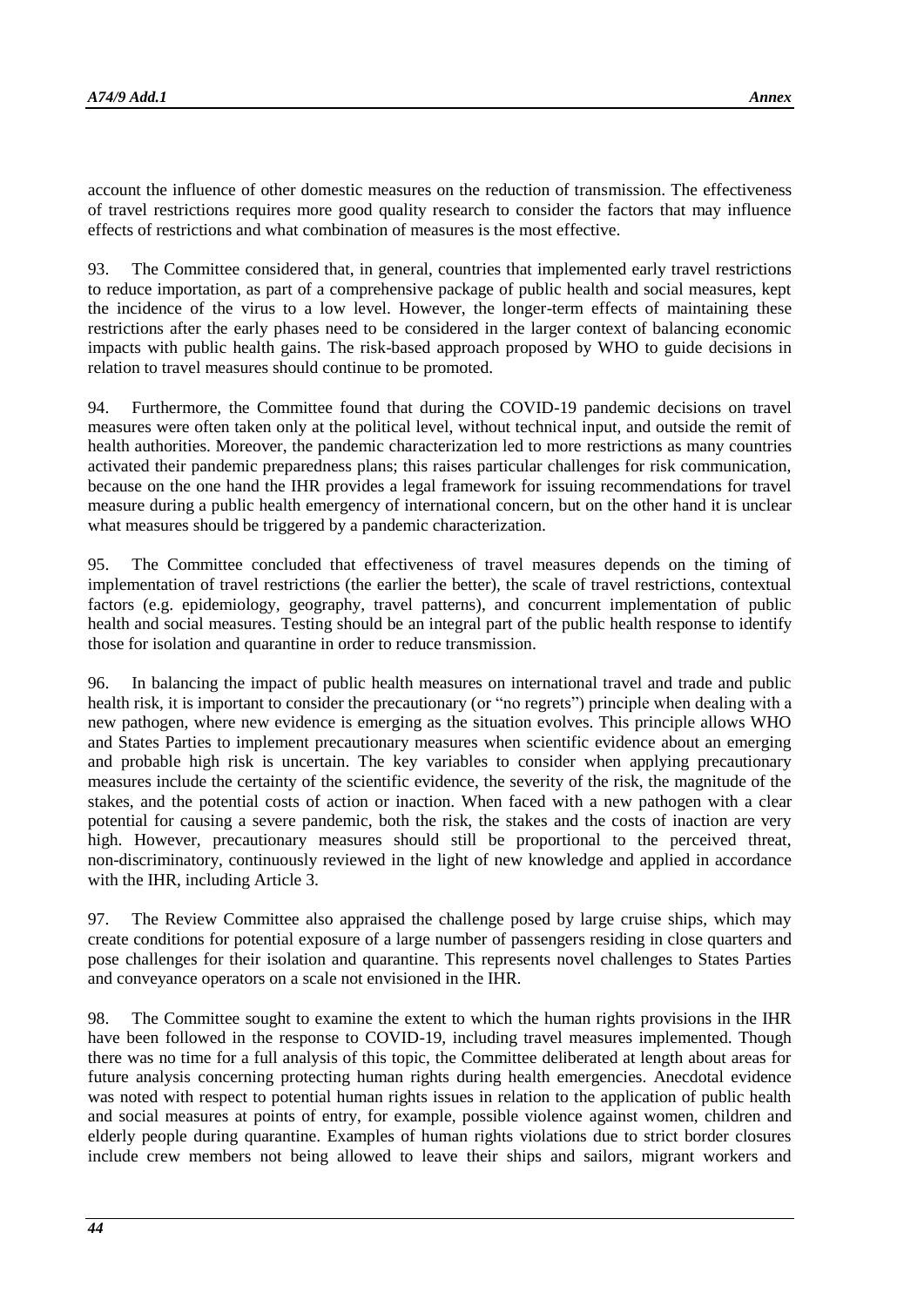account the influence of other domestic measures on the reduction of transmission. The effectiveness of travel restrictions requires more good quality research to consider the factors that may influence effects of restrictions and what combination of measures is the most effective.

93. The Committee considered that, in general, countries that implemented early travel restrictions to reduce importation, as part of a comprehensive package of public health and social measures, kept the incidence of the virus to a low level. However, the longer-term effects of maintaining these restrictions after the early phases need to be considered in the larger context of balancing economic impacts with public health gains. The risk-based approach proposed by WHO to guide decisions in relation to travel measures should continue to be promoted.

94. Furthermore, the Committee found that during the COVID-19 pandemic decisions on travel measures were often taken only at the political level, without technical input, and outside the remit of health authorities. Moreover, the pandemic characterization led to more restrictions as many countries activated their pandemic preparedness plans; this raises particular challenges for risk communication, because on the one hand the IHR provides a legal framework for issuing recommendations for travel measure during a public health emergency of international concern, but on the other hand it is unclear what measures should be triggered by a pandemic characterization.

95. The Committee concluded that effectiveness of travel measures depends on the timing of implementation of travel restrictions (the earlier the better), the scale of travel restrictions, contextual factors (e.g. epidemiology, geography, travel patterns), and concurrent implementation of public health and social measures. Testing should be an integral part of the public health response to identify those for isolation and quarantine in order to reduce transmission.

96. In balancing the impact of public health measures on international travel and trade and public health risk, it is important to consider the precautionary (or "no regrets") principle when dealing with a new pathogen, where new evidence is emerging as the situation evolves. This principle allows WHO and States Parties to implement precautionary measures when scientific evidence about an emerging and probable high risk is uncertain. The key variables to consider when applying precautionary measures include the certainty of the scientific evidence, the severity of the risk, the magnitude of the stakes, and the potential costs of action or inaction. When faced with a new pathogen with a clear potential for causing a severe pandemic, both the risk, the stakes and the costs of inaction are very high. However, precautionary measures should still be proportional to the perceived threat, non-discriminatory, continuously reviewed in the light of new knowledge and applied in accordance with the IHR, including Article 3.

97. The Review Committee also appraised the challenge posed by large cruise ships, which may create conditions for potential exposure of a large number of passengers residing in close quarters and pose challenges for their isolation and quarantine. This represents novel challenges to States Parties and conveyance operators on a scale not envisioned in the IHR.

98. The Committee sought to examine the extent to which the human rights provisions in the IHR have been followed in the response to COVID-19, including travel measures implemented. Though there was no time for a full analysis of this topic, the Committee deliberated at length about areas for future analysis concerning protecting human rights during health emergencies. Anecdotal evidence was noted with respect to potential human rights issues in relation to the application of public health and social measures at points of entry, for example, possible violence against women, children and elderly people during quarantine. Examples of human rights violations due to strict border closures include crew members not being allowed to leave their ships and sailors, migrant workers and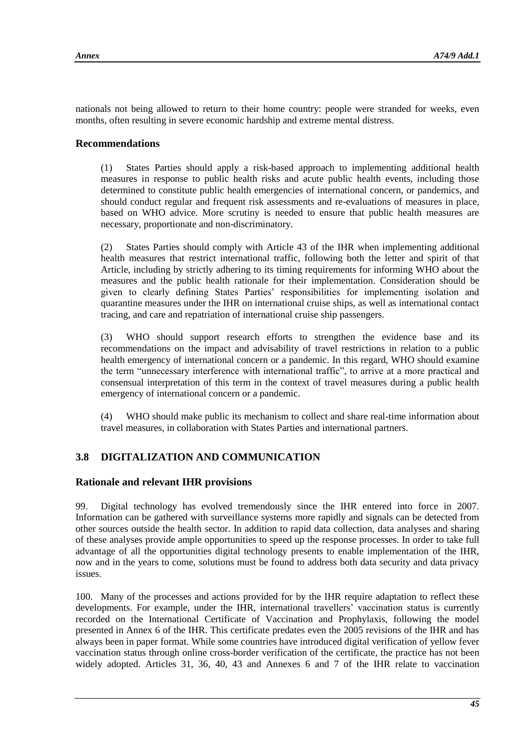nationals not being allowed to return to their home country: people were stranded for weeks, even months, often resulting in severe economic hardship and extreme mental distress.

### Recommendations

(1) States Parties should apply a risk-based approach to implementing additional health measures in response to public health risks and acute public health events, including those determined to constitute public health emergencies of international concern, or pandemics, and should conduct regular and frequent risk assessments and re-evaluations of measures in place, based on WHO advice. More scrutiny is needed to ensure that public health measures are necessary, proportionate and non-discriminatory.

(2) States Parties should comply with Article 43 of the IHR when implementing additional health measures that restrict international traffic, following both the letter and spirit of that Article, including by strictly adhering to its timing requirements for informing WHO about the measures and the public health rationale for their implementation. Consideration should be given to clearly defining States Parties' responsibilities for implementing isolation and quarantine measures under the IHR on international cruise ships, as well as international contact tracing, and care and repatriation of international cruise ship passengers.

(3) WHO should support research efforts to strengthen the evidence base and its recommendations on the impact and advisability of travel restrictions in relation to a public health emergency of international concern or a pandemic. In this regard, WHO should examine the term "unnecessary interference with international traffic", to arrive at a more practical and consensual interpretation of this term in the context of travel measures during a public health emergency of international concern or a pandemic.

(4) WHO should make public its mechanism to collect and share real-time information about travel measures, in collaboration with States Parties and international partners.

## 3.8 DIGITALIZATION AND COMMUNICATION

### Rationale and relevant IHR provisions

99. Digital technology has evolved tremendously since the IHR entered into force in 2007. Information can be gathered with surveillance systems more rapidly and signals can be detected from other sources outside the health sector. In addition to rapid data collection, data analyses and sharing of these analyses provide ample opportunities to speed up the response processes. In order to take full advantage of all the opportunities digital technology presents to enable implementation of the IHR, now and in the years to come, solutions must be found to address both data security and data privacy issues.

100. Many of the processes and actions provided for by the IHR require adaptation to reflect these developments. For example, under the IHR, international travellers' vaccination status is currently recorded on the International Certificate of Vaccination and Prophylaxis, following the model presented in Annex 6 of the IHR. This certificate predates even the 2005 revisions of the IHR and has always been in paper format. While some countries have introduced digital verification of yellow fever vaccination status through online cross-border verification of the certificate, the practice has not been widely adopted. Articles 31, 36, 40, 43 and Annexes 6 and 7 of the IHR relate to vaccination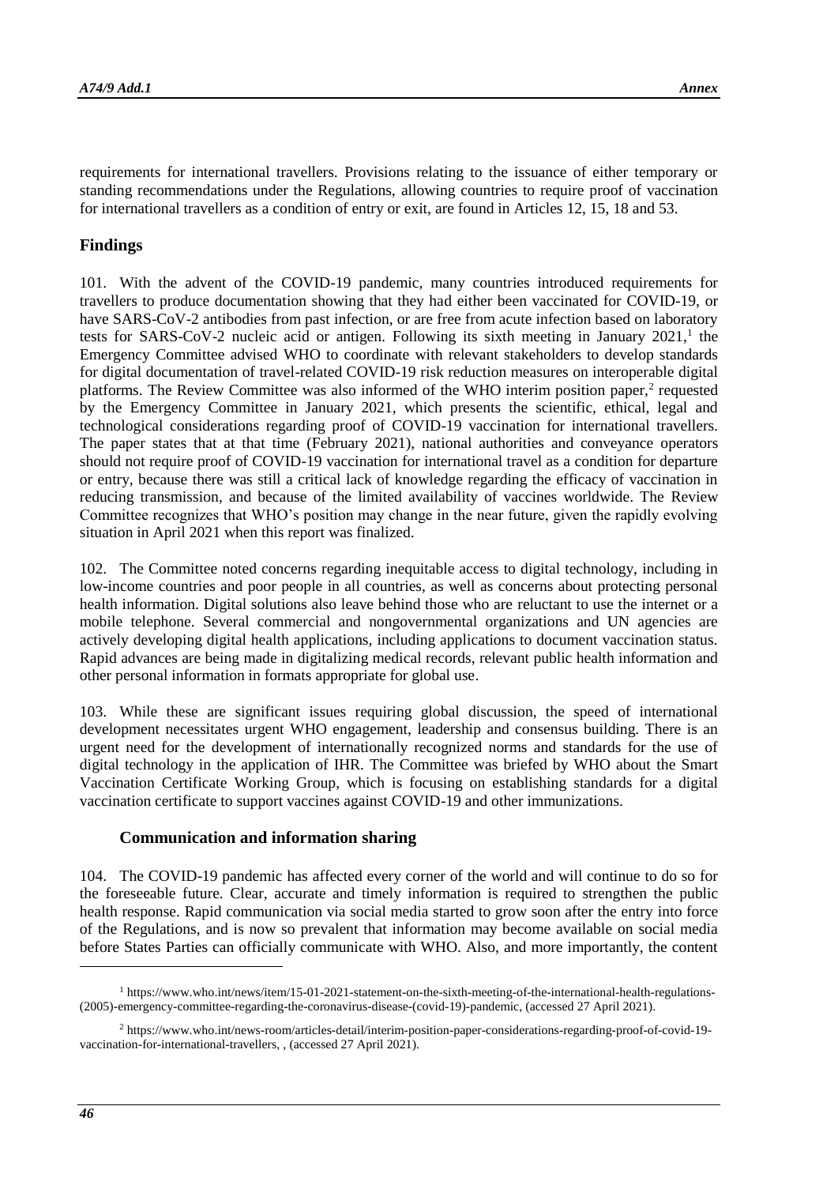requirements for international travellers. Provisions relating to the issuance of either temporary or standing recommendations under the Regulations, allowing countries to require proof of vaccination for international travellers as a condition of entry or exit, are found in Articles 12, 15, 18 and 53.

## Findings

101. With the advent of the COVID-19 pandemic, many countries introduced requirements for travellers to produce documentation showing that they had either been vaccinated for COVID-19, or have SARS-CoV-2 antibodies from past infection, or are free from acute infection based on laboratory tests for SARS-CoV-2 nucleic acid or antigen. Following its sixth meeting in January 2021,[1] the Emergency Committee advised WHO to coordinate with relevant stakeholders to develop standards for digital documentation of travel-related COVID-19 risk reduction measures on interoperable digital platforms. The Review Committee was also informed of the WHO interim position paper,[2] requested by the Emergency Committee in January 2021, which presents the scientific, ethical, legal and technological considerations regarding proof of COVID-19 vaccination for international travellers. The paper states that at that time (February 2021), national authorities and conveyance operators should not require proof of COVID-19 vaccination for international travel as a condition for departure or entry, because there was still a critical lack of knowledge regarding the efficacy of vaccination in reducing transmission, and because of the limited availability of vaccines worldwide. The Review Committee recognizes that WHO's position may change in the near future, given the rapidly evolving situation in April 2021 when this report was finalized.

102. The Committee noted concerns regarding inequitable access to digital technology, including in low-income countries and poor people in all countries, as well as concerns about protecting personal health information. Digital solutions also leave behind those who are reluctant to use the internet or a mobile telephone. Several commercial and nongovernmental organizations and UN agencies are actively developing digital health applications, including applications to document vaccination status. Rapid advances are being made in digitalizing medical records, relevant public health information and other personal information in formats appropriate for global use.

103. While these are significant issues requiring global discussion, the speed of international development necessitates urgent WHO engagement, leadership and consensus building. There is an urgent need for the development of internationally recognized norms and standards for the use of digital technology in the application of IHR. The Committee was briefed by WHO about the Smart Vaccination Certificate Working Group, which is focusing on establishing standards for a digital vaccination certificate to support vaccines against COVID-19 and other immunizations.

### Communication and information sharing

104. The COVID-19 pandemic has affected every corner of the world and will continue to do so for the foreseeable future. Clear, accurate and timely information is required to strengthen the public health response. Rapid communication via social media started to grow soon after the entry into force of the Regulations, and is now so prevalent that information may become available on social media before States Parties can officially communicate with WHO. Also, and more importantly, the content

[1] https://www.who.int/news/item/15-01-2021-statement-on-the-sixth-meeting-of-the-international-health-regulations-(2005)-emergency-committee-regarding-the-coronavirus-disease-(covid-19)-pandemic, (accessed 27 April 2021).

[2] https://www.who.int/news-room/articles-detail/interim-position-paper-considerations-regarding-proof-of-covid-19-vaccination-for-international-travellers, , (accessed 27 April 2021).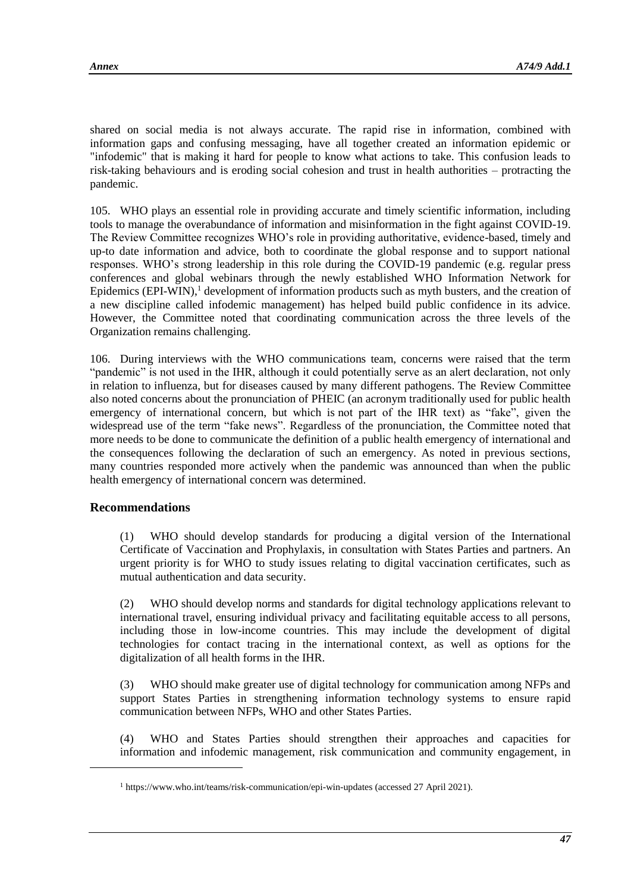shared on social media is not always accurate. The rapid rise in information, combined with information gaps and confusing messaging, have all together created an information epidemic or "infodemic" that is making it hard for people to know what actions to take. This confusion leads to risk-taking behaviours and is eroding social cohesion and trust in health authorities – protracting the pandemic.

105. WHO plays an essential role in providing accurate and timely scientific information, including tools to manage the overabundance of information and misinformation in the fight against COVID-19. The Review Committee recognizes WHO's role in providing authoritative, evidence-based, timely and up-to date information and advice, both to coordinate the global response and to support national responses. WHO's strong leadership in this role during the COVID-19 pandemic (e.g. regular press conferences and global webinars through the newly established WHO Information Network for Epidemics (EPI-WIN),[1] development of information products such as myth busters, and the creation of a new discipline called infodemic management) has helped build public confidence in its advice. However, the Committee noted that coordinating communication across the three levels of the Organization remains challenging.

106. During interviews with the WHO communications team, concerns were raised that the term "pandemic" is not used in the IHR, although it could potentially serve as an alert declaration, not only in relation to influenza, but for diseases caused by many different pathogens. The Review Committee also noted concerns about the pronunciation of PHEIC (an acronym traditionally used for public health emergency of international concern, but which is not part of the IHR text) as "fake", given the widespread use of the term "fake news". Regardless of the pronunciation, the Committee noted that more needs to be done to communicate the definition of a public health emergency of international and the consequences following the declaration of such an emergency. As noted in previous sections, many countries responded more actively when the pandemic was announced than when the public health emergency of international concern was determined.

## Recommendations

(1) WHO should develop standards for producing a digital version of the International Certificate of Vaccination and Prophylaxis, in consultation with States Parties and partners. An urgent priority is for WHO to study issues relating to digital vaccination certificates, such as mutual authentication and data security.

(2) WHO should develop norms and standards for digital technology applications relevant to international travel, ensuring individual privacy and facilitating equitable access to all persons, including those in low-income countries. This may include the development of digital technologies for contact tracing in the international context, as well as options for the digitalization of all health forms in the IHR.

(3) WHO should make greater use of digital technology for communication among NFPs and support States Parties in strengthening information technology systems to ensure rapid communication between NFPs, WHO and other States Parties.

(4) WHO and States Parties should strengthen their approaches and capacities for information and infodemic management, risk communication and community engagement, in

[1] https://www.who.int/teams/risk-communication/epi-win-updates (accessed 27 April 2021).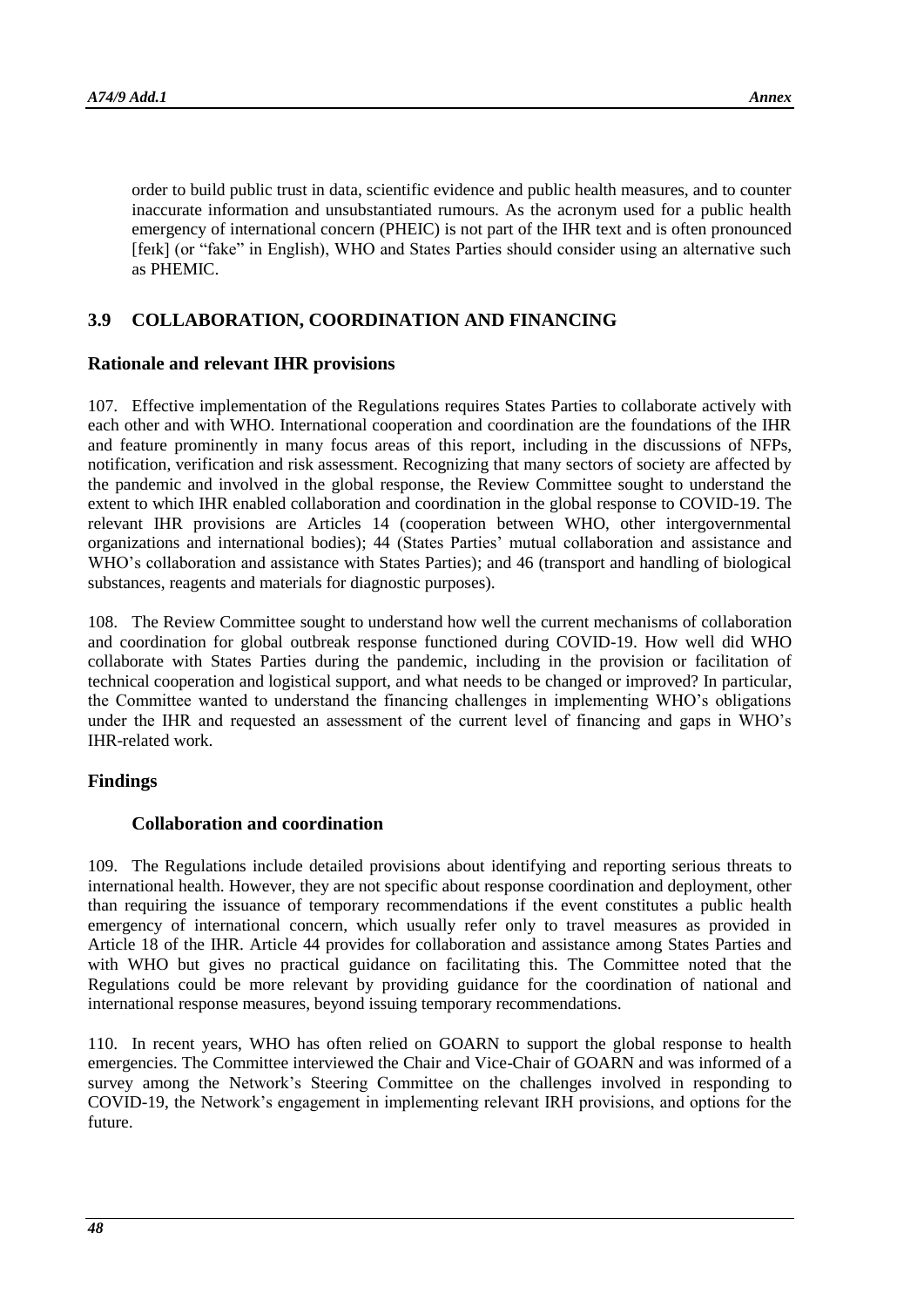order to build public trust in data, scientific evidence and public health measures, and to counter inaccurate information and unsubstantiated rumours. As the acronym used for a public health emergency of international concern (PHEIC) is not part of the IHR text and is often pronounced [feɪk] (or "fake" in English), WHO and States Parties should consider using an alternative such as PHEMIC.

## 3.9 COLLABORATION, COORDINATION AND FINANCING

### Rationale and relevant IHR provisions

107. Effective implementation of the Regulations requires States Parties to collaborate actively with each other and with WHO. International cooperation and coordination are the foundations of the IHR and feature prominently in many focus areas of this report, including in the discussions of NFPs, notification, verification and risk assessment. Recognizing that many sectors of society are affected by the pandemic and involved in the global response, the Review Committee sought to understand the extent to which IHR enabled collaboration and coordination in the global response to COVID-19. The relevant IHR provisions are Articles 14 (cooperation between WHO, other intergovernmental organizations and international bodies); 44 (States Parties' mutual collaboration and assistance and WHO's collaboration and assistance with States Parties); and 46 (transport and handling of biological substances, reagents and materials for diagnostic purposes).

108. The Review Committee sought to understand how well the current mechanisms of collaboration and coordination for global outbreak response functioned during COVID-19. How well did WHO collaborate with States Parties during the pandemic, including in the provision or facilitation of technical cooperation and logistical support, and what needs to be changed or improved? In particular, the Committee wanted to understand the financing challenges in implementing WHO's obligations under the IHR and requested an assessment of the current level of financing and gaps in WHO's IHR-related work.

### Findings

#### Collaboration and coordination

109. The Regulations include detailed provisions about identifying and reporting serious threats to international health. However, they are not specific about response coordination and deployment, other than requiring the issuance of temporary recommendations if the event constitutes a public health emergency of international concern, which usually refer only to travel measures as provided in Article 18 of the IHR. Article 44 provides for collaboration and assistance among States Parties and with WHO but gives no practical guidance on facilitating this. The Committee noted that the Regulations could be more relevant by providing guidance for the coordination of national and international response measures, beyond issuing temporary recommendations.

110. In recent years, WHO has often relied on GOARN to support the global response to health emergencies. The Committee interviewed the Chair and Vice-Chair of GOARN and was informed of a survey among the Network's Steering Committee on the challenges involved in responding to COVID-19, the Network's engagement in implementing relevant IRH provisions, and options for the future.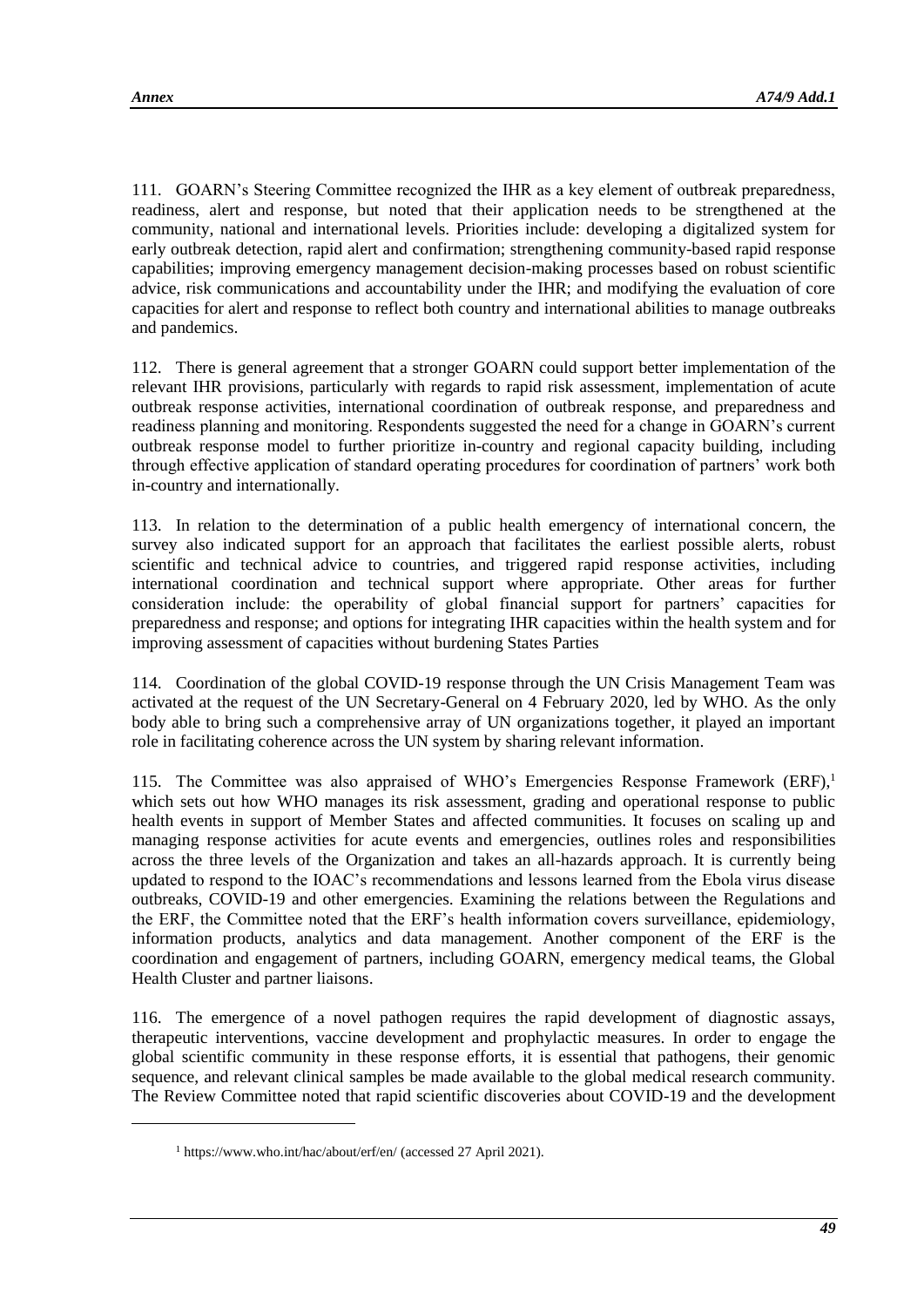111. GOARN's Steering Committee recognized the IHR as a key element of outbreak preparedness, readiness, alert and response, but noted that their application needs to be strengthened at the community, national and international levels. Priorities include: developing a digitalized system for early outbreak detection, rapid alert and confirmation; strengthening community-based rapid response capabilities; improving emergency management decision-making processes based on robust scientific advice, risk communications and accountability under the IHR; and modifying the evaluation of core capacities for alert and response to reflect both country and international abilities to manage outbreaks and pandemics.

112. There is general agreement that a stronger GOARN could support better implementation of the relevant IHR provisions, particularly with regards to rapid risk assessment, implementation of acute outbreak response activities, international coordination of outbreak response, and preparedness and readiness planning and monitoring. Respondents suggested the need for a change in GOARN's current outbreak response model to further prioritize in-country and regional capacity building, including through effective application of standard operating procedures for coordination of partners' work both in-country and internationally.

113. In relation to the determination of a public health emergency of international concern, the survey also indicated support for an approach that facilitates the earliest possible alerts, robust scientific and technical advice to countries, and triggered rapid response activities, including international coordination and technical support where appropriate. Other areas for further consideration include: the operability of global financial support for partners' capacities for preparedness and response; and options for integrating IHR capacities within the health system and for improving assessment of capacities without burdening States Parties

114. Coordination of the global COVID-19 response through the UN Crisis Management Team was activated at the request of the UN Secretary-General on 4 February 2020, led by WHO. As the only body able to bring such a comprehensive array of UN organizations together, it played an important role in facilitating coherence across the UN system by sharing relevant information.

115. The Committee was also appraised of WHO's Emergencies Response Framework (ERF),[1] which sets out how WHO manages its risk assessment, grading and operational response to public health events in support of Member States and affected communities. It focuses on scaling up and managing response activities for acute events and emergencies, outlines roles and responsibilities across the three levels of the Organization and takes an all-hazards approach. It is currently being updated to respond to the IOAC's recommendations and lessons learned from the Ebola virus disease outbreaks, COVID-19 and other emergencies. Examining the relations between the Regulations and the ERF, the Committee noted that the ERF's health information covers surveillance, epidemiology, information products, analytics and data management. Another component of the ERF is the coordination and engagement of partners, including GOARN, emergency medical teams, the Global Health Cluster and partner liaisons.

116. The emergence of a novel pathogen requires the rapid development of diagnostic assays, therapeutic interventions, vaccine development and prophylactic measures. In order to engage the global scientific community in these response efforts, it is essential that pathogens, their genomic sequence, and relevant clinical samples be made available to the global medical research community. The Review Committee noted that rapid scientific discoveries about COVID-19 and the development

---

[1] https://www.who.int/hac/about/erf/en/ (accessed 27 April 2021).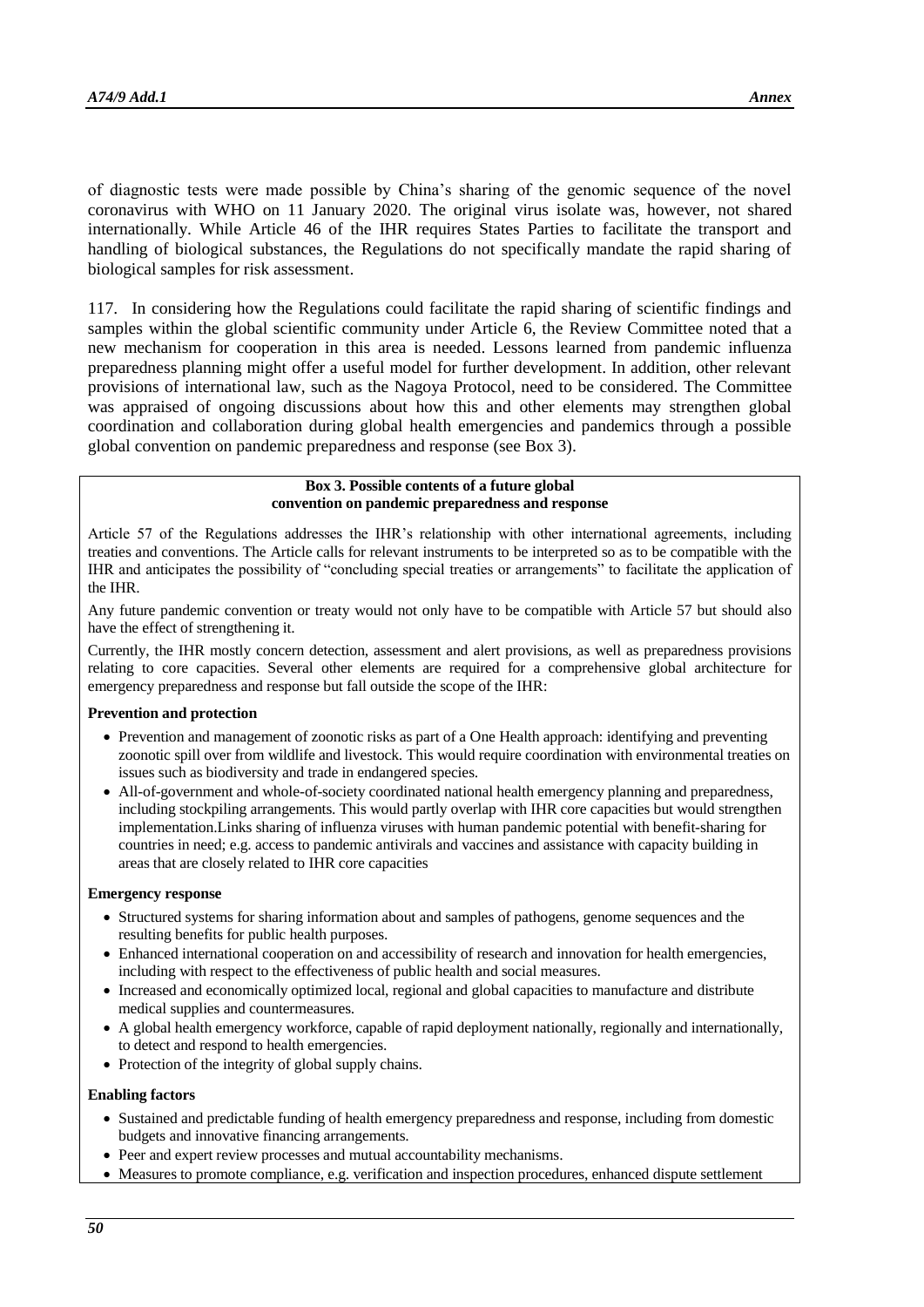of diagnostic tests were made possible by China's sharing of the genomic sequence of the novel coronavirus with WHO on 11 January 2020. The original virus isolate was, however, not shared internationally. While Article 46 of the IHR requires States Parties to facilitate the transport and handling of biological substances, the Regulations do not specifically mandate the rapid sharing of biological samples for risk assessment.

117. In considering how the Regulations could facilitate the rapid sharing of scientific findings and samples within the global scientific community under Article 6, the Review Committee noted that a new mechanism for cooperation in this area is needed. Lessons learned from pandemic influenza preparedness planning might offer a useful model for further development. In addition, other relevant provisions of international law, such as the Nagoya Protocol, need to be considered. The Committee was appraised of ongoing discussions about how this and other elements may strengthen global coordination and collaboration during global health emergencies and pandemics through a possible global convention on pandemic preparedness and response (see Box 3).

**Box 3. Possible contents of a future global convention on pandemic preparedness and response**

Article 57 of the Regulations addresses the IHR's relationship with other international agreements, including treaties and conventions. The Article calls for relevant instruments to be interpreted so as to be compatible with the IHR and anticipates the possibility of "concluding special treaties or arrangements" to facilitate the application of the IHR.

Any future pandemic convention or treaty would not only have to be compatible with Article 57 but should also have the effect of strengthening it.

Currently, the IHR mostly concern detection, assessment and alert provisions, as well as preparedness provisions relating to core capacities. Several other elements are required for a comprehensive global architecture for emergency preparedness and response but fall outside the scope of the IHR:

**Prevention and protection**

- Prevention and management of zoonotic risks as part of a One Health approach: identifying and preventing zoonotic spill over from wildlife and livestock. This would require coordination with environmental treaties on issues such as biodiversity and trade in endangered species.
- All-of-government and whole-of-society coordinated national health emergency planning and preparedness, including stockpiling arrangements. This would partly overlap with IHR core capacities but would strengthen implementation.Links sharing of influenza viruses with human pandemic potential with benefit-sharing for countries in need; e.g. access to pandemic antivirals and vaccines and assistance with capacity building in areas that are closely related to IHR core capacities

**Emergency response**

- Structured systems for sharing information about and samples of pathogens, genome sequences and the resulting benefits for public health purposes.
- Enhanced international cooperation on and accessibility of research and innovation for health emergencies, including with respect to the effectiveness of public health and social measures.
- Increased and economically optimized local, regional and global capacities to manufacture and distribute medical supplies and countermeasures.
- A global health emergency workforce, capable of rapid deployment nationally, regionally and internationally, to detect and respond to health emergencies.
- Protection of the integrity of global supply chains.

**Enabling factors**

- Sustained and predictable funding of health emergency preparedness and response, including from domestic budgets and innovative financing arrangements.
- Peer and expert review processes and mutual accountability mechanisms.
- Measures to promote compliance, e.g. verification and inspection procedures, enhanced dispute settlement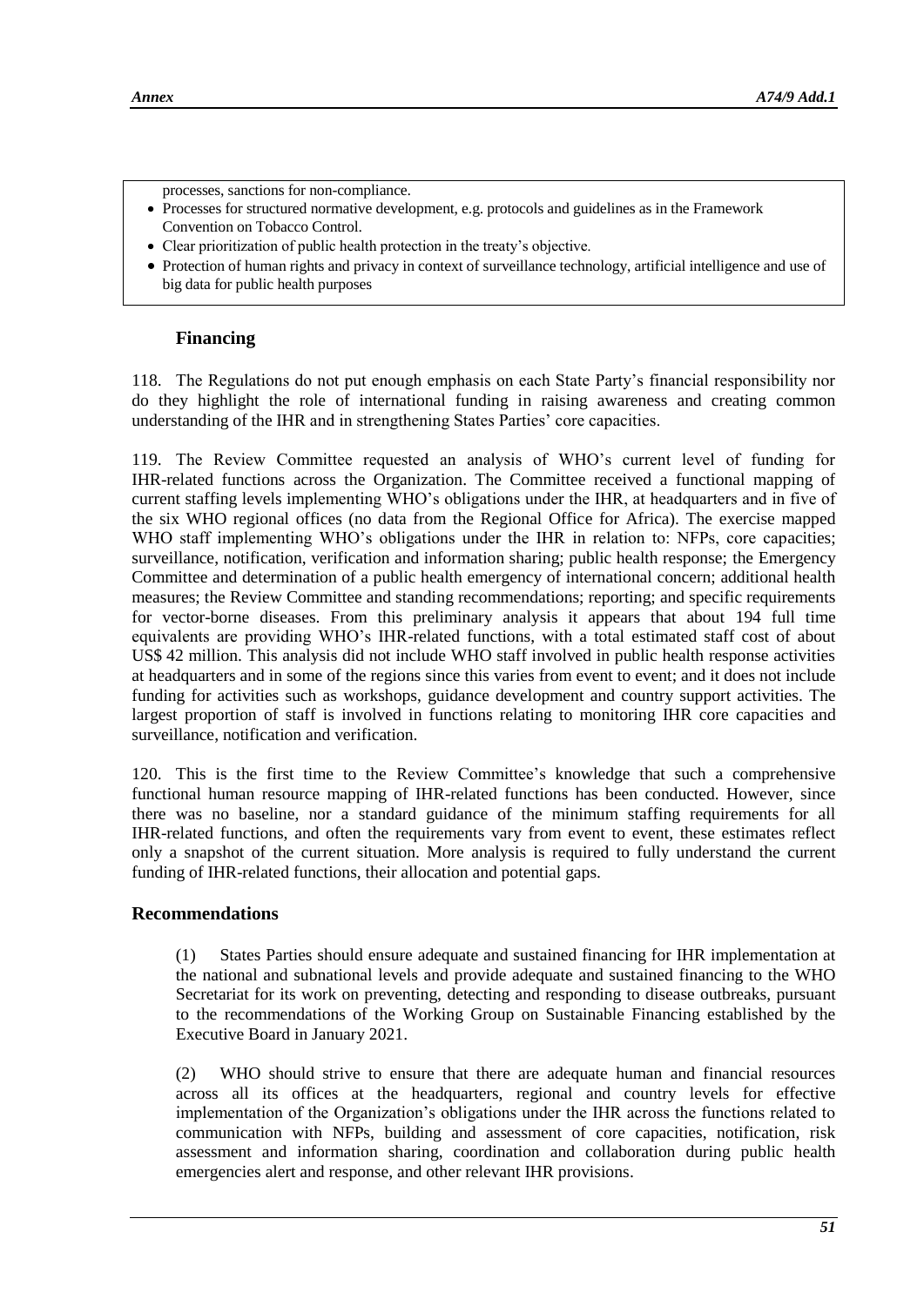processes, sanctions for non-compliance.

- Processes for structured normative development, e.g. protocols and guidelines as in the Framework Convention on Tobacco Control.
- Clear prioritization of public health protection in the treaty's objective.
- Protection of human rights and privacy in context of surveillance technology, artificial intelligence and use of big data for public health purposes

### Financing

118. The Regulations do not put enough emphasis on each State Party's financial responsibility nor do they highlight the role of international funding in raising awareness and creating common understanding of the IHR and in strengthening States Parties' core capacities.

119. The Review Committee requested an analysis of WHO's current level of funding for IHR-related functions across the Organization. The Committee received a functional mapping of current staffing levels implementing WHO's obligations under the IHR, at headquarters and in five of the six WHO regional offices (no data from the Regional Office for Africa). The exercise mapped WHO staff implementing WHO's obligations under the IHR in relation to: NFPs, core capacities; surveillance, notification, verification and information sharing; public health response; the Emergency Committee and determination of a public health emergency of international concern; additional health measures; the Review Committee and standing recommendations; reporting; and specific requirements for vector-borne diseases. From this preliminary analysis it appears that about 194 full time equivalents are providing WHO's IHR-related functions, with a total estimated staff cost of about US$ 42 million. This analysis did not include WHO staff involved in public health response activities at headquarters and in some of the regions since this varies from event to event; and it does not include funding for activities such as workshops, guidance development and country support activities. The largest proportion of staff is involved in functions relating to monitoring IHR core capacities and surveillance, notification and verification.

120. This is the first time to the Review Committee's knowledge that such a comprehensive functional human resource mapping of IHR-related functions has been conducted. However, since there was no baseline, nor a standard guidance of the minimum staffing requirements for all IHR-related functions, and often the requirements vary from event to event, these estimates reflect only a snapshot of the current situation. More analysis is required to fully understand the current funding of IHR-related functions, their allocation and potential gaps.

### Recommendations

(1) States Parties should ensure adequate and sustained financing for IHR implementation at the national and subnational levels and provide adequate and sustained financing to the WHO Secretariat for its work on preventing, detecting and responding to disease outbreaks, pursuant to the recommendations of the Working Group on Sustainable Financing established by the Executive Board in January 2021.

(2) WHO should strive to ensure that there are adequate human and financial resources across all its offices at the headquarters, regional and country levels for effective implementation of the Organization's obligations under the IHR across the functions related to communication with NFPs, building and assessment of core capacities, notification, risk assessment and information sharing, coordination and collaboration during public health emergencies alert and response, and other relevant IHR provisions.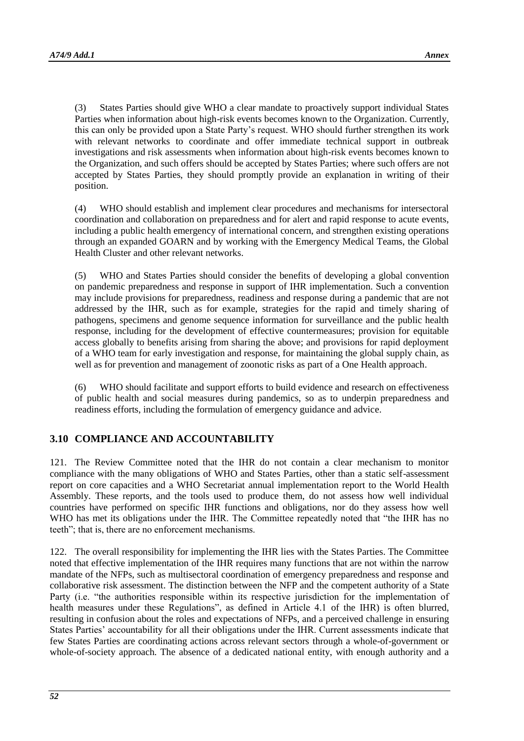(3) States Parties should give WHO a clear mandate to proactively support individual States Parties when information about high-risk events becomes known to the Organization. Currently, this can only be provided upon a State Party's request. WHO should further strengthen its work with relevant networks to coordinate and offer immediate technical support in outbreak investigations and risk assessments when information about high-risk events becomes known to the Organization, and such offers should be accepted by States Parties; where such offers are not accepted by States Parties, they should promptly provide an explanation in writing of their position.

(4) WHO should establish and implement clear procedures and mechanisms for intersectoral coordination and collaboration on preparedness and for alert and rapid response to acute events, including a public health emergency of international concern, and strengthen existing operations through an expanded GOARN and by working with the Emergency Medical Teams, the Global Health Cluster and other relevant networks.

(5) WHO and States Parties should consider the benefits of developing a global convention on pandemic preparedness and response in support of IHR implementation. Such a convention may include provisions for preparedness, readiness and response during a pandemic that are not addressed by the IHR, such as for example, strategies for the rapid and timely sharing of pathogens, specimens and genome sequence information for surveillance and the public health response, including for the development of effective countermeasures; provision for equitable access globally to benefits arising from sharing the above; and provisions for rapid deployment of a WHO team for early investigation and response, for maintaining the global supply chain, as well as for prevention and management of zoonotic risks as part of a One Health approach.

(6) WHO should facilitate and support efforts to build evidence and research on effectiveness of public health and social measures during pandemics, so as to underpin preparedness and readiness efforts, including the formulation of emergency guidance and advice.

## 3.10 COMPLIANCE AND ACCOUNTABILITY

121. The Review Committee noted that the IHR do not contain a clear mechanism to monitor compliance with the many obligations of WHO and States Parties, other than a static self-assessment report on core capacities and a WHO Secretariat annual implementation report to the World Health Assembly. These reports, and the tools used to produce them, do not assess how well individual countries have performed on specific IHR functions and obligations, nor do they assess how well WHO has met its obligations under the IHR. The Committee repeatedly noted that "the IHR has no teeth"; that is, there are no enforcement mechanisms.

122. The overall responsibility for implementing the IHR lies with the States Parties. The Committee noted that effective implementation of the IHR requires many functions that are not within the narrow mandate of the NFPs, such as multisectoral coordination of emergency preparedness and response and collaborative risk assessment. The distinction between the NFP and the competent authority of a State Party (i.e. "the authorities responsible within its respective jurisdiction for the implementation of health measures under these Regulations", as defined in Article 4.1 of the IHR) is often blurred, resulting in confusion about the roles and expectations of NFPs, and a perceived challenge in ensuring States Parties' accountability for all their obligations under the IHR. Current assessments indicate that few States Parties are coordinating actions across relevant sectors through a whole-of-government or whole-of-society approach. The absence of a dedicated national entity, with enough authority and a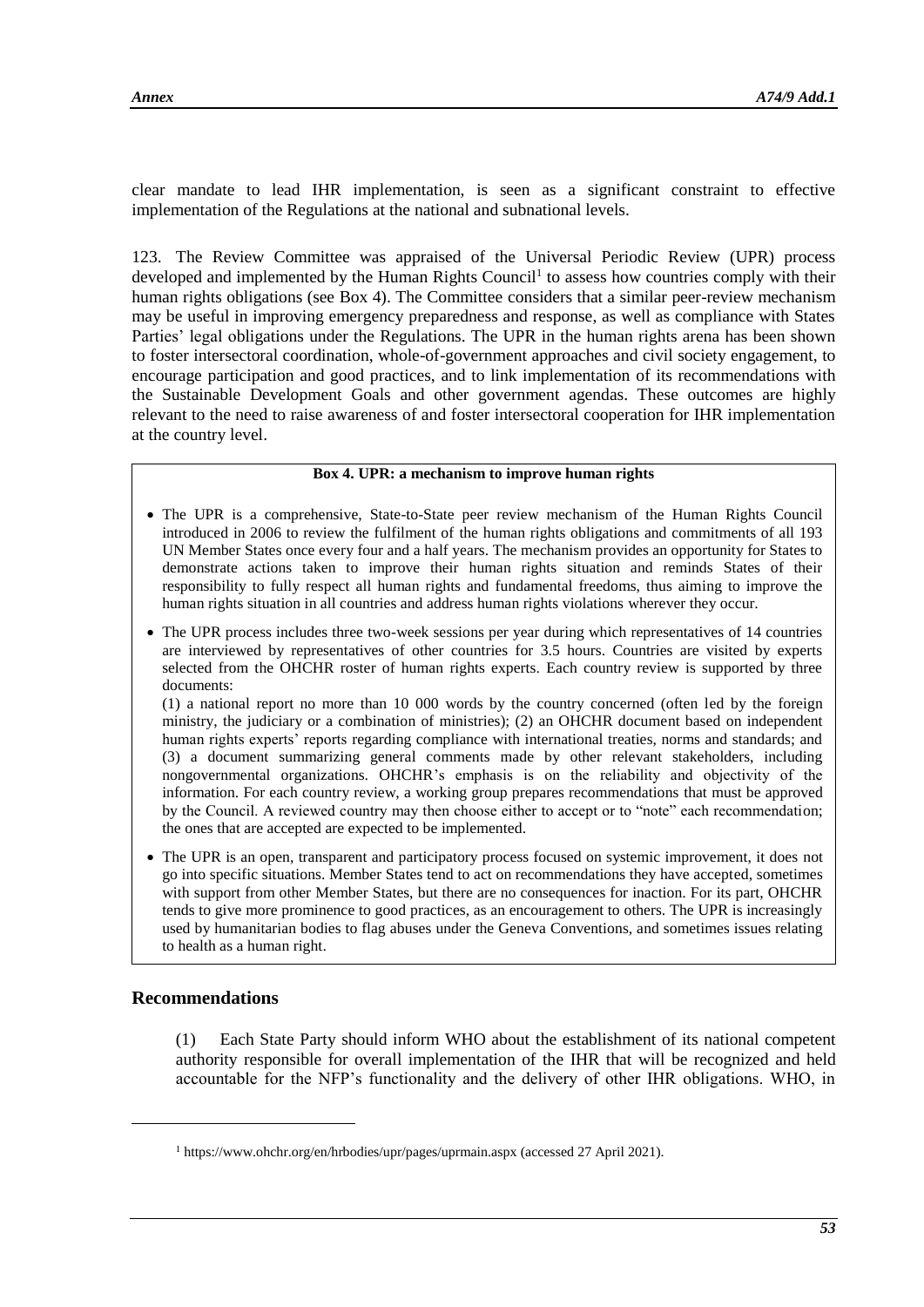clear mandate to lead IHR implementation, is seen as a significant constraint to effective implementation of the Regulations at the national and subnational levels.

123. The Review Committee was appraised of the Universal Periodic Review (UPR) process developed and implemented by the Human Rights Council[1] to assess how countries comply with their human rights obligations (see Box 4). The Committee considers that a similar peer-review mechanism may be useful in improving emergency preparedness and response, as well as compliance with States Parties' legal obligations under the Regulations. The UPR in the human rights arena has been shown to foster intersectoral coordination, whole-of-government approaches and civil society engagement, to encourage participation and good practices, and to link implementation of its recommendations with the Sustainable Development Goals and other government agendas. These outcomes are highly relevant to the need to raise awareness of and foster intersectoral cooperation for IHR implementation at the country level.

**Box 4. UPR: a mechanism to improve human rights**

- The UPR is a comprehensive, State-to-State peer review mechanism of the Human Rights Council introduced in 2006 to review the fulfilment of the human rights obligations and commitments of all 193 UN Member States once every four and a half years. The mechanism provides an opportunity for States to demonstrate actions taken to improve their human rights situation and reminds States of their responsibility to fully respect all human rights and fundamental freedoms, thus aiming to improve the human rights situation in all countries and address human rights violations wherever they occur.
- The UPR process includes three two-week sessions per year during which representatives of 14 countries are interviewed by representatives of other countries for 3.5 hours. Countries are visited by experts selected from the OHCHR roster of human rights experts. Each country review is supported by three documents:
  (1) a national report no more than 10 000 words by the country concerned (often led by the foreign ministry, the judiciary or a combination of ministries); (2) an OHCHR document based on independent human rights experts' reports regarding compliance with international treaties, norms and standards; and (3) a document summarizing general comments made by other relevant stakeholders, including nongovernmental organizations. OHCHR's emphasis is on the reliability and objectivity of the information. For each country review, a working group prepares recommendations that must be approved by the Council. A reviewed country may then choose either to accept or to "note" each recommendation; the ones that are accepted are expected to be implemented.
- The UPR is an open, transparent and participatory process focused on systemic improvement, it does not go into specific situations. Member States tend to act on recommendations they have accepted, sometimes with support from other Member States, but there are no consequences for inaction. For its part, OHCHR tends to give more prominence to good practices, as an encouragement to others. The UPR is increasingly used by humanitarian bodies to flag abuses under the Geneva Conventions, and sometimes issues relating to health as a human right.

## Recommendations

(1) Each State Party should inform WHO about the establishment of its national competent authority responsible for overall implementation of the IHR that will be recognized and held accountable for the NFP's functionality and the delivery of other IHR obligations. WHO, in

[1] https://www.ohchr.org/en/hrbodies/upr/pages/uprmain.aspx (accessed 27 April 2021).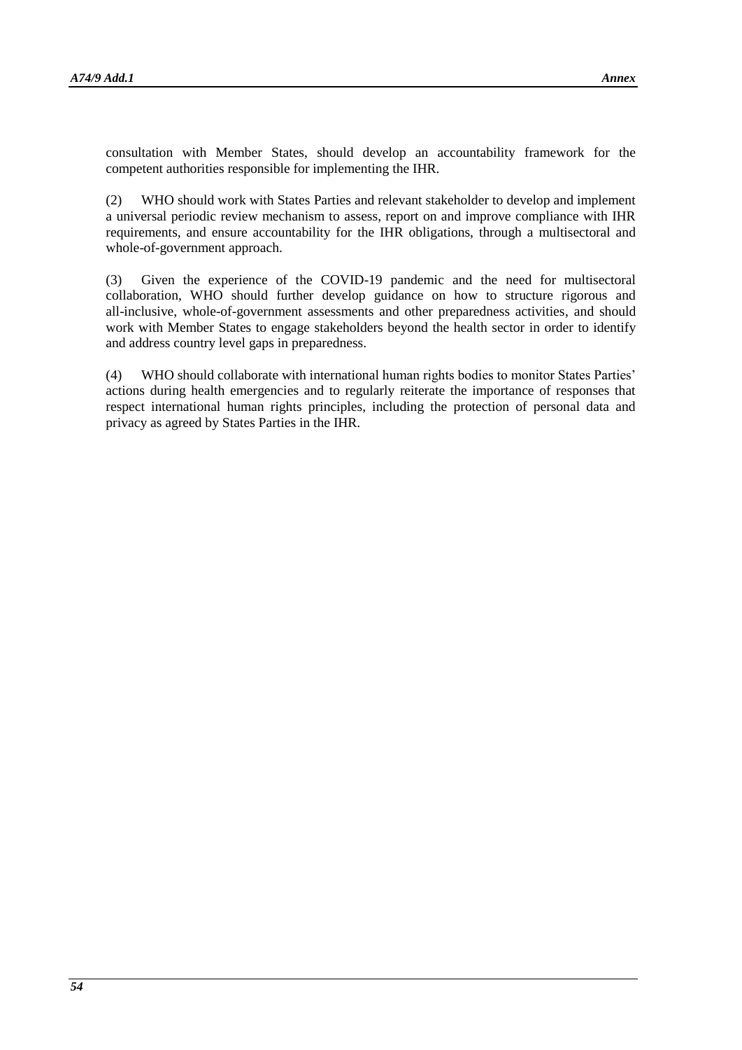consultation with Member States, should develop an accountability framework for the competent authorities responsible for implementing the IHR.

(2) WHO should work with States Parties and relevant stakeholder to develop and implement a universal periodic review mechanism to assess, report on and improve compliance with IHR requirements, and ensure accountability for the IHR obligations, through a multisectoral and whole-of-government approach.

(3) Given the experience of the COVID-19 pandemic and the need for multisectoral collaboration, WHO should further develop guidance on how to structure rigorous and all-inclusive, whole-of-government assessments and other preparedness activities, and should work with Member States to engage stakeholders beyond the health sector in order to identify and address country level gaps in preparedness.

(4) WHO should collaborate with international human rights bodies to monitor States Parties' actions during health emergencies and to regularly reiterate the importance of responses that respect international human rights principles, including the protection of personal data and privacy as agreed by States Parties in the IHR.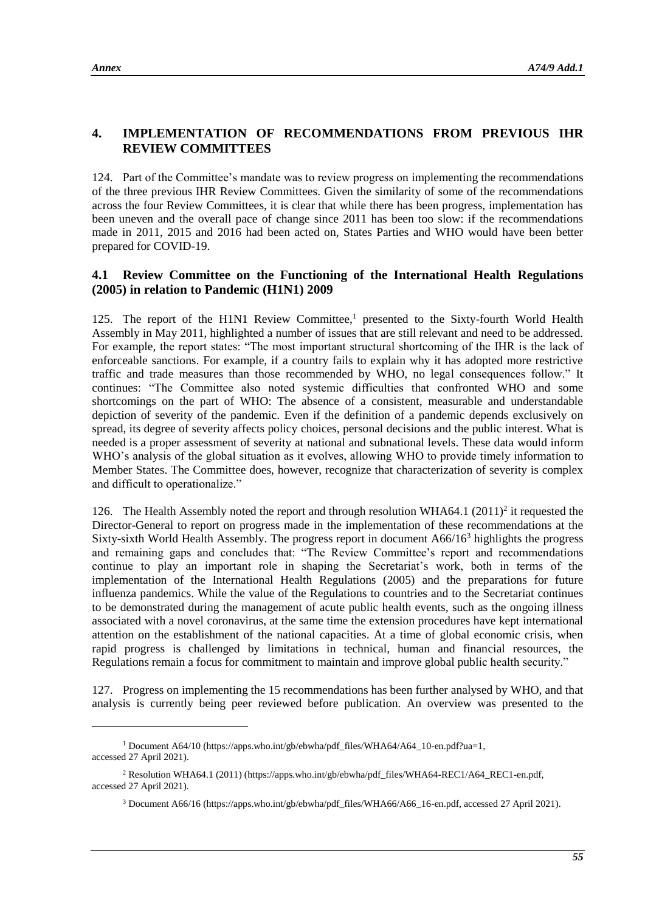## 4. IMPLEMENTATION OF RECOMMENDATIONS FROM PREVIOUS IHR REVIEW COMMITTEES

124. Part of the Committee's mandate was to review progress on implementing the recommendations of the three previous IHR Review Committees. Given the similarity of some of the recommendations across the four Review Committees, it is clear that while there has been progress, implementation has been uneven and the overall pace of change since 2011 has been too slow: if the recommendations made in 2011, 2015 and 2016 had been acted on, States Parties and WHO would have been better prepared for COVID-19.

### 4.1 Review Committee on the Functioning of the International Health Regulations (2005) in relation to Pandemic (H1N1) 2009

125. The report of the H1N1 Review Committee,[1] presented to the Sixty-fourth World Health Assembly in May 2011, highlighted a number of issues that are still relevant and need to be addressed. For example, the report states: "The most important structural shortcoming of the IHR is the lack of enforceable sanctions. For example, if a country fails to explain why it has adopted more restrictive traffic and trade measures than those recommended by WHO, no legal consequences follow." It continues: "The Committee also noted systemic difficulties that confronted WHO and some shortcomings on the part of WHO: The absence of a consistent, measurable and understandable depiction of severity of the pandemic. Even if the definition of a pandemic depends exclusively on spread, its degree of severity affects policy choices, personal decisions and the public interest. What is needed is a proper assessment of severity at national and subnational levels. These data would inform WHO's analysis of the global situation as it evolves, allowing WHO to provide timely information to Member States. The Committee does, however, recognize that characterization of severity is complex and difficult to operationalize."

126. The Health Assembly noted the report and through resolution WHA64.1 (2011)[2] it requested the Director-General to report on progress made in the implementation of these recommendations at the Sixty-sixth World Health Assembly. The progress report in document A66/16[3] highlights the progress and remaining gaps and concludes that: "The Review Committee's report and recommendations continue to play an important role in shaping the Secretariat's work, both in terms of the implementation of the International Health Regulations (2005) and the preparations for future influenza pandemics. While the value of the Regulations to countries and to the Secretariat continues to be demonstrated during the management of acute public health events, such as the ongoing illness associated with a novel coronavirus, at the same time the extension procedures have kept international attention on the establishment of the national capacities. At a time of global economic crisis, when rapid progress is challenged by limitations in technical, human and financial resources, the Regulations remain a focus for commitment to maintain and improve global public health security."

127. Progress on implementing the 15 recommendations has been further analysed by WHO, and that analysis is currently being peer reviewed before publication. An overview was presented to the

---

[1] Document A64/10 (https://apps.who.int/gb/ebwha/pdf_files/WHA64/A64_10-en.pdf?ua=1, accessed 27 April 2021).

[2] Resolution WHA64.1 (2011) (https://apps.who.int/gb/ebwha/pdf_files/WHA64-REC1/A64_REC1-en.pdf, accessed 27 April 2021).

[3] Document A66/16 (https://apps.who.int/gb/ebwha/pdf_files/WHA66/A66_16-en.pdf, accessed 27 April 2021).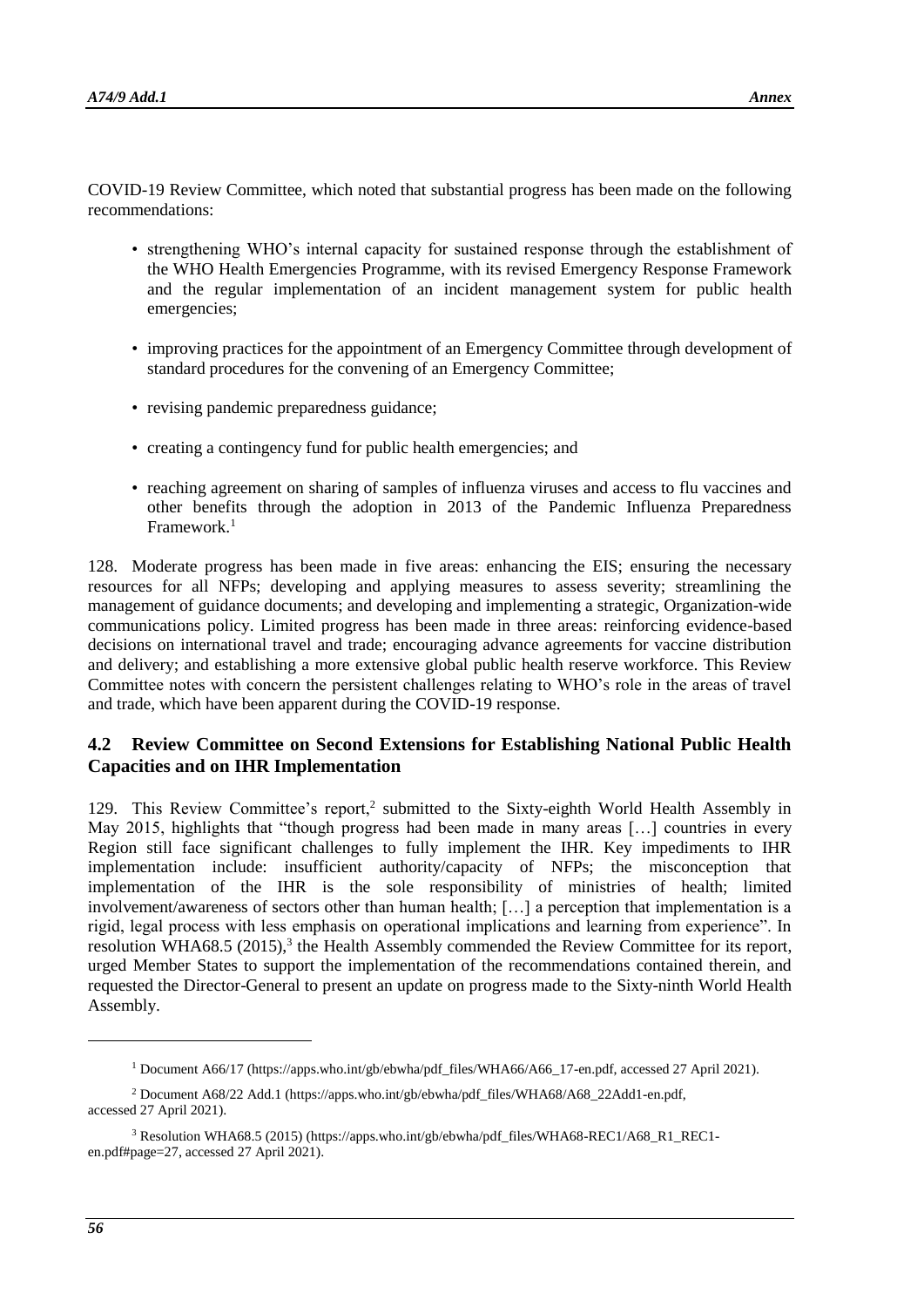COVID-19 Review Committee, which noted that substantial progress has been made on the following recommendations:

- strengthening WHO's internal capacity for sustained response through the establishment of the WHO Health Emergencies Programme, with its revised Emergency Response Framework and the regular implementation of an incident management system for public health emergencies;

- improving practices for the appointment of an Emergency Committee through development of standard procedures for the convening of an Emergency Committee;

- revising pandemic preparedness guidance;

- creating a contingency fund for public health emergencies; and

- reaching agreement on sharing of samples of influenza viruses and access to flu vaccines and other benefits through the adoption in 2013 of the Pandemic Influenza Preparedness Framework.[1]

128. Moderate progress has been made in five areas: enhancing the EIS; ensuring the necessary resources for all NFPs; developing and applying measures to assess severity; streamlining the management of guidance documents; and developing and implementing a strategic, Organization-wide communications policy. Limited progress has been made in three areas: reinforcing evidence-based decisions on international travel and trade; encouraging advance agreements for vaccine distribution and delivery; and establishing a more extensive global public health reserve workforce. This Review Committee notes with concern the persistent challenges relating to WHO's role in the areas of travel and trade, which have been apparent during the COVID-19 response.

### 4.2 Review Committee on Second Extensions for Establishing National Public Health Capacities and on IHR Implementation

129. This Review Committee's report,[2] submitted to the Sixty-eighth World Health Assembly in May 2015, highlights that "though progress had been made in many areas […] countries in every Region still face significant challenges to fully implement the IHR. Key impediments to IHR implementation include: insufficient authority/capacity of NFPs; the misconception that implementation of the IHR is the sole responsibility of ministries of health; limited involvement/awareness of sectors other than human health; […] a perception that implementation is a rigid, legal process with less emphasis on operational implications and learning from experience". In resolution WHA68.5 (2015),[3] the Health Assembly commended the Review Committee for its report, urged Member States to support the implementation of the recommendations contained therein, and requested the Director-General to present an update on progress made to the Sixty-ninth World Health Assembly.

---

[1] Document A66/17 (https://apps.who.int/gb/ebwha/pdf_files/WHA66/A66_17-en.pdf, accessed 27 April 2021).

[2] Document A68/22 Add.1 (https://apps.who.int/gb/ebwha/pdf_files/WHA68/A68_22Add1-en.pdf, accessed 27 April 2021).

[3] Resolution WHA68.5 (2015) (https://apps.who.int/gb/ebwha/pdf_files/WHA68-REC1/A68_R1_REC1-en.pdf#page=27, accessed 27 April 2021).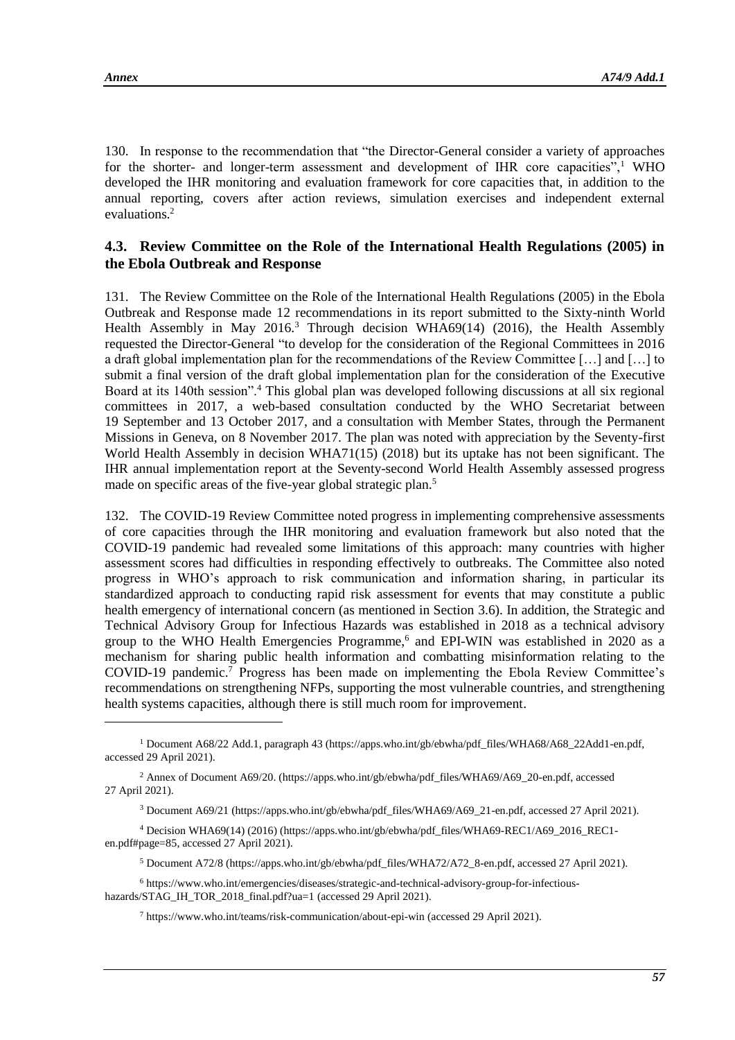130. In response to the recommendation that "the Director-General consider a variety of approaches for the shorter- and longer-term assessment and development of IHR core capacities",[1] WHO developed the IHR monitoring and evaluation framework for core capacities that, in addition to the annual reporting, covers after action reviews, simulation exercises and independent external evaluations.[2]

### 4.3. Review Committee on the Role of the International Health Regulations (2005) in the Ebola Outbreak and Response

131. The Review Committee on the Role of the International Health Regulations (2005) in the Ebola Outbreak and Response made 12 recommendations in its report submitted to the Sixty-ninth World Health Assembly in May 2016.[3] Through decision WHA69(14) (2016), the Health Assembly requested the Director-General "to develop for the consideration of the Regional Committees in 2016 a draft global implementation plan for the recommendations of the Review Committee […] and […] to submit a final version of the draft global implementation plan for the consideration of the Executive Board at its 140th session".[4] This global plan was developed following discussions at all six regional committees in 2017, a web-based consultation conducted by the WHO Secretariat between 19 September and 13 October 2017, and a consultation with Member States, through the Permanent Missions in Geneva, on 8 November 2017. The plan was noted with appreciation by the Seventy-first World Health Assembly in decision WHA71(15) (2018) but its uptake has not been significant. The IHR annual implementation report at the Seventy-second World Health Assembly assessed progress made on specific areas of the five-year global strategic plan.[5]

132. The COVID-19 Review Committee noted progress in implementing comprehensive assessments of core capacities through the IHR monitoring and evaluation framework but also noted that the COVID-19 pandemic had revealed some limitations of this approach: many countries with higher assessment scores had difficulties in responding effectively to outbreaks. The Committee also noted progress in WHO's approach to risk communication and information sharing, in particular its standardized approach to conducting rapid risk assessment for events that may constitute a public health emergency of international concern (as mentioned in Section 3.6). In addition, the Strategic and Technical Advisory Group for Infectious Hazards was established in 2018 as a technical advisory group to the WHO Health Emergencies Programme,[6] and EPI-WIN was established in 2020 as a mechanism for sharing public health information and combatting misinformation relating to the COVID-19 pandemic.[7] Progress has been made on implementing the Ebola Review Committee's recommendations on strengthening NFPs, supporting the most vulnerable countries, and strengthening health systems capacities, although there is still much room for improvement.

---

[1] Document A68/22 Add.1, paragraph 43 (https://apps.who.int/gb/ebwha/pdf_files/WHA68/A68_22Add1-en.pdf, accessed 29 April 2021).

[2] Annex of Document A69/20. (https://apps.who.int/gb/ebwha/pdf_files/WHA69/A69_20-en.pdf, accessed 27 April 2021).

[3] Document A69/21 (https://apps.who.int/gb/ebwha/pdf_files/WHA69/A69_21-en.pdf, accessed 27 April 2021).

[4] Decision WHA69(14) (2016) (https://apps.who.int/gb/ebwha/pdf_files/WHA69-REC1/A69_2016_REC1-en.pdf#page=85, accessed 27 April 2021).

[5] Document A72/8 (https://apps.who.int/gb/ebwha/pdf_files/WHA72/A72_8-en.pdf, accessed 27 April 2021).

[6] https://www.who.int/emergencies/diseases/strategic-and-technical-advisory-group-for-infectious-hazards/STAG_IH_TOR_2018_final.pdf?ua=1 (accessed 29 April 2021).

[7] https://www.who.int/teams/risk-communication/about-epi-win (accessed 29 April 2021).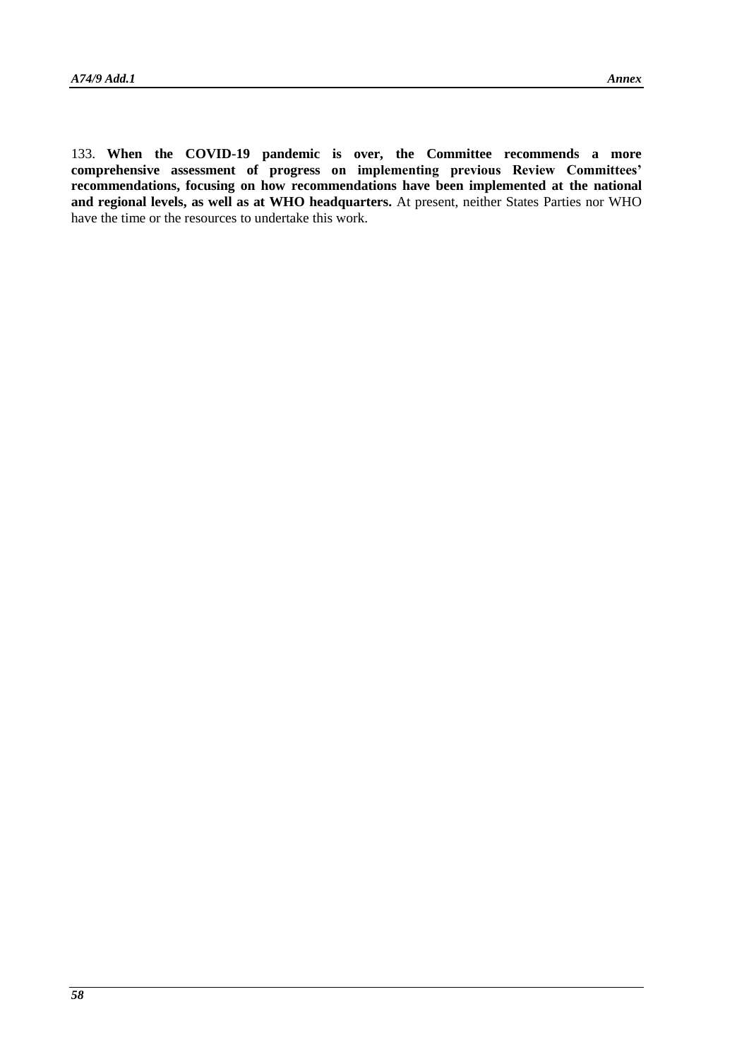133. **When the COVID-19 pandemic is over, the Committee recommends a more comprehensive assessment of progress on implementing previous Review Committees' recommendations, focusing on how recommendations have been implemented at the national and regional levels, as well as at WHO headquarters.** At present, neither States Parties nor WHO have the time or the resources to undertake this work.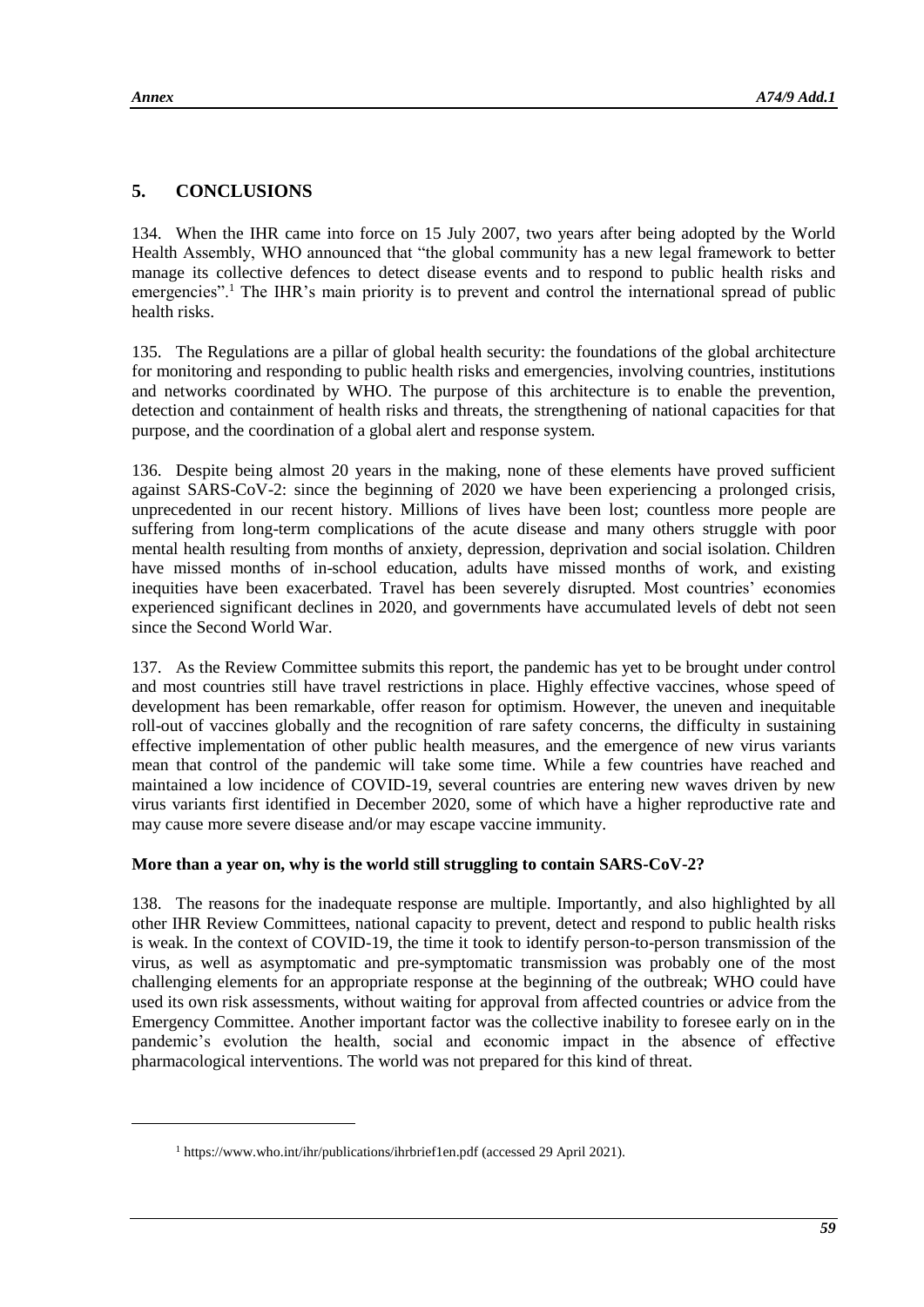## 5. CONCLUSIONS

134. When the IHR came into force on 15 July 2007, two years after being adopted by the World Health Assembly, WHO announced that "the global community has a new legal framework to better manage its collective defences to detect disease events and to respond to public health risks and emergencies".[1] The IHR's main priority is to prevent and control the international spread of public health risks.

135. The Regulations are a pillar of global health security: the foundations of the global architecture for monitoring and responding to public health risks and emergencies, involving countries, institutions and networks coordinated by WHO. The purpose of this architecture is to enable the prevention, detection and containment of health risks and threats, the strengthening of national capacities for that purpose, and the coordination of a global alert and response system.

136. Despite being almost 20 years in the making, none of these elements have proved sufficient against SARS-CoV-2: since the beginning of 2020 we have been experiencing a prolonged crisis, unprecedented in our recent history. Millions of lives have been lost; countless more people are suffering from long-term complications of the acute disease and many others struggle with poor mental health resulting from months of anxiety, depression, deprivation and social isolation. Children have missed months of in-school education, adults have missed months of work, and existing inequities have been exacerbated. Travel has been severely disrupted. Most countries' economies experienced significant declines in 2020, and governments have accumulated levels of debt not seen since the Second World War.

137. As the Review Committee submits this report, the pandemic has yet to be brought under control and most countries still have travel restrictions in place. Highly effective vaccines, whose speed of development has been remarkable, offer reason for optimism. However, the uneven and inequitable roll-out of vaccines globally and the recognition of rare safety concerns, the difficulty in sustaining effective implementation of other public health measures, and the emergence of new virus variants mean that control of the pandemic will take some time. While a few countries have reached and maintained a low incidence of COVID-19, several countries are entering new waves driven by new virus variants first identified in December 2020, some of which have a higher reproductive rate and may cause more severe disease and/or may escape vaccine immunity.

**More than a year on, why is the world still struggling to contain SARS-CoV-2?**

138. The reasons for the inadequate response are multiple. Importantly, and also highlighted by all other IHR Review Committees, national capacity to prevent, detect and respond to public health risks is weak. In the context of COVID-19, the time it took to identify person-to-person transmission of the virus, as well as asymptomatic and pre-symptomatic transmission was probably one of the most challenging elements for an appropriate response at the beginning of the outbreak; WHO could have used its own risk assessments, without waiting for approval from affected countries or advice from the Emergency Committee. Another important factor was the collective inability to foresee early on in the pandemic's evolution the health, social and economic impact in the absence of effective pharmacological interventions. The world was not prepared for this kind of threat.

[1] https://www.who.int/ihr/publications/ihrbrief1en.pdf (accessed 29 April 2021).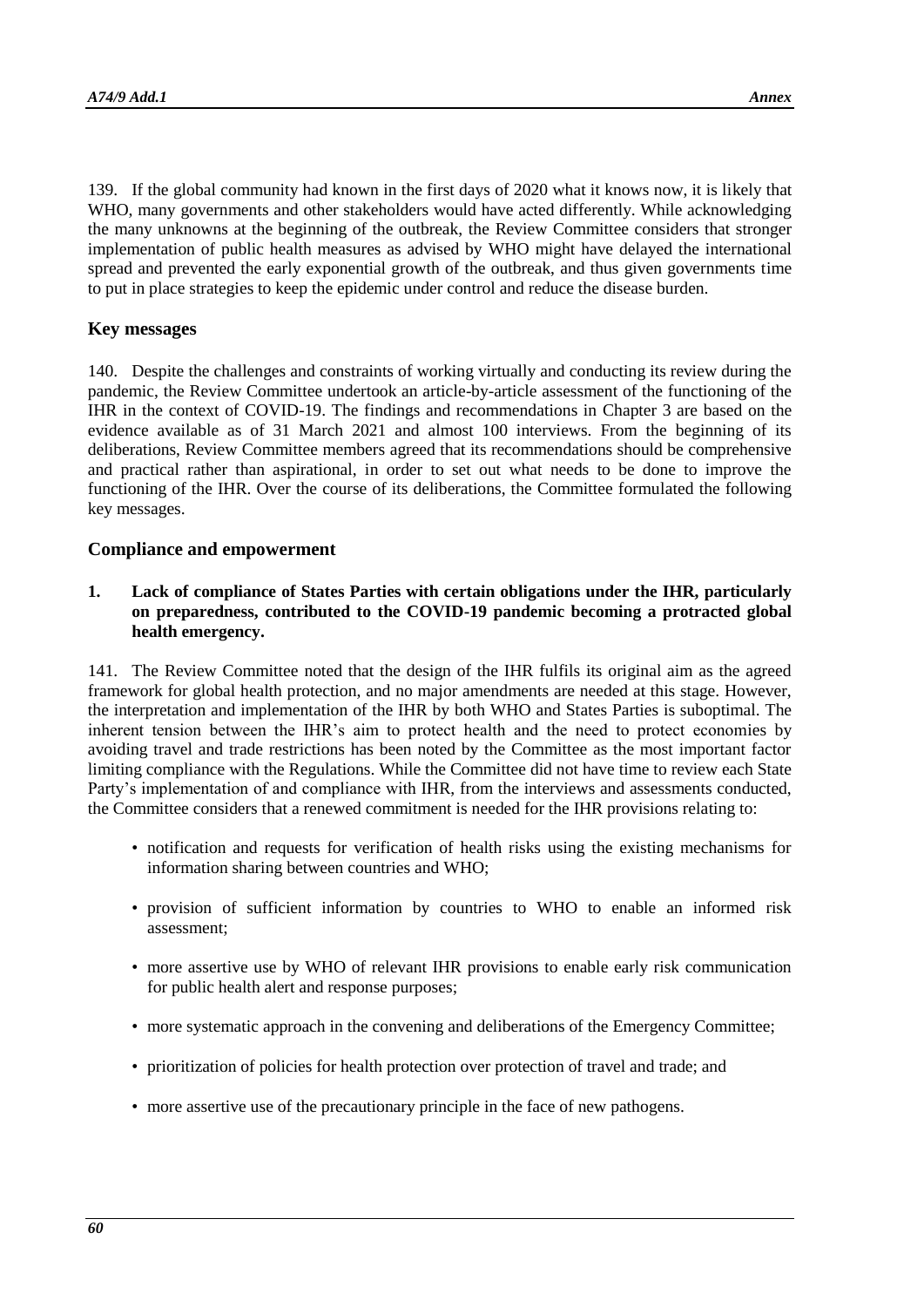139. If the global community had known in the first days of 2020 what it knows now, it is likely that WHO, many governments and other stakeholders would have acted differently. While acknowledging the many unknowns at the beginning of the outbreak, the Review Committee considers that stronger implementation of public health measures as advised by WHO might have delayed the international spread and prevented the early exponential growth of the outbreak, and thus given governments time to put in place strategies to keep the epidemic under control and reduce the disease burden.

## Key messages

140. Despite the challenges and constraints of working virtually and conducting its review during the pandemic, the Review Committee undertook an article-by-article assessment of the functioning of the IHR in the context of COVID-19. The findings and recommendations in Chapter 3 are based on the evidence available as of 31 March 2021 and almost 100 interviews. From the beginning of its deliberations, Review Committee members agreed that its recommendations should be comprehensive and practical rather than aspirational, in order to set out what needs to be done to improve the functioning of the IHR. Over the course of its deliberations, the Committee formulated the following key messages.

## Compliance and empowerment

**1. Lack of compliance of States Parties with certain obligations under the IHR, particularly on preparedness, contributed to the COVID-19 pandemic becoming a protracted global health emergency.**

141. The Review Committee noted that the design of the IHR fulfils its original aim as the agreed framework for global health protection, and no major amendments are needed at this stage. However, the interpretation and implementation of the IHR by both WHO and States Parties is suboptimal. The inherent tension between the IHR's aim to protect health and the need to protect economies by avoiding travel and trade restrictions has been noted by the Committee as the most important factor limiting compliance with the Regulations. While the Committee did not have time to review each State Party's implementation of and compliance with IHR, from the interviews and assessments conducted, the Committee considers that a renewed commitment is needed for the IHR provisions relating to:

- notification and requests for verification of health risks using the existing mechanisms for information sharing between countries and WHO;
- provision of sufficient information by countries to WHO to enable an informed risk assessment;
- more assertive use by WHO of relevant IHR provisions to enable early risk communication for public health alert and response purposes;
- more systematic approach in the convening and deliberations of the Emergency Committee;
- prioritization of policies for health protection over protection of travel and trade; and
- more assertive use of the precautionary principle in the face of new pathogens.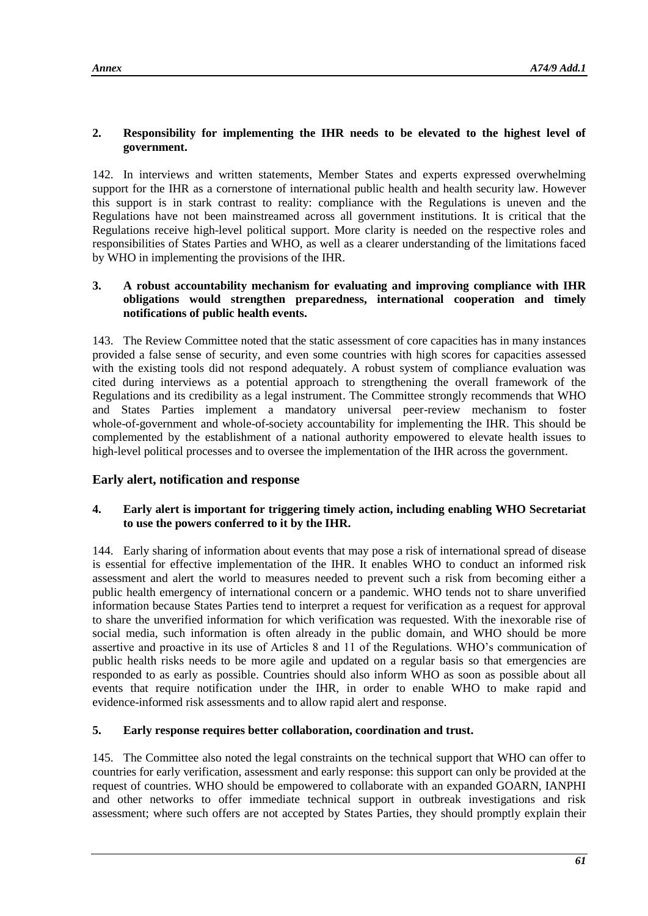**2. Responsibility for implementing the IHR needs to be elevated to the highest level of government.**

142. In interviews and written statements, Member States and experts expressed overwhelming support for the IHR as a cornerstone of international public health and health security law. However this support is in stark contrast to reality: compliance with the Regulations is uneven and the Regulations have not been mainstreamed across all government institutions. It is critical that the Regulations receive high-level political support. More clarity is needed on the respective roles and responsibilities of States Parties and WHO, as well as a clearer understanding of the limitations faced by WHO in implementing the provisions of the IHR.

**3. A robust accountability mechanism for evaluating and improving compliance with IHR obligations would strengthen preparedness, international cooperation and timely notifications of public health events.**

143. The Review Committee noted that the static assessment of core capacities has in many instances provided a false sense of security, and even some countries with high scores for capacities assessed with the existing tools did not respond adequately. A robust system of compliance evaluation was cited during interviews as a potential approach to strengthening the overall framework of the Regulations and its credibility as a legal instrument. The Committee strongly recommends that WHO and States Parties implement a mandatory universal peer-review mechanism to foster whole-of-government and whole-of-society accountability for implementing the IHR. This should be complemented by the establishment of a national authority empowered to elevate health issues to high-level political processes and to oversee the implementation of the IHR across the government.

## Early alert, notification and response

**4. Early alert is important for triggering timely action, including enabling WHO Secretariat to use the powers conferred to it by the IHR.**

144. Early sharing of information about events that may pose a risk of international spread of disease is essential for effective implementation of the IHR. It enables WHO to conduct an informed risk assessment and alert the world to measures needed to prevent such a risk from becoming either a public health emergency of international concern or a pandemic. WHO tends not to share unverified information because States Parties tend to interpret a request for verification as a request for approval to share the unverified information for which verification was requested. With the inexorable rise of social media, such information is often already in the public domain, and WHO should be more assertive and proactive in its use of Articles 8 and 11 of the Regulations. WHO's communication of public health risks needs to be more agile and updated on a regular basis so that emergencies are responded to as early as possible. Countries should also inform WHO as soon as possible about all events that require notification under the IHR, in order to enable WHO to make rapid and evidence-informed risk assessments and to allow rapid alert and response.

**5. Early response requires better collaboration, coordination and trust.**

145. The Committee also noted the legal constraints on the technical support that WHO can offer to countries for early verification, assessment and early response: this support can only be provided at the request of countries. WHO should be empowered to collaborate with an expanded GOARN, IANPHI and other networks to offer immediate technical support in outbreak investigations and risk assessment; where such offers are not accepted by States Parties, they should promptly explain their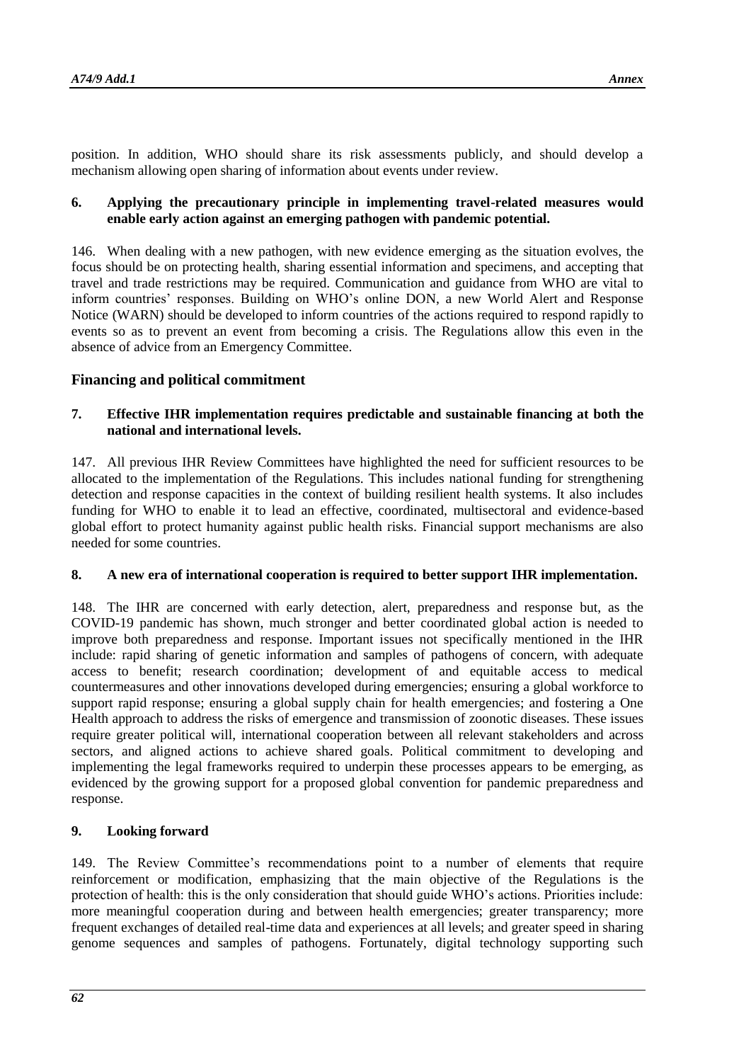position. In addition, WHO should share its risk assessments publicly, and should develop a mechanism allowing open sharing of information about events under review.

**6. Applying the precautionary principle in implementing travel-related measures would enable early action against an emerging pathogen with pandemic potential.**

146. When dealing with a new pathogen, with new evidence emerging as the situation evolves, the focus should be on protecting health, sharing essential information and specimens, and accepting that travel and trade restrictions may be required. Communication and guidance from WHO are vital to inform countries' responses. Building on WHO's online DON, a new World Alert and Response Notice (WARN) should be developed to inform countries of the actions required to respond rapidly to events so as to prevent an event from becoming a crisis. The Regulations allow this even in the absence of advice from an Emergency Committee.

## Financing and political commitment

**7. Effective IHR implementation requires predictable and sustainable financing at both the national and international levels.**

147. All previous IHR Review Committees have highlighted the need for sufficient resources to be allocated to the implementation of the Regulations. This includes national funding for strengthening detection and response capacities in the context of building resilient health systems. It also includes funding for WHO to enable it to lead an effective, coordinated, multisectoral and evidence-based global effort to protect humanity against public health risks. Financial support mechanisms are also needed for some countries.

**8. A new era of international cooperation is required to better support IHR implementation.**

148. The IHR are concerned with early detection, alert, preparedness and response but, as the COVID-19 pandemic has shown, much stronger and better coordinated global action is needed to improve both preparedness and response. Important issues not specifically mentioned in the IHR include: rapid sharing of genetic information and samples of pathogens of concern, with adequate access to benefit; research coordination; development of and equitable access to medical countermeasures and other innovations developed during emergencies; ensuring a global workforce to support rapid response; ensuring a global supply chain for health emergencies; and fostering a One Health approach to address the risks of emergence and transmission of zoonotic diseases. These issues require greater political will, international cooperation between all relevant stakeholders and across sectors, and aligned actions to achieve shared goals. Political commitment to developing and implementing the legal frameworks required to underpin these processes appears to be emerging, as evidenced by the growing support for a proposed global convention for pandemic preparedness and response.

**9. Looking forward**

149. The Review Committee's recommendations point to a number of elements that require reinforcement or modification, emphasizing that the main objective of the Regulations is the protection of health: this is the only consideration that should guide WHO's actions. Priorities include: more meaningful cooperation during and between health emergencies; greater transparency; more frequent exchanges of detailed real-time data and experiences at all levels; and greater speed in sharing genome sequences and samples of pathogens. Fortunately, digital technology supporting such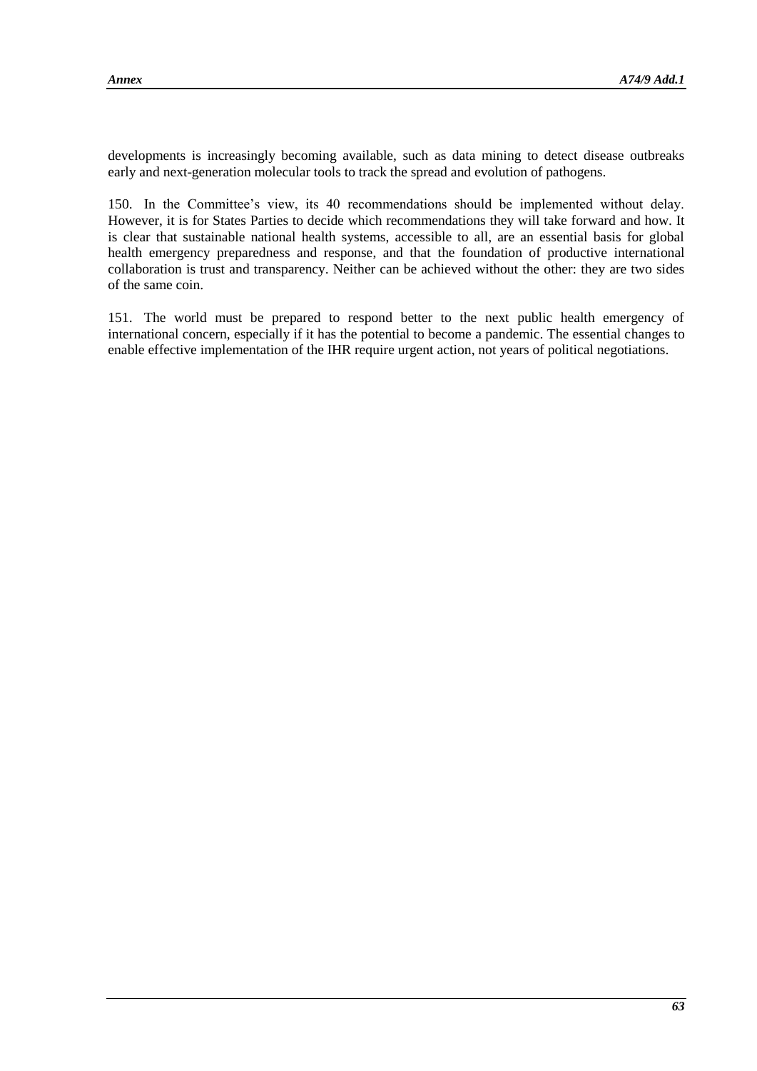developments is increasingly becoming available, such as data mining to detect disease outbreaks early and next-generation molecular tools to track the spread and evolution of pathogens.

150. In the Committee's view, its 40 recommendations should be implemented without delay. However, it is for States Parties to decide which recommendations they will take forward and how. It is clear that sustainable national health systems, accessible to all, are an essential basis for global health emergency preparedness and response, and that the foundation of productive international collaboration is trust and transparency. Neither can be achieved without the other: they are two sides of the same coin.

151. The world must be prepared to respond better to the next public health emergency of international concern, especially if it has the potential to become a pandemic. The essential changes to enable effective implementation of the IHR require urgent action, not years of political negotiations.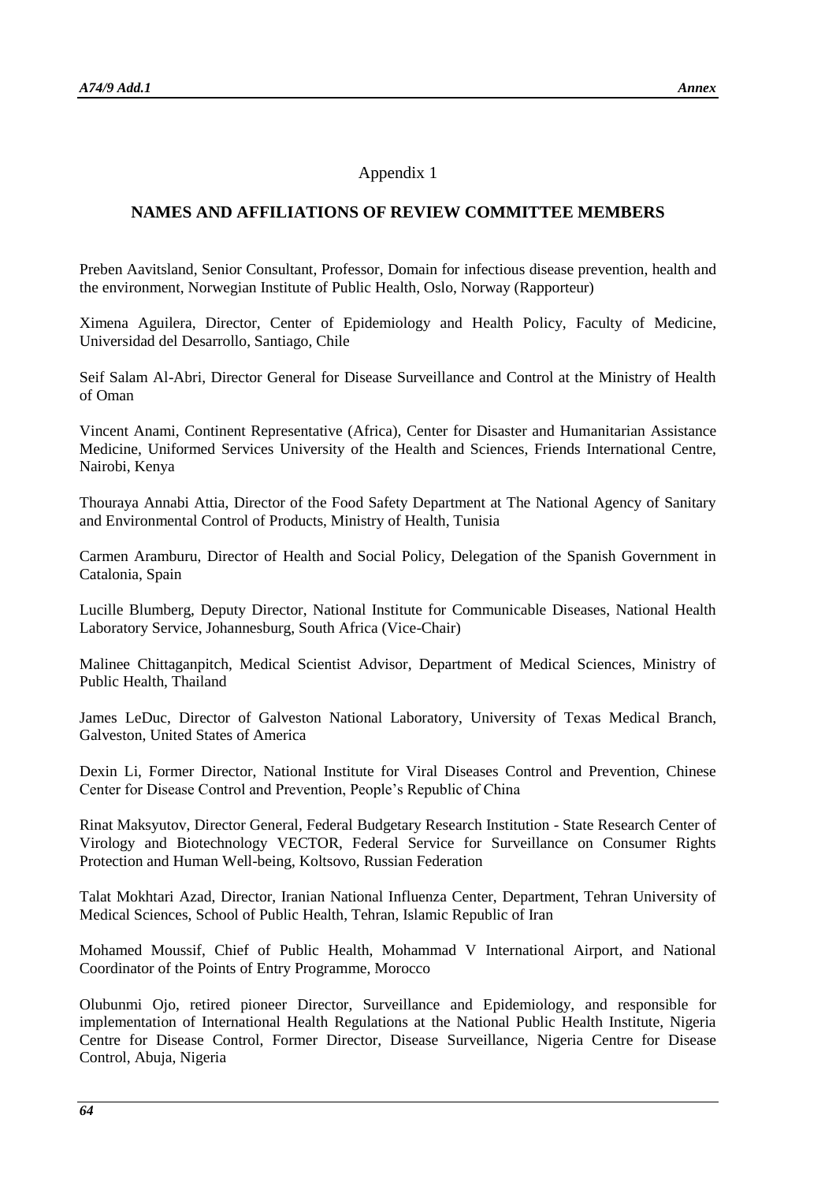Appendix 1

## NAMES AND AFFILIATIONS OF REVIEW COMMITTEE MEMBERS

Preben Aavitsland, Senior Consultant, Professor, Domain for infectious disease prevention, health and the environment, Norwegian Institute of Public Health, Oslo, Norway (Rapporteur)

Ximena Aguilera, Director, Center of Epidemiology and Health Policy, Faculty of Medicine, Universidad del Desarrollo, Santiago, Chile

Seif Salam Al-Abri, Director General for Disease Surveillance and Control at the Ministry of Health of Oman

Vincent Anami, Continent Representative (Africa), Center for Disaster and Humanitarian Assistance Medicine, Uniformed Services University of the Health and Sciences, Friends International Centre, Nairobi, Kenya

Thouraya Annabi Attia, Director of the Food Safety Department at The National Agency of Sanitary and Environmental Control of Products, Ministry of Health, Tunisia

Carmen Aramburu, Director of Health and Social Policy, Delegation of the Spanish Government in Catalonia, Spain

Lucille Blumberg, Deputy Director, National Institute for Communicable Diseases, National Health Laboratory Service, Johannesburg, South Africa (Vice-Chair)

Malinee Chittaganpitch, Medical Scientist Advisor, Department of Medical Sciences, Ministry of Public Health, Thailand

James LeDuc, Director of Galveston National Laboratory, University of Texas Medical Branch, Galveston, United States of America

Dexin Li, Former Director, National Institute for Viral Diseases Control and Prevention, Chinese Center for Disease Control and Prevention, People's Republic of China

Rinat Maksyutov, Director General, Federal Budgetary Research Institution - State Research Center of Virology and Biotechnology VECTOR, Federal Service for Surveillance on Consumer Rights Protection and Human Well-being, Koltsovo, Russian Federation

Talat Mokhtari Azad, Director, Iranian National Influenza Center, Department, Tehran University of Medical Sciences, School of Public Health, Tehran, Islamic Republic of Iran

Mohamed Moussif, Chief of Public Health, Mohammad V International Airport, and National Coordinator of the Points of Entry Programme, Morocco

Olubunmi Ojo, retired pioneer Director, Surveillance and Epidemiology, and responsible for implementation of International Health Regulations at the National Public Health Institute, Nigeria Centre for Disease Control, Former Director, Disease Surveillance, Nigeria Centre for Disease Control, Abuja, Nigeria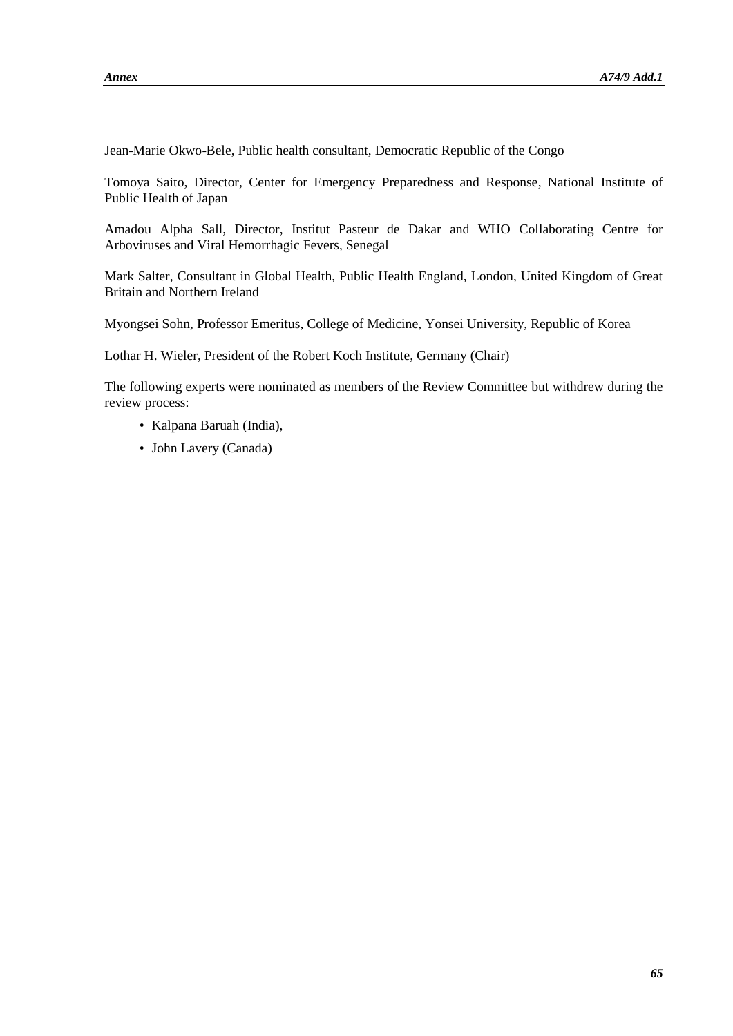Jean-Marie Okwo-Bele, Public health consultant, Democratic Republic of the Congo

Tomoya Saito, Director, Center for Emergency Preparedness and Response, National Institute of Public Health of Japan

Amadou Alpha Sall, Director, Institut Pasteur de Dakar and WHO Collaborating Centre for Arboviruses and Viral Hemorrhagic Fevers, Senegal

Mark Salter, Consultant in Global Health, Public Health England, London, United Kingdom of Great Britain and Northern Ireland

Myongsei Sohn, Professor Emeritus, College of Medicine, Yonsei University, Republic of Korea

Lothar H. Wieler, President of the Robert Koch Institute, Germany (Chair)

The following experts were nominated as members of the Review Committee but withdrew during the review process:

- Kalpana Baruah (India),
- John Lavery (Canada)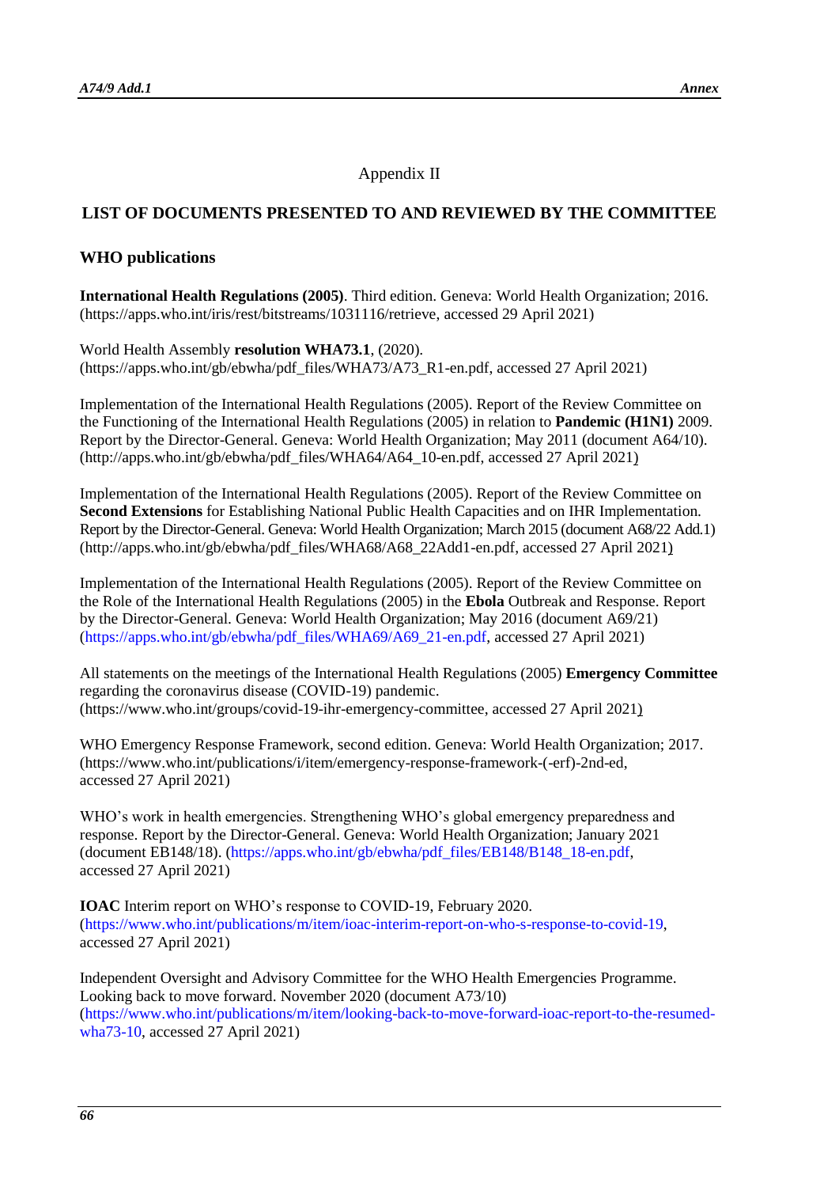Appendix II

## LIST OF DOCUMENTS PRESENTED TO AND REVIEWED BY THE COMMITTEE

### WHO publications

**International Health Regulations (2005)**. Third edition. Geneva: World Health Organization; 2016. (https://apps.who.int/iris/rest/bitstreams/1031116/retrieve, accessed 29 April 2021)

World Health Assembly **resolution WHA73.1**, (2020). (https://apps.who.int/gb/ebwha/pdf_files/WHA73/A73_R1-en.pdf, accessed 27 April 2021)

Implementation of the International Health Regulations (2005). Report of the Review Committee on the Functioning of the International Health Regulations (2005) in relation to **Pandemic (H1N1)** 2009. Report by the Director-General. Geneva: World Health Organization; May 2011 (document A64/10). (http://apps.who.int/gb/ebwha/pdf_files/WHA64/A64_10-en.pdf, accessed 27 April 2021)

Implementation of the International Health Regulations (2005). Report of the Review Committee on **Second Extensions** for Establishing National Public Health Capacities and on IHR Implementation. Report by the Director-General. Geneva: World Health Organization; March 2015 (document A68/22 Add.1) (http://apps.who.int/gb/ebwha/pdf_files/WHA68/A68_22Add1-en.pdf, accessed 27 April 2021)

Implementation of the International Health Regulations (2005). Report of the Review Committee on the Role of the International Health Regulations (2005) in the **Ebola** Outbreak and Response. Report by the Director-General. Geneva: World Health Organization; May 2016 (document A69/21) (https://apps.who.int/gb/ebwha/pdf_files/WHA69/A69_21-en.pdf, accessed 27 April 2021)

All statements on the meetings of the International Health Regulations (2005) **Emergency Committee** regarding the coronavirus disease (COVID-19) pandemic. (https://www.who.int/groups/covid-19-ihr-emergency-committee, accessed 27 April 2021)

WHO Emergency Response Framework, second edition. Geneva: World Health Organization; 2017. (https://www.who.int/publications/i/item/emergency-response-framework-(-erf)-2nd-ed, accessed 27 April 2021)

WHO's work in health emergencies. Strengthening WHO's global emergency preparedness and response. Report by the Director-General. Geneva: World Health Organization; January 2021 (document EB148/18). (https://apps.who.int/gb/ebwha/pdf_files/EB148/B148_18-en.pdf, accessed 27 April 2021)

**IOAC** Interim report on WHO's response to COVID-19, February 2020. (https://www.who.int/publications/m/item/ioac-interim-report-on-who-s-response-to-covid-19, accessed 27 April 2021)

Independent Oversight and Advisory Committee for the WHO Health Emergencies Programme. Looking back to move forward. November 2020 (document A73/10) (https://www.who.int/publications/m/item/looking-back-to-move-forward-ioac-report-to-the-resumed-wha73-10, accessed 27 April 2021)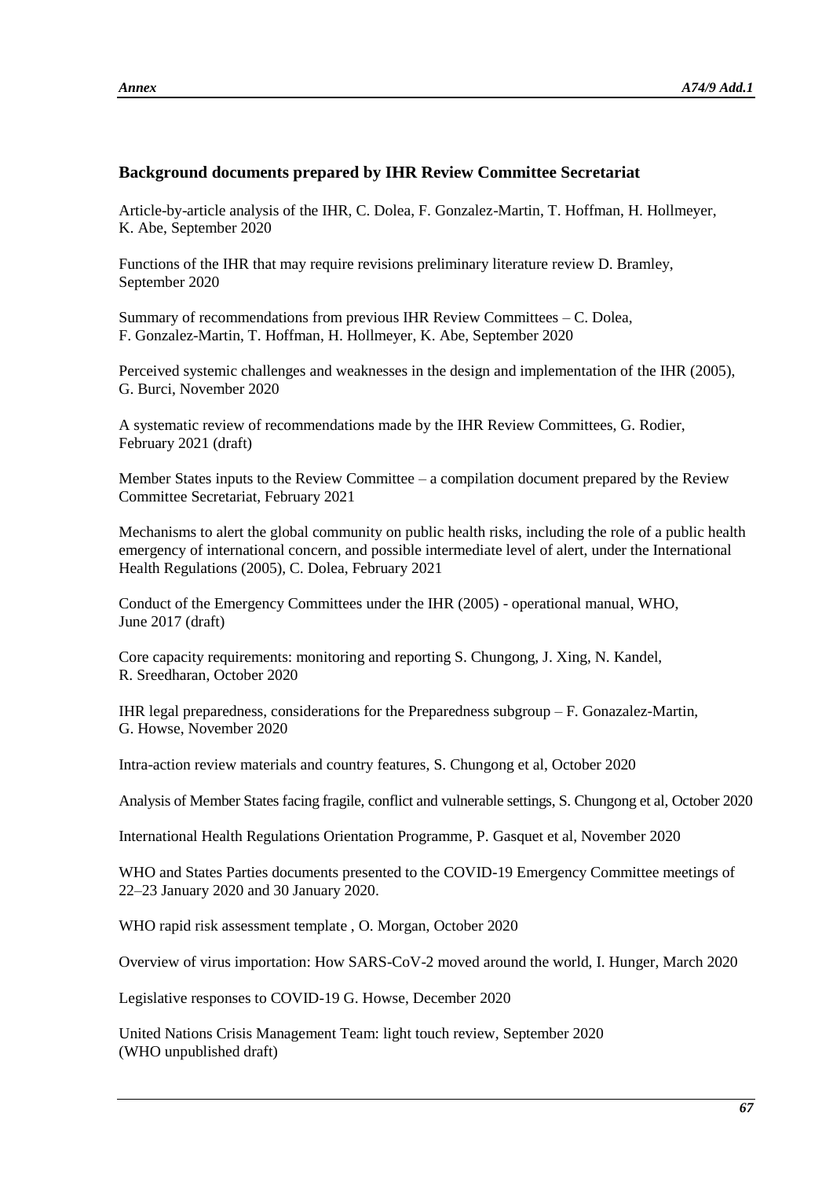### Background documents prepared by IHR Review Committee Secretariat

Article-by-article analysis of the IHR, C. Dolea, F. Gonzalez-Martin, T. Hoffman, H. Hollmeyer, K. Abe, September 2020

Functions of the IHR that may require revisions preliminary literature review D. Bramley, September 2020

Summary of recommendations from previous IHR Review Committees – C. Dolea, F. Gonzalez-Martin, T. Hoffman, H. Hollmeyer, K. Abe, September 2020

Perceived systemic challenges and weaknesses in the design and implementation of the IHR (2005), G. Burci, November 2020

A systematic review of recommendations made by the IHR Review Committees, G. Rodier, February 2021 (draft)

Member States inputs to the Review Committee – a compilation document prepared by the Review Committee Secretariat, February 2021

Mechanisms to alert the global community on public health risks, including the role of a public health emergency of international concern, and possible intermediate level of alert, under the International Health Regulations (2005), C. Dolea, February 2021

Conduct of the Emergency Committees under the IHR (2005) - operational manual, WHO, June 2017 (draft)

Core capacity requirements: monitoring and reporting S. Chungong, J. Xing, N. Kandel, R. Sreedharan, October 2020

IHR legal preparedness, considerations for the Preparedness subgroup – F. Gonazalez-Martin, G. Howse, November 2020

Intra-action review materials and country features, S. Chungong et al, October 2020

Analysis of Member States facing fragile, conflict and vulnerable settings, S. Chungong et al, October 2020

International Health Regulations Orientation Programme, P. Gasquet et al, November 2020

WHO and States Parties documents presented to the COVID-19 Emergency Committee meetings of 22–23 January 2020 and 30 January 2020.

WHO rapid risk assessment template , O. Morgan, October 2020

Overview of virus importation: How SARS-CoV-2 moved around the world, I. Hunger, March 2020

Legislative responses to COVID-19 G. Howse, December 2020

United Nations Crisis Management Team: light touch review, September 2020 (WHO unpublished draft)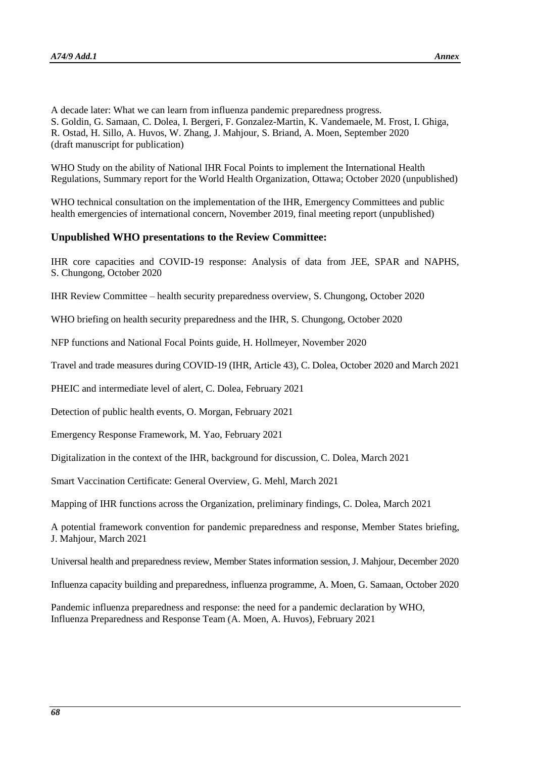A decade later: What we can learn from influenza pandemic preparedness progress. S. Goldin, G. Samaan, C. Dolea, I. Bergeri, F. Gonzalez-Martin, K. Vandemaele, M. Frost, I. Ghiga, R. Ostad, H. Sillo, A. Huvos, W. Zhang, J. Mahjour, S. Briand, A. Moen, September 2020 (draft manuscript for publication)

WHO Study on the ability of National IHR Focal Points to implement the International Health Regulations, Summary report for the World Health Organization, Ottawa; October 2020 (unpublished)

WHO technical consultation on the implementation of the IHR, Emergency Committees and public health emergencies of international concern, November 2019, final meeting report (unpublished)

### Unpublished WHO presentations to the Review Committee:

IHR core capacities and COVID-19 response: Analysis of data from JEE, SPAR and NAPHS, S. Chungong, October 2020

IHR Review Committee – health security preparedness overview, S. Chungong, October 2020

WHO briefing on health security preparedness and the IHR, S. Chungong, October 2020

NFP functions and National Focal Points guide, H. Hollmeyer, November 2020

Travel and trade measures during COVID-19 (IHR, Article 43), C. Dolea, October 2020 and March 2021

PHEIC and intermediate level of alert, C. Dolea, February 2021

Detection of public health events, O. Morgan, February 2021

Emergency Response Framework, M. Yao, February 2021

Digitalization in the context of the IHR, background for discussion, C. Dolea, March 2021

Smart Vaccination Certificate: General Overview, G. Mehl, March 2021

Mapping of IHR functions across the Organization, preliminary findings, C. Dolea, March 2021

A potential framework convention for pandemic preparedness and response, Member States briefing, J. Mahjour, March 2021

Universal health and preparedness review, Member States information session, J. Mahjour, December 2020

Influenza capacity building and preparedness, influenza programme, A. Moen, G. Samaan, October 2020

Pandemic influenza preparedness and response: the need for a pandemic declaration by WHO, Influenza Preparedness and Response Team (A. Moen, A. Huvos), February 2021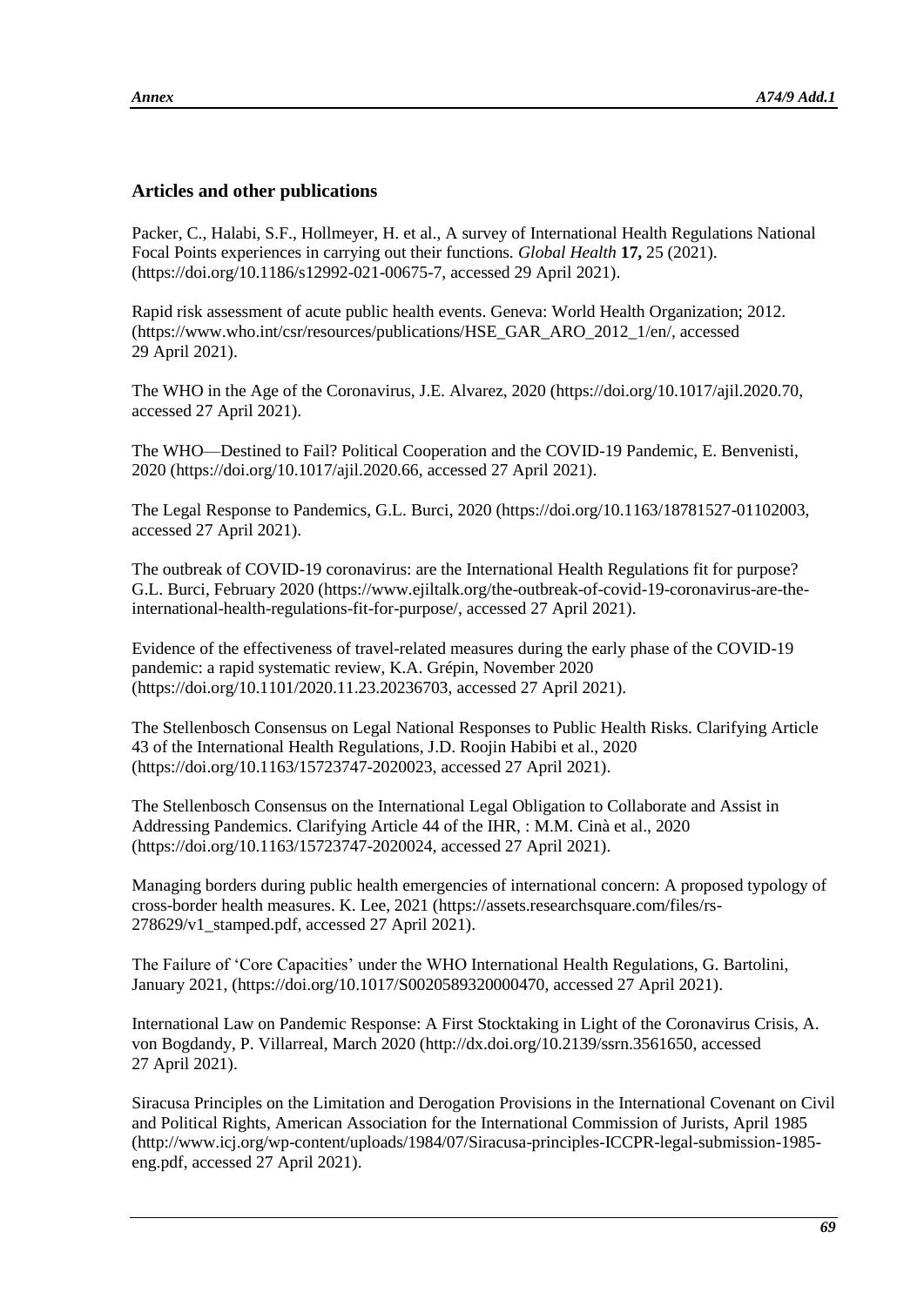### Articles and other publications

Packer, C., Halabi, S.F., Hollmeyer, H. et al., A survey of International Health Regulations National Focal Points experiences in carrying out their functions. *Global Health* **17,** 25 (2021). (https://doi.org/10.1186/s12992-021-00675-7, accessed 29 April 2021).

Rapid risk assessment of acute public health events. Geneva: World Health Organization; 2012. (https://www.who.int/csr/resources/publications/HSE_GAR_ARO_2012_1/en/, accessed 29 April 2021).

The WHO in the Age of the Coronavirus, J.E. Alvarez, 2020 (https://doi.org/10.1017/ajil.2020.70, accessed 27 April 2021).

The WHO—Destined to Fail? Political Cooperation and the COVID-19 Pandemic, E. Benvenisti, 2020 (https://doi.org/10.1017/ajil.2020.66, accessed 27 April 2021).

The Legal Response to Pandemics, G.L. Burci, 2020 (https://doi.org/10.1163/18781527-01102003, accessed 27 April 2021).

The outbreak of COVID-19 coronavirus: are the International Health Regulations fit for purpose? G.L. Burci, February 2020 (https://www.ejiltalk.org/the-outbreak-of-covid-19-coronavirus-are-the-international-health-regulations-fit-for-purpose/, accessed 27 April 2021).

Evidence of the effectiveness of travel-related measures during the early phase of the COVID-19 pandemic: a rapid systematic review, K.A. Grépin, November 2020 (https://doi.org/10.1101/2020.11.23.20236703, accessed 27 April 2021).

The Stellenbosch Consensus on Legal National Responses to Public Health Risks. Clarifying Article 43 of the International Health Regulations, J.D. Roojin Habibi et al., 2020 (https://doi.org/10.1163/15723747-2020023, accessed 27 April 2021).

The Stellenbosch Consensus on the International Legal Obligation to Collaborate and Assist in Addressing Pandemics. Clarifying Article 44 of the IHR, : M.M. Cinà et al., 2020 (https://doi.org/10.1163/15723747-2020024, accessed 27 April 2021).

Managing borders during public health emergencies of international concern: A proposed typology of cross-border health measures. K. Lee, 2021 (https://assets.researchsquare.com/files/rs-278629/v1_stamped.pdf, accessed 27 April 2021).

The Failure of 'Core Capacities' under the WHO International Health Regulations, G. Bartolini, January 2021, (https://doi.org/10.1017/S0020589320000470, accessed 27 April 2021).

International Law on Pandemic Response: A First Stocktaking in Light of the Coronavirus Crisis, A. von Bogdandy, P. Villarreal, March 2020 (http://dx.doi.org/10.2139/ssrn.3561650, accessed 27 April 2021).

Siracusa Principles on the Limitation and Derogation Provisions in the International Covenant on Civil and Political Rights, American Association for the International Commission of Jurists, April 1985 (http://www.icj.org/wp-content/uploads/1984/07/Siracusa-principles-ICCPR-legal-submission-1985-eng.pdf, accessed 27 April 2021).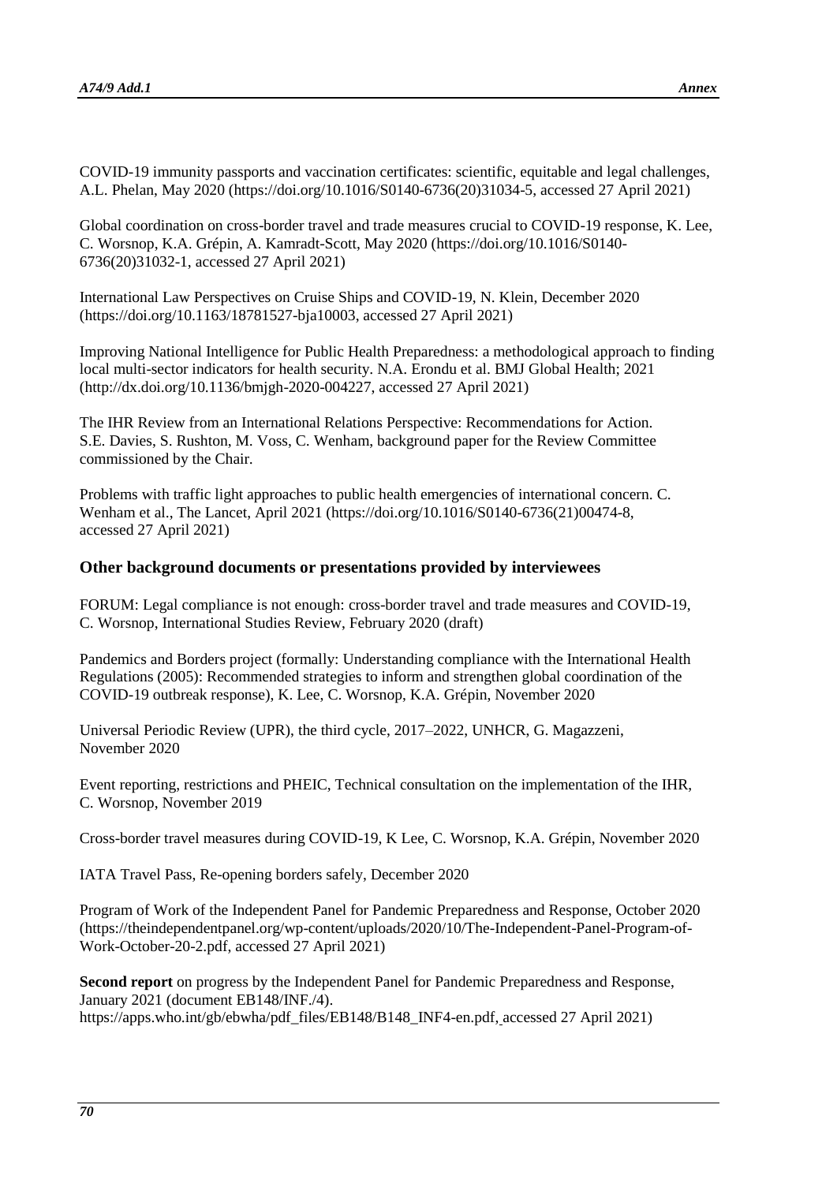COVID-19 immunity passports and vaccination certificates: scientific, equitable and legal challenges, A.L. Phelan, May 2020 (https://doi.org/10.1016/S0140-6736(20)31034-5, accessed 27 April 2021)

Global coordination on cross-border travel and trade measures crucial to COVID-19 response, K. Lee, C. Worsnop, K.A. Grépin, A. Kamradt-Scott, May 2020 (https://doi.org/10.1016/S0140-6736(20)31032-1, accessed 27 April 2021)

International Law Perspectives on Cruise Ships and COVID-19, N. Klein, December 2020 (https://doi.org/10.1163/18781527-bja10003, accessed 27 April 2021)

Improving National Intelligence for Public Health Preparedness: a methodological approach to finding local multi-sector indicators for health security. N.A. Erondu et al. BMJ Global Health; 2021 (http://dx.doi.org/10.1136/bmjgh-2020-004227, accessed 27 April 2021)

The IHR Review from an International Relations Perspective: Recommendations for Action. S.E. Davies, S. Rushton, M. Voss, C. Wenham, background paper for the Review Committee commissioned by the Chair.

Problems with traffic light approaches to public health emergencies of international concern. C. Wenham et al., The Lancet, April 2021 (https://doi.org/10.1016/S0140-6736(21)00474-8, accessed 27 April 2021)

## Other background documents or presentations provided by interviewees

FORUM: Legal compliance is not enough: cross-border travel and trade measures and COVID-19, C. Worsnop, International Studies Review, February 2020 (draft)

Pandemics and Borders project (formally: Understanding compliance with the International Health Regulations (2005): Recommended strategies to inform and strengthen global coordination of the COVID-19 outbreak response), K. Lee, C. Worsnop, K.A. Grépin, November 2020

Universal Periodic Review (UPR), the third cycle, 2017–2022, UNHCR, G. Magazzeni, November 2020

Event reporting, restrictions and PHEIC, Technical consultation on the implementation of the IHR, C. Worsnop, November 2019

Cross-border travel measures during COVID-19, K Lee, C. Worsnop, K.A. Grépin, November 2020

IATA Travel Pass, Re-opening borders safely, December 2020

Program of Work of the Independent Panel for Pandemic Preparedness and Response, October 2020 (https://theindependentpanel.org/wp-content/uploads/2020/10/The-Independent-Panel-Program-of-Work-October-20-2.pdf, accessed 27 April 2021)

**Second report** on progress by the Independent Panel for Pandemic Preparedness and Response, January 2021 (document EB148/INF./4). https://apps.who.int/gb/ebwha/pdf_files/EB148/B148_INF4-en.pdf, accessed 27 April 2021)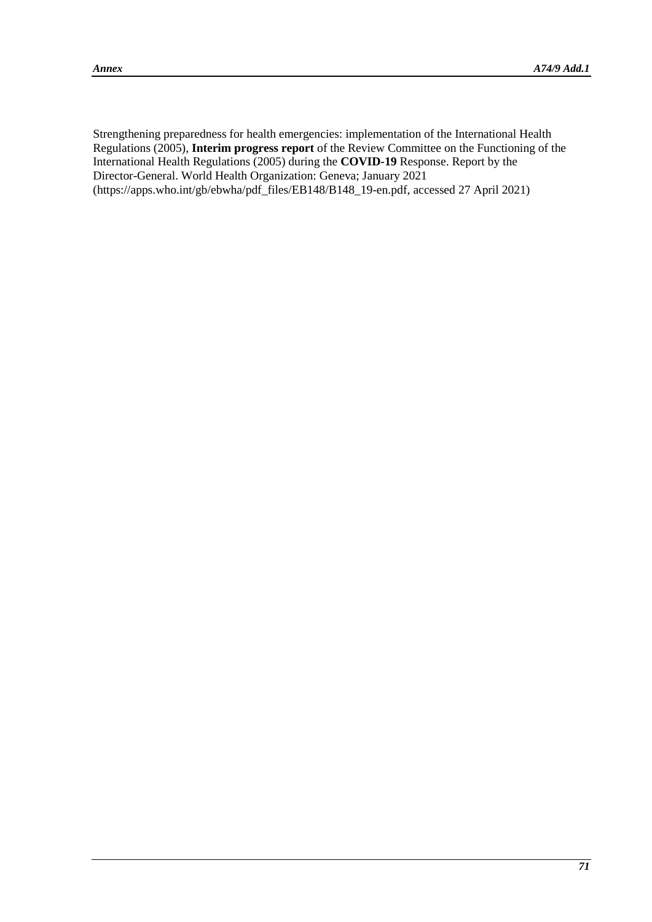Strengthening preparedness for health emergencies: implementation of the International Health Regulations (2005), **Interim progress report** of the Review Committee on the Functioning of the International Health Regulations (2005) during the **COVID-19** Response. Report by the Director-General. World Health Organization: Geneva; January 2021 (https://apps.who.int/gb/ebwha/pdf_files/EB148/B148_19-en.pdf, accessed 27 April 2021)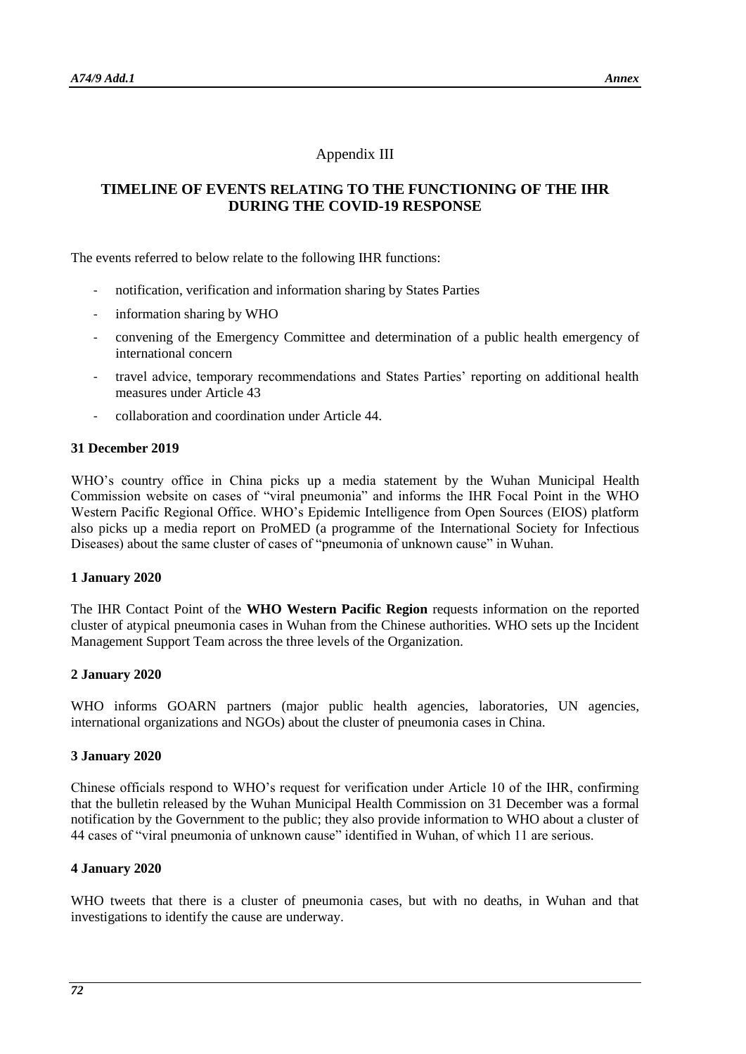Appendix III

## TIMELINE OF EVENTS RELATING TO THE FUNCTIONING OF THE IHR DURING THE COVID-19 RESPONSE

The events referred to below relate to the following IHR functions:

- notification, verification and information sharing by States Parties
- information sharing by WHO
- convening of the Emergency Committee and determination of a public health emergency of international concern
- travel advice, temporary recommendations and States Parties' reporting on additional health measures under Article 43
- collaboration and coordination under Article 44.

**31 December 2019**

WHO's country office in China picks up a media statement by the Wuhan Municipal Health Commission website on cases of "viral pneumonia" and informs the IHR Focal Point in the WHO Western Pacific Regional Office. WHO's Epidemic Intelligence from Open Sources (EIOS) platform also picks up a media report on ProMED (a programme of the International Society for Infectious Diseases) about the same cluster of cases of "pneumonia of unknown cause" in Wuhan.

**1 January 2020**

The IHR Contact Point of the **WHO Western Pacific Region** requests information on the reported cluster of atypical pneumonia cases in Wuhan from the Chinese authorities. WHO sets up the Incident Management Support Team across the three levels of the Organization.

**2 January 2020**

WHO informs GOARN partners (major public health agencies, laboratories, UN agencies, international organizations and NGOs) about the cluster of pneumonia cases in China.

**3 January 2020**

Chinese officials respond to WHO's request for verification under Article 10 of the IHR, confirming that the bulletin released by the Wuhan Municipal Health Commission on 31 December was a formal notification by the Government to the public; they also provide information to WHO about a cluster of 44 cases of "viral pneumonia of unknown cause" identified in Wuhan, of which 11 are serious.

**4 January 2020**

WHO tweets that there is a cluster of pneumonia cases, but with no deaths, in Wuhan and that investigations to identify the cause are underway.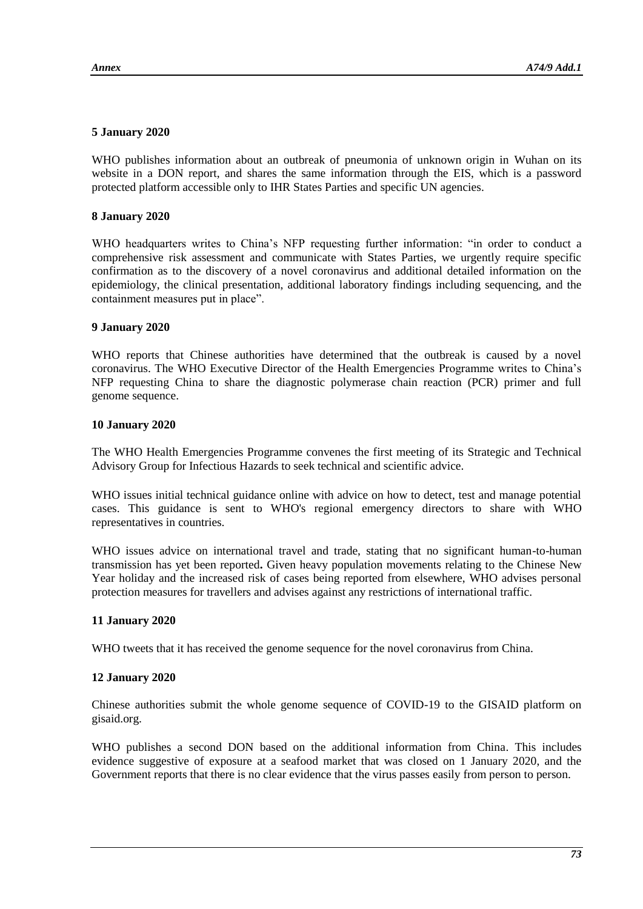**5 January 2020**

WHO publishes information about an outbreak of pneumonia of unknown origin in Wuhan on its website in a DON report, and shares the same information through the EIS, which is a password protected platform accessible only to IHR States Parties and specific UN agencies.

**8 January 2020**

WHO headquarters writes to China's NFP requesting further information: "in order to conduct a comprehensive risk assessment and communicate with States Parties, we urgently require specific confirmation as to the discovery of a novel coronavirus and additional detailed information on the epidemiology, the clinical presentation, additional laboratory findings including sequencing, and the containment measures put in place".

**9 January 2020**

WHO reports that Chinese authorities have determined that the outbreak is caused by a novel coronavirus. The WHO Executive Director of the Health Emergencies Programme writes to China's NFP requesting China to share the diagnostic polymerase chain reaction (PCR) primer and full genome sequence.

**10 January 2020**

The WHO Health Emergencies Programme convenes the first meeting of its Strategic and Technical Advisory Group for Infectious Hazards to seek technical and scientific advice.

WHO issues initial technical guidance online with advice on how to detect, test and manage potential cases. This guidance is sent to WHO's regional emergency directors to share with WHO representatives in countries.

WHO issues advice on international travel and trade, stating that no significant human-to-human transmission has yet been reported**.** Given heavy population movements relating to the Chinese New Year holiday and the increased risk of cases being reported from elsewhere, WHO advises personal protection measures for travellers and advises against any restrictions of international traffic.

**11 January 2020**

WHO tweets that it has received the genome sequence for the novel coronavirus from China.

**12 January 2020**

Chinese authorities submit the whole genome sequence of COVID-19 to the GISAID platform on gisaid.org.

WHO publishes a second DON based on the additional information from China. This includes evidence suggestive of exposure at a seafood market that was closed on 1 January 2020, and the Government reports that there is no clear evidence that the virus passes easily from person to person.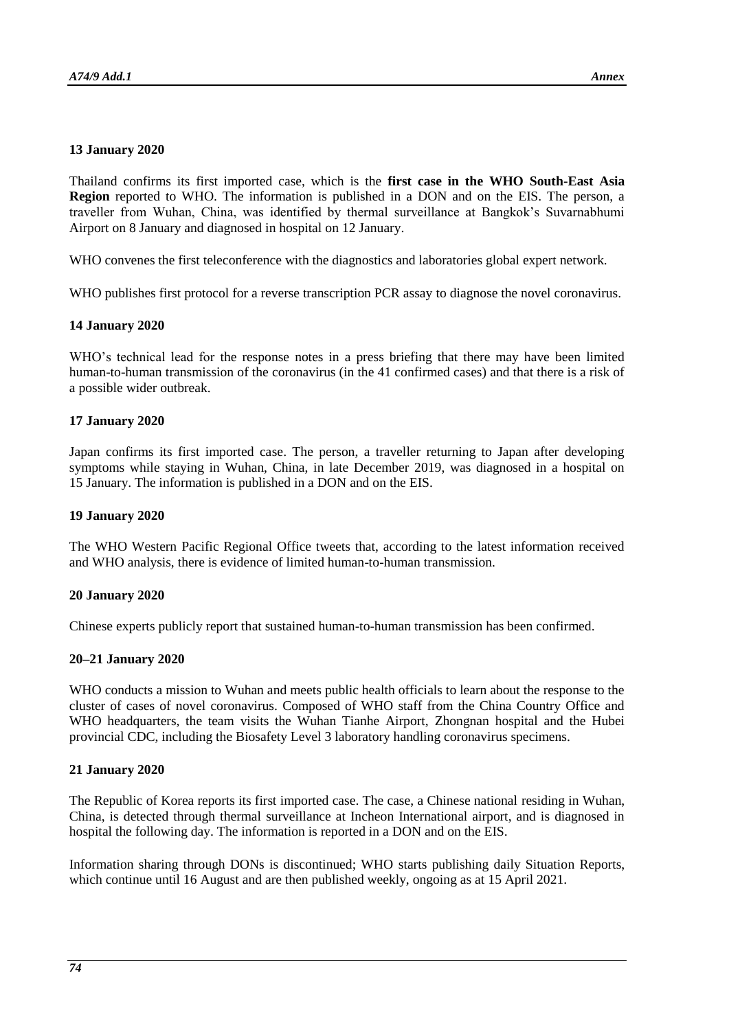**13 January 2020**

Thailand confirms its first imported case, which is the **first case in the WHO South-East Asia Region** reported to WHO. The information is published in a DON and on the EIS. The person, a traveller from Wuhan, China, was identified by thermal surveillance at Bangkok's Suvarnabhumi Airport on 8 January and diagnosed in hospital on 12 January.

WHO convenes the first teleconference with the diagnostics and laboratories global expert network.

WHO publishes first protocol for a reverse transcription PCR assay to diagnose the novel coronavirus.

**14 January 2020**

WHO's technical lead for the response notes in a press briefing that there may have been limited human-to-human transmission of the coronavirus (in the 41 confirmed cases) and that there is a risk of a possible wider outbreak.

**17 January 2020**

Japan confirms its first imported case. The person, a traveller returning to Japan after developing symptoms while staying in Wuhan, China, in late December 2019, was diagnosed in a hospital on 15 January. The information is published in a DON and on the EIS.

**19 January 2020**

The WHO Western Pacific Regional Office tweets that, according to the latest information received and WHO analysis, there is evidence of limited human-to-human transmission.

**20 January 2020**

Chinese experts publicly report that sustained human-to-human transmission has been confirmed.

**20–21 January 2020**

WHO conducts a mission to Wuhan and meets public health officials to learn about the response to the cluster of cases of novel coronavirus. Composed of WHO staff from the China Country Office and WHO headquarters, the team visits the Wuhan Tianhe Airport, Zhongnan hospital and the Hubei provincial CDC, including the Biosafety Level 3 laboratory handling coronavirus specimens.

**21 January 2020**

The Republic of Korea reports its first imported case. The case, a Chinese national residing in Wuhan, China, is detected through thermal surveillance at Incheon International airport, and is diagnosed in hospital the following day. The information is reported in a DON and on the EIS.

Information sharing through DONs is discontinued; WHO starts publishing daily Situation Reports, which continue until 16 August and are then published weekly, ongoing as at 15 April 2021.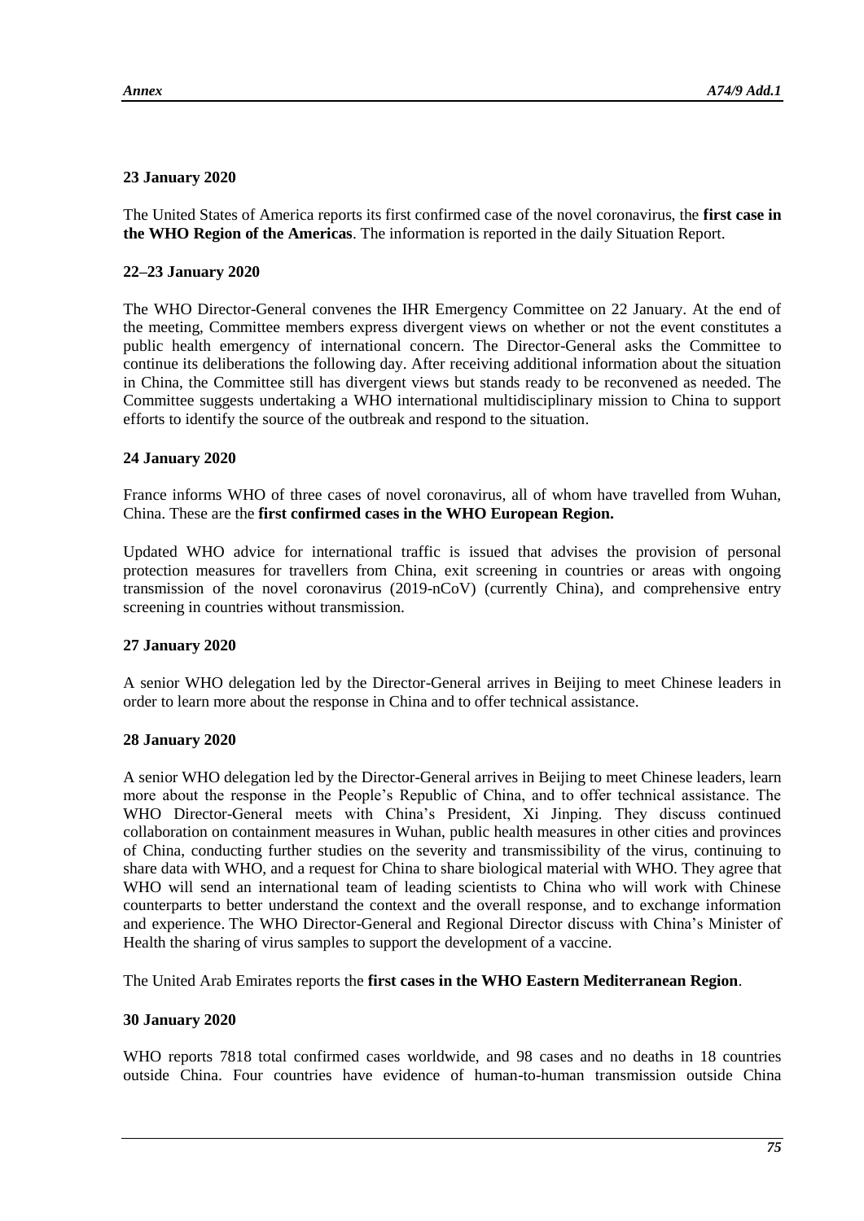**23 January 2020**

The United States of America reports its first confirmed case of the novel coronavirus, the **first case in the WHO Region of the Americas**. The information is reported in the daily Situation Report.

**22–23 January 2020**

The WHO Director-General convenes the IHR Emergency Committee on 22 January. At the end of the meeting, Committee members express divergent views on whether or not the event constitutes a public health emergency of international concern. The Director-General asks the Committee to continue its deliberations the following day. After receiving additional information about the situation in China, the Committee still has divergent views but stands ready to be reconvened as needed. The Committee suggests undertaking a WHO international multidisciplinary mission to China to support efforts to identify the source of the outbreak and respond to the situation.

**24 January 2020**

France informs WHO of three cases of novel coronavirus, all of whom have travelled from Wuhan, China. These are the **first confirmed cases in the WHO European Region.**

Updated WHO advice for international traffic is issued that advises the provision of personal protection measures for travellers from China, exit screening in countries or areas with ongoing transmission of the novel coronavirus (2019-nCoV) (currently China), and comprehensive entry screening in countries without transmission.

**27 January 2020**

A senior WHO delegation led by the Director-General arrives in Beijing to meet Chinese leaders in order to learn more about the response in China and to offer technical assistance.

**28 January 2020**

A senior WHO delegation led by the Director-General arrives in Beijing to meet Chinese leaders, learn more about the response in the People's Republic of China, and to offer technical assistance. The WHO Director-General meets with China's President, Xi Jinping. They discuss continued collaboration on containment measures in Wuhan, public health measures in other cities and provinces of China, conducting further studies on the severity and transmissibility of the virus, continuing to share data with WHO, and a request for China to share biological material with WHO. They agree that WHO will send an international team of leading scientists to China who will work with Chinese counterparts to better understand the context and the overall response, and to exchange information and experience. The WHO Director-General and Regional Director discuss with China's Minister of Health the sharing of virus samples to support the development of a vaccine.

The United Arab Emirates reports the **first cases in the WHO Eastern Mediterranean Region**.

**30 January 2020**

WHO reports 7818 total confirmed cases worldwide, and 98 cases and no deaths in 18 countries outside China. Four countries have evidence of human-to-human transmission outside China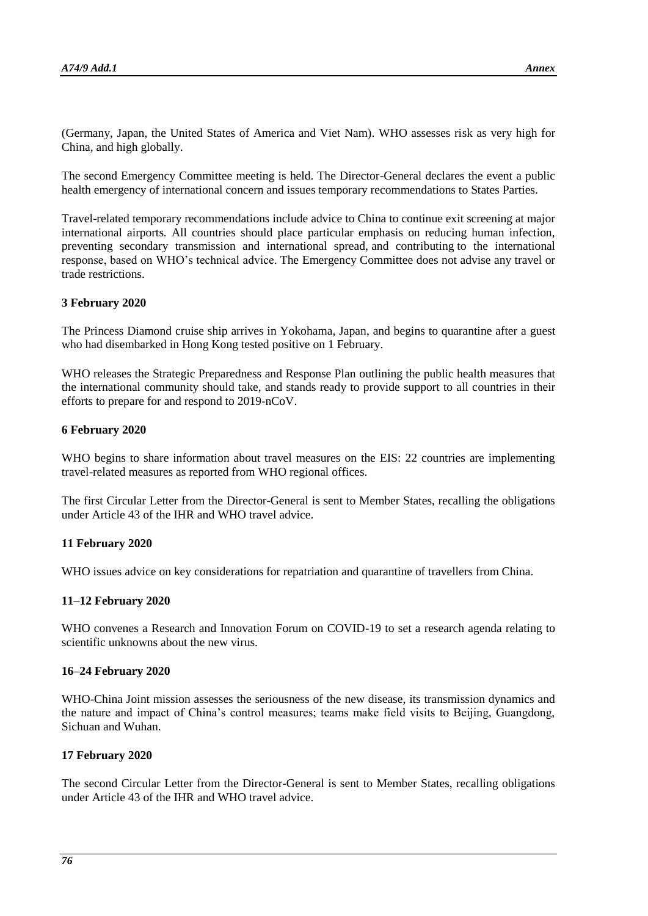(Germany, Japan, the United States of America and Viet Nam). WHO assesses risk as very high for China, and high globally.

The second Emergency Committee meeting is held. The Director-General declares the event a public health emergency of international concern and issues temporary recommendations to States Parties.

Travel-related temporary recommendations include advice to China to continue exit screening at major international airports. All countries should place particular emphasis on reducing human infection, preventing secondary transmission and international spread, and contributing to the international response, based on WHO's technical advice. The Emergency Committee does not advise any travel or trade restrictions.

**3 February 2020**

The Princess Diamond cruise ship arrives in Yokohama, Japan, and begins to quarantine after a guest who had disembarked in Hong Kong tested positive on 1 February.

WHO releases the Strategic Preparedness and Response Plan outlining the public health measures that the international community should take, and stands ready to provide support to all countries in their efforts to prepare for and respond to 2019-nCoV.

**6 February 2020**

WHO begins to share information about travel measures on the EIS: 22 countries are implementing travel-related measures as reported from WHO regional offices.

The first Circular Letter from the Director-General is sent to Member States, recalling the obligations under Article 43 of the IHR and WHO travel advice.

**11 February 2020**

WHO issues advice on key considerations for repatriation and quarantine of travellers from China.

**11–12 February 2020**

WHO convenes a Research and Innovation Forum on COVID-19 to set a research agenda relating to scientific unknowns about the new virus.

**16–24 February 2020**

WHO-China Joint mission assesses the seriousness of the new disease, its transmission dynamics and the nature and impact of China's control measures; teams make field visits to Beijing, Guangdong, Sichuan and Wuhan.

**17 February 2020**

The second Circular Letter from the Director-General is sent to Member States, recalling obligations under Article 43 of the IHR and WHO travel advice.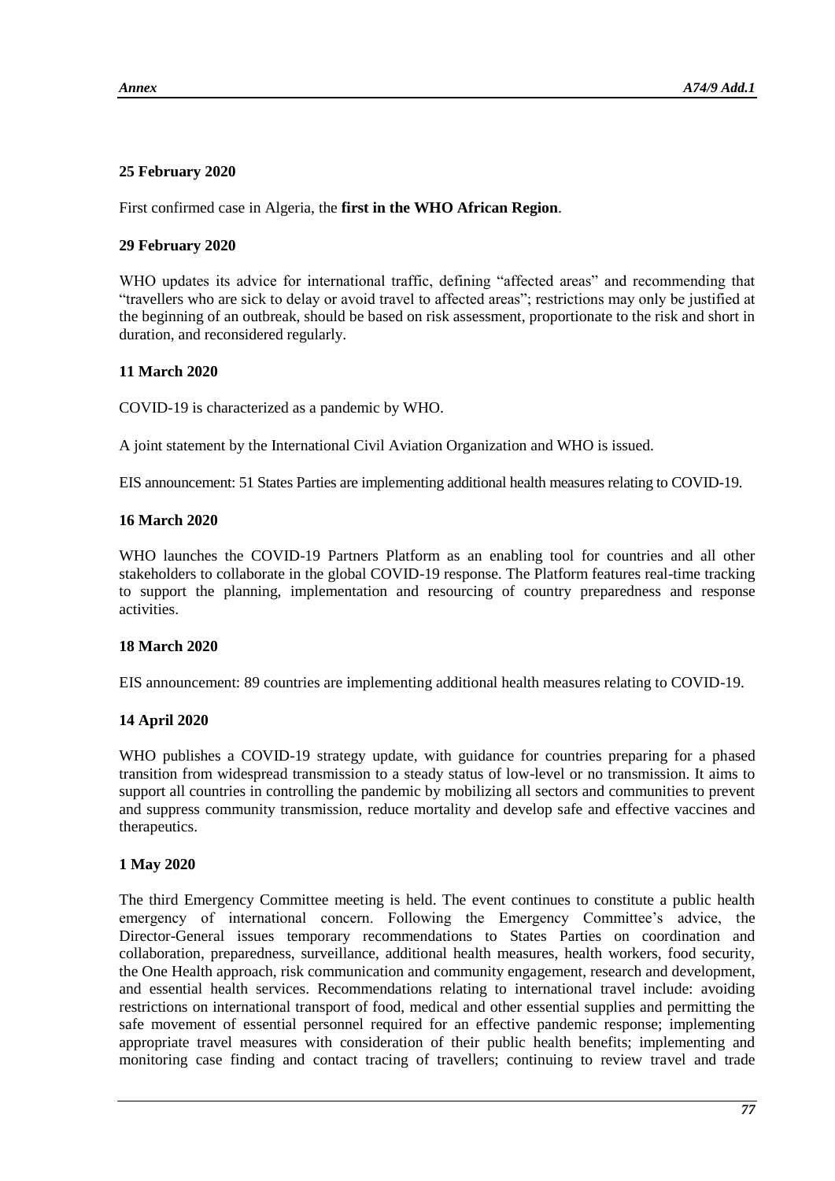**25 February 2020**

First confirmed case in Algeria, the **first in the WHO African Region**.

**29 February 2020**

WHO updates its advice for international traffic, defining "affected areas" and recommending that "travellers who are sick to delay or avoid travel to affected areas"; restrictions may only be justified at the beginning of an outbreak, should be based on risk assessment, proportionate to the risk and short in duration, and reconsidered regularly.

**11 March 2020**

COVID-19 is characterized as a pandemic by WHO.

A joint statement by the International Civil Aviation Organization and WHO is issued.

EIS announcement: 51 States Parties are implementing additional health measures relating to COVID-19.

**16 March 2020**

WHO launches the COVID-19 Partners Platform as an enabling tool for countries and all other stakeholders to collaborate in the global COVID-19 response. The Platform features real-time tracking to support the planning, implementation and resourcing of country preparedness and response activities.

**18 March 2020**

EIS announcement: 89 countries are implementing additional health measures relating to COVID-19.

**14 April 2020**

WHO publishes a COVID-19 strategy update, with guidance for countries preparing for a phased transition from widespread transmission to a steady status of low-level or no transmission. It aims to support all countries in controlling the pandemic by mobilizing all sectors and communities to prevent and suppress community transmission, reduce mortality and develop safe and effective vaccines and therapeutics.

**1 May 2020**

The third Emergency Committee meeting is held. The event continues to constitute a public health emergency of international concern. Following the Emergency Committee's advice, the Director-General issues temporary recommendations to States Parties on coordination and collaboration, preparedness, surveillance, additional health measures, health workers, food security, the One Health approach, risk communication and community engagement, research and development, and essential health services. Recommendations relating to international travel include: avoiding restrictions on international transport of food, medical and other essential supplies and permitting the safe movement of essential personnel required for an effective pandemic response; implementing appropriate travel measures with consideration of their public health benefits; implementing and monitoring case finding and contact tracing of travellers; continuing to review travel and trade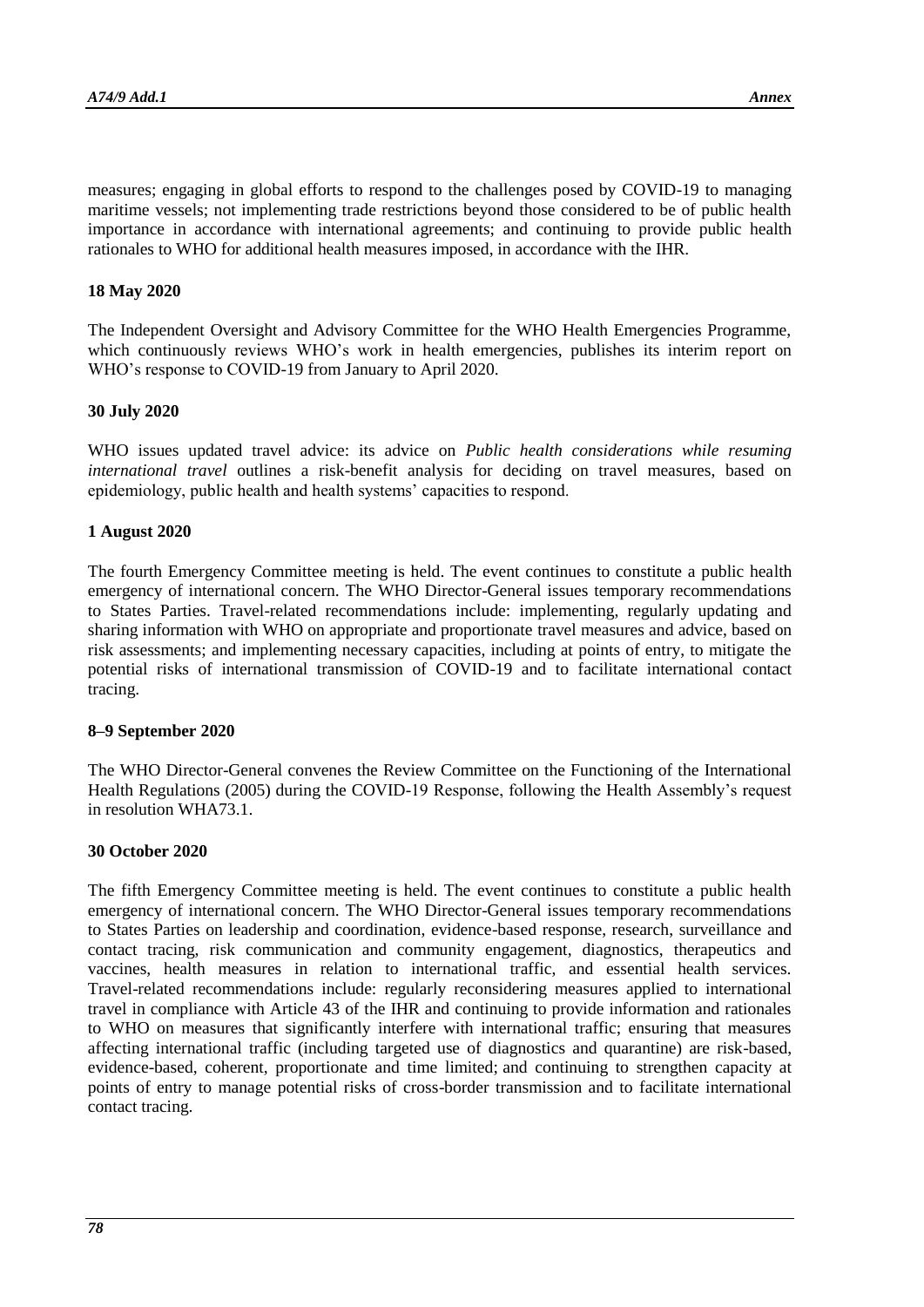measures; engaging in global efforts to respond to the challenges posed by COVID-19 to managing maritime vessels; not implementing trade restrictions beyond those considered to be of public health importance in accordance with international agreements; and continuing to provide public health rationales to WHO for additional health measures imposed, in accordance with the IHR.

**18 May 2020**

The Independent Oversight and Advisory Committee for the WHO Health Emergencies Programme, which continuously reviews WHO's work in health emergencies, publishes its interim report on WHO's response to COVID-19 from January to April 2020.

**30 July 2020**

WHO issues updated travel advice: its advice on *Public health considerations while resuming international travel* outlines a risk-benefit analysis for deciding on travel measures, based on epidemiology, public health and health systems' capacities to respond.

**1 August 2020**

The fourth Emergency Committee meeting is held. The event continues to constitute a public health emergency of international concern. The WHO Director-General issues temporary recommendations to States Parties. Travel-related recommendations include: implementing, regularly updating and sharing information with WHO on appropriate and proportionate travel measures and advice, based on risk assessments; and implementing necessary capacities, including at points of entry, to mitigate the potential risks of international transmission of COVID-19 and to facilitate international contact tracing.

**8–9 September 2020**

The WHO Director-General convenes the Review Committee on the Functioning of the International Health Regulations (2005) during the COVID-19 Response, following the Health Assembly's request in resolution WHA73.1.

**30 October 2020**

The fifth Emergency Committee meeting is held. The event continues to constitute a public health emergency of international concern. The WHO Director-General issues temporary recommendations to States Parties on leadership and coordination, evidence-based response, research, surveillance and contact tracing, risk communication and community engagement, diagnostics, therapeutics and vaccines, health measures in relation to international traffic, and essential health services. Travel-related recommendations include: regularly reconsidering measures applied to international travel in compliance with Article 43 of the IHR and continuing to provide information and rationales to WHO on measures that significantly interfere with international traffic; ensuring that measures affecting international traffic (including targeted use of diagnostics and quarantine) are risk-based, evidence-based, coherent, proportionate and time limited; and continuing to strengthen capacity at points of entry to manage potential risks of cross-border transmission and to facilitate international contact tracing.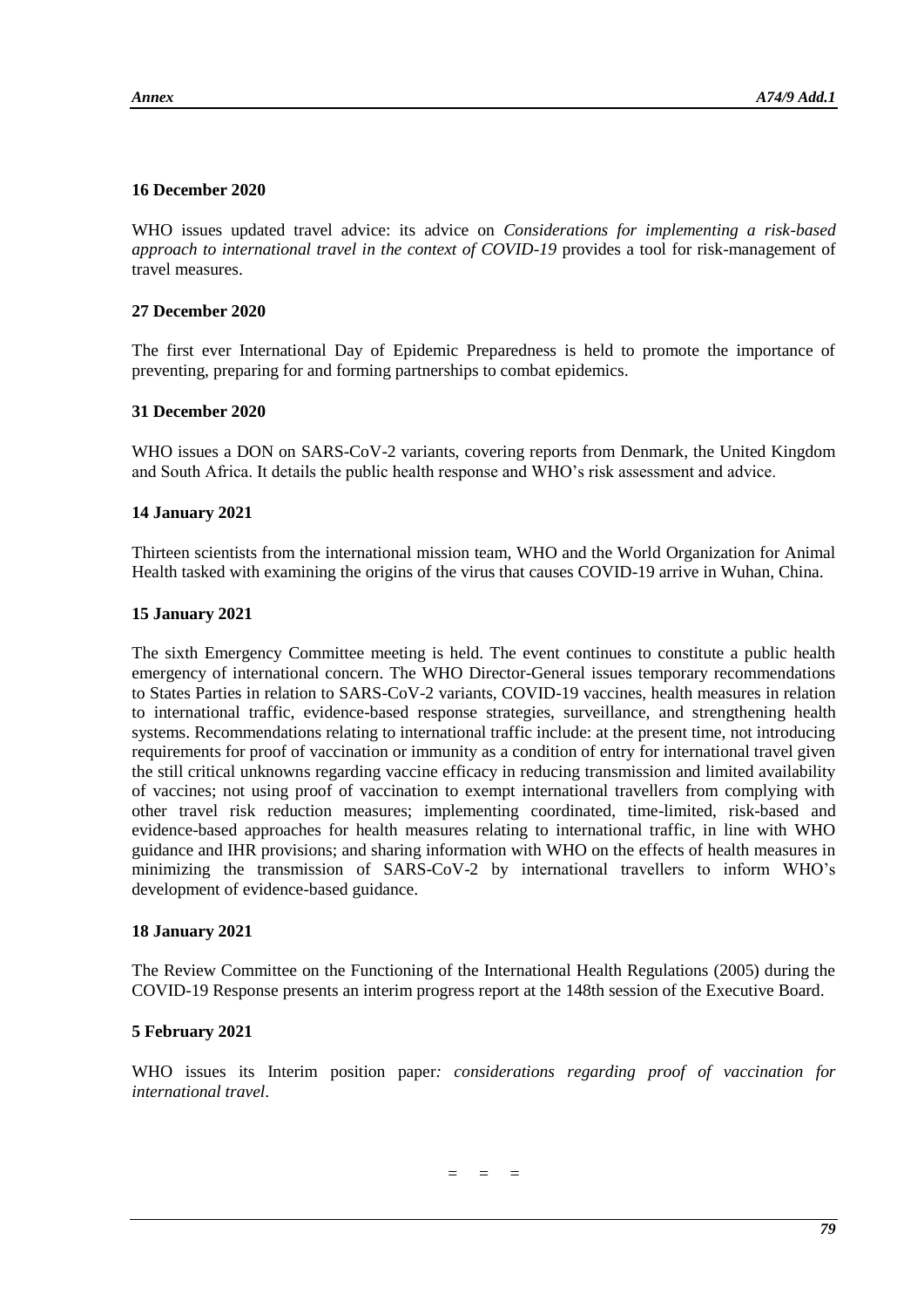**16 December 2020**

WHO issues updated travel advice: its advice on *Considerations for implementing a risk-based approach to international travel in the context of COVID-19* provides a tool for risk-management of travel measures.

**27 December 2020**

The first ever International Day of Epidemic Preparedness is held to promote the importance of preventing, preparing for and forming partnerships to combat epidemics.

**31 December 2020**

WHO issues a DON on SARS-CoV-2 variants, covering reports from Denmark, the United Kingdom and South Africa. It details the public health response and WHO's risk assessment and advice.

**14 January 2021**

Thirteen scientists from the international mission team, WHO and the World Organization for Animal Health tasked with examining the origins of the virus that causes COVID-19 arrive in Wuhan, China.

**15 January 2021**

The sixth Emergency Committee meeting is held. The event continues to constitute a public health emergency of international concern. The WHO Director-General issues temporary recommendations to States Parties in relation to SARS-CoV-2 variants, COVID-19 vaccines, health measures in relation to international traffic, evidence-based response strategies, surveillance, and strengthening health systems. Recommendations relating to international traffic include: at the present time, not introducing requirements for proof of vaccination or immunity as a condition of entry for international travel given the still critical unknowns regarding vaccine efficacy in reducing transmission and limited availability of vaccines; not using proof of vaccination to exempt international travellers from complying with other travel risk reduction measures; implementing coordinated, time-limited, risk-based and evidence-based approaches for health measures relating to international traffic, in line with WHO guidance and IHR provisions; and sharing information with WHO on the effects of health measures in minimizing the transmission of SARS-CoV-2 by international travellers to inform WHO's development of evidence-based guidance.

**18 January 2021**

The Review Committee on the Functioning of the International Health Regulations (2005) during the COVID-19 Response presents an interim progress report at the 148th session of the Executive Board.

**5 February 2021**

WHO issues its Interim position paper*: considerations regarding proof of vaccination for international travel*.

= = =